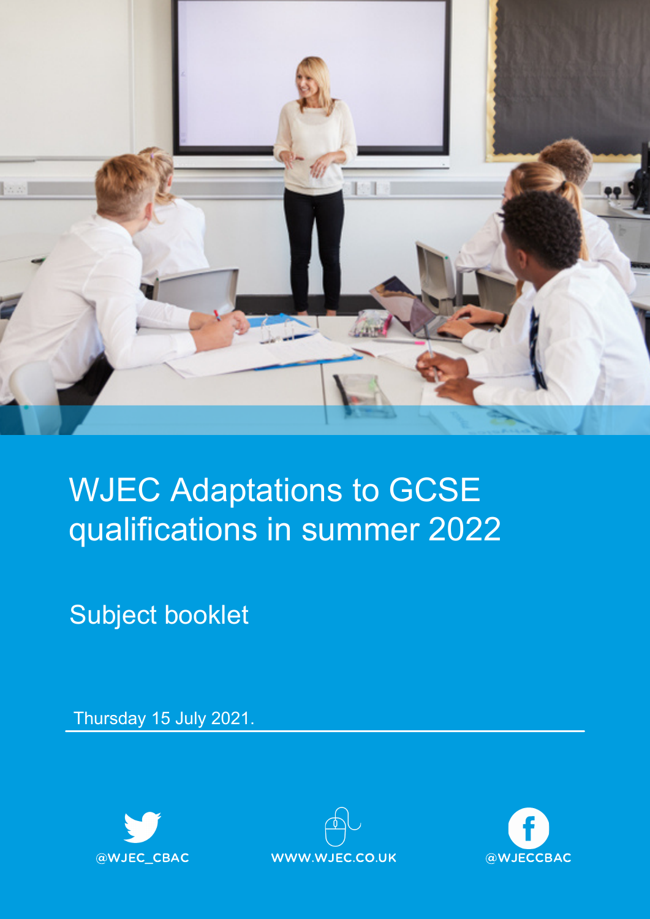# WJEC Adaptations to GCSE qualifications in summer 2022

## Subject booklet

Thursday 15 July 2021.

@WJEC_CBAC

WWW.WJEC.CO.UK

@WJECCBAC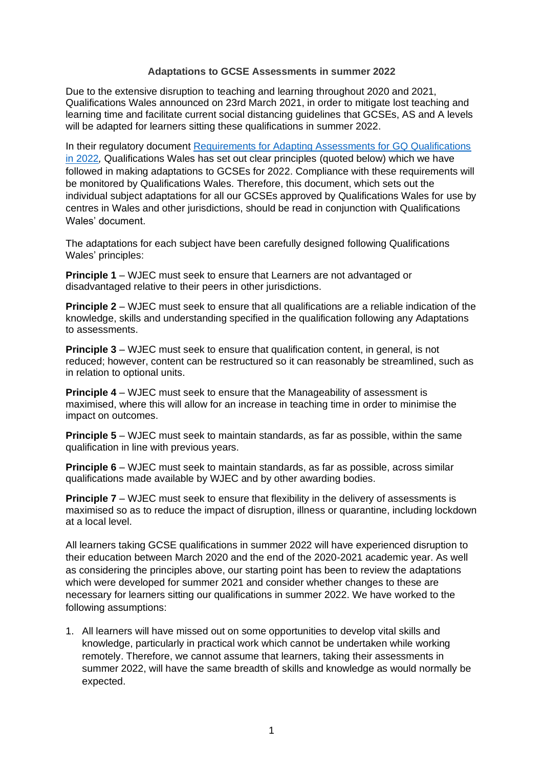**Adaptations to GCSE Assessments in summer 2022**

Due to the extensive disruption to teaching and learning throughout 2020 and 2021, Qualifications Wales announced on 23rd March 2021, in order to mitigate lost teaching and learning time and facilitate current social distancing guidelines that GCSEs, AS and A levels will be adapted for learners sitting these qualifications in summer 2022.

In their regulatory document [Requirements for Adapting Assessments for GQ Qualifications in 2022](), Qualifications Wales has set out clear principles (quoted below) which we have followed in making adaptations to GCSEs for 2022. Compliance with these requirements will be monitored by Qualifications Wales. Therefore, this document, which sets out the individual subject adaptations for all our GCSEs approved by Qualifications Wales for use by centres in Wales and other jurisdictions, should be read in conjunction with Qualifications Wales' document.

The adaptations for each subject have been carefully designed following Qualifications Wales' principles:

**Principle 1** – WJEC must seek to ensure that Learners are not advantaged or disadvantaged relative to their peers in other jurisdictions.

**Principle 2** – WJEC must seek to ensure that all qualifications are a reliable indication of the knowledge, skills and understanding specified in the qualification following any Adaptations to assessments.

**Principle 3** – WJEC must seek to ensure that qualification content, in general, is not reduced; however, content can be restructured so it can reasonably be streamlined, such as in relation to optional units.

**Principle 4** – WJEC must seek to ensure that the Manageability of assessment is maximised, where this will allow for an increase in teaching time in order to minimise the impact on outcomes.

**Principle 5** – WJEC must seek to maintain standards, as far as possible, within the same qualification in line with previous years.

**Principle 6** – WJEC must seek to maintain standards, as far as possible, across similar qualifications made available by WJEC and by other awarding bodies.

**Principle 7** – WJEC must seek to ensure that flexibility in the delivery of assessments is maximised so as to reduce the impact of disruption, illness or quarantine, including lockdown at a local level.

All learners taking GCSE qualifications in summer 2022 will have experienced disruption to their education between March 2020 and the end of the 2020-2021 academic year. As well as considering the principles above, our starting point has been to review the adaptations which were developed for summer 2021 and consider whether changes to these are necessary for learners sitting our qualifications in summer 2022. We have worked to the following assumptions:

1. All learners will have missed out on some opportunities to develop vital skills and knowledge, particularly in practical work which cannot be undertaken while working remotely. Therefore, we cannot assume that learners, taking their assessments in summer 2022, will have the same breadth of skills and knowledge as would normally be expected.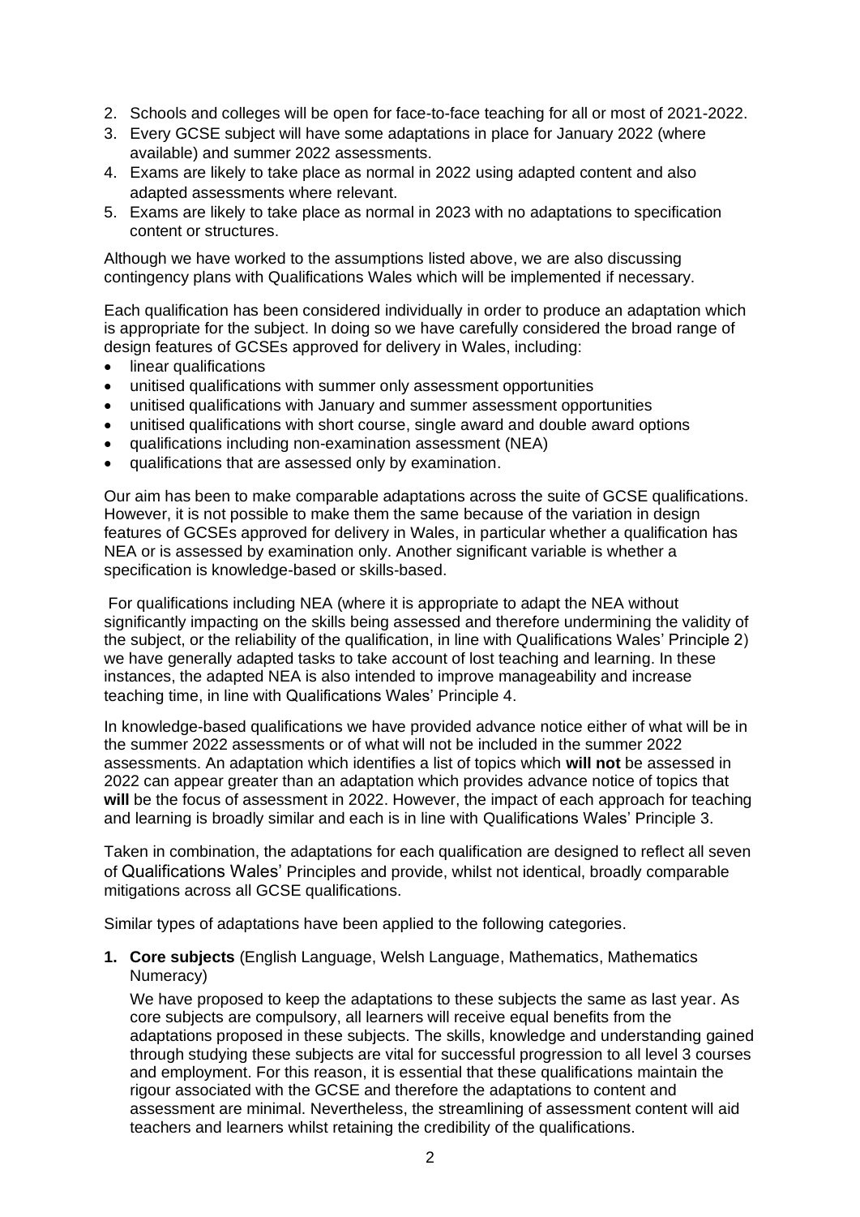2. Schools and colleges will be open for face-to-face teaching for all or most of 2021-2022.
3. Every GCSE subject will have some adaptations in place for January 2022 (where available) and summer 2022 assessments.
4. Exams are likely to take place as normal in 2022 using adapted content and also adapted assessments where relevant.
5. Exams are likely to take place as normal in 2023 with no adaptations to specification content or structures.

Although we have worked to the assumptions listed above, we are also discussing contingency plans with Qualifications Wales which will be implemented if necessary.

Each qualification has been considered individually in order to produce an adaptation which is appropriate for the subject. In doing so we have carefully considered the broad range of design features of GCSEs approved for delivery in Wales, including:

- linear qualifications
- unitised qualifications with summer only assessment opportunities
- unitised qualifications with January and summer assessment opportunities
- unitised qualifications with short course, single award and double award options
- qualifications including non-examination assessment (NEA)
- qualifications that are assessed only by examination.

Our aim has been to make comparable adaptations across the suite of GCSE qualifications. However, it is not possible to make them the same because of the variation in design features of GCSEs approved for delivery in Wales, in particular whether a qualification has NEA or is assessed by examination only. Another significant variable is whether a specification is knowledge-based or skills-based.

For qualifications including NEA (where it is appropriate to adapt the NEA without significantly impacting on the skills being assessed and therefore undermining the validity of the subject, or the reliability of the qualification, in line with Qualifications Wales' Principle 2) we have generally adapted tasks to take account of lost teaching and learning. In these instances, the adapted NEA is also intended to improve manageability and increase teaching time, in line with Qualifications Wales' Principle 4.

In knowledge-based qualifications we have provided advance notice either of what will be in the summer 2022 assessments or of what will not be included in the summer 2022 assessments. An adaptation which identifies a list of topics which **will not** be assessed in 2022 can appear greater than an adaptation which provides advance notice of topics that **will** be the focus of assessment in 2022. However, the impact of each approach for teaching and learning is broadly similar and each is in line with Qualifications Wales' Principle 3.

Taken in combination, the adaptations for each qualification are designed to reflect all seven of Qualifications Wales' Principles and provide, whilst not identical, broadly comparable mitigations across all GCSE qualifications.

Similar types of adaptations have been applied to the following categories.

1. **Core subjects** (English Language, Welsh Language, Mathematics, Mathematics Numeracy)

   We have proposed to keep the adaptations to these subjects the same as last year. As core subjects are compulsory, all learners will receive equal benefits from the adaptations proposed in these subjects. The skills, knowledge and understanding gained through studying these subjects are vital for successful progression to all level 3 courses and employment. For this reason, it is essential that these qualifications maintain the rigour associated with the GCSE and therefore the adaptations to content and assessment are minimal. Nevertheless, the streamlining of assessment content will aid teachers and learners whilst retaining the credibility of the qualifications.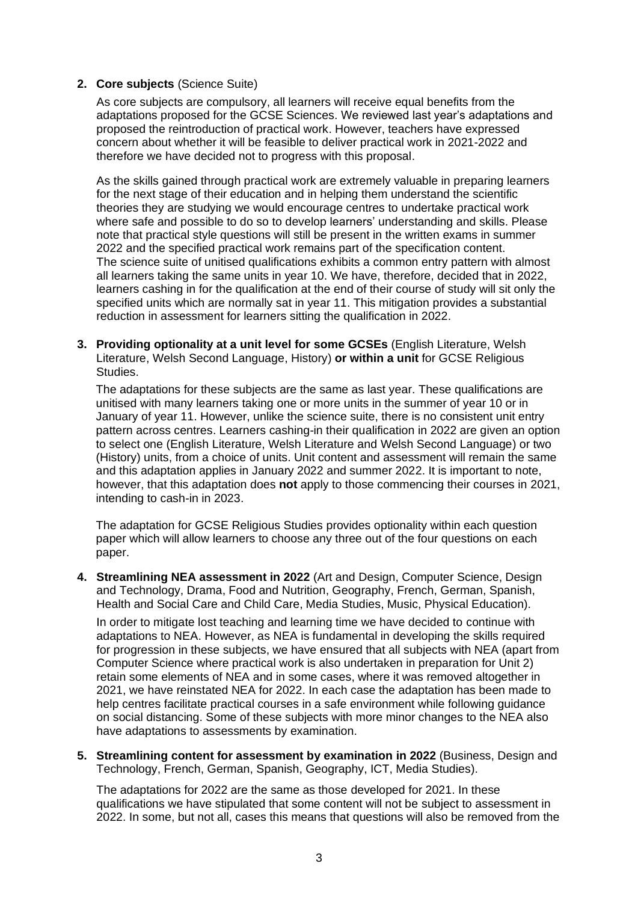2. **Core subjects** (Science Suite)

   As core subjects are compulsory, all learners will receive equal benefits from the adaptations proposed for the GCSE Sciences. We reviewed last year's adaptations and proposed the reintroduction of practical work. However, teachers have expressed concern about whether it will be feasible to deliver practical work in 2021-2022 and therefore we have decided not to progress with this proposal.

   As the skills gained through practical work are extremely valuable in preparing learners for the next stage of their education and in helping them understand the scientific theories they are studying we would encourage centres to undertake practical work where safe and possible to do so to develop learners' understanding and skills. Please note that practical style questions will still be present in the written exams in summer 2022 and the specified practical work remains part of the specification content. The science suite of unitised qualifications exhibits a common entry pattern with almost all learners taking the same units in year 10. We have, therefore, decided that in 2022, learners cashing in for the qualification at the end of their course of study will sit only the specified units which are normally sat in year 11. This mitigation provides a substantial reduction in assessment for learners sitting the qualification in 2022.

3. **Providing optionality at a unit level for some GCSEs** (English Literature, Welsh Literature, Welsh Second Language, History) **or within a unit** for GCSE Religious Studies.

   The adaptations for these subjects are the same as last year. These qualifications are unitised with many learners taking one or more units in the summer of year 10 or in January of year 11. However, unlike the science suite, there is no consistent unit entry pattern across centres. Learners cashing-in their qualification in 2022 are given an option to select one (English Literature, Welsh Literature and Welsh Second Language) or two (History) units, from a choice of units. Unit content and assessment will remain the same and this adaptation applies in January 2022 and summer 2022. It is important to note, however, that this adaptation does **not** apply to those commencing their courses in 2021, intending to cash-in in 2023.

   The adaptation for GCSE Religious Studies provides optionality within each question paper which will allow learners to choose any three out of the four questions on each paper.

4. **Streamlining NEA assessment in 2022** (Art and Design, Computer Science, Design and Technology, Drama, Food and Nutrition, Geography, French, German, Spanish, Health and Social Care and Child Care, Media Studies, Music, Physical Education).

   In order to mitigate lost teaching and learning time we have decided to continue with adaptations to NEA. However, as NEA is fundamental in developing the skills required for progression in these subjects, we have ensured that all subjects with NEA (apart from Computer Science where practical work is also undertaken in preparation for Unit 2) retain some elements of NEA and in some cases, where it was removed altogether in 2021, we have reinstated NEA for 2022. In each case the adaptation has been made to help centres facilitate practical courses in a safe environment while following guidance on social distancing. Some of these subjects with more minor changes to the NEA also have adaptations to assessments by examination.

5. **Streamlining content for assessment by examination in 2022** (Business, Design and Technology, French, German, Spanish, Geography, ICT, Media Studies).

   The adaptations for 2022 are the same as those developed for 2021. In these qualifications we have stipulated that some content will not be subject to assessment in 2022. In some, but not all, cases this means that questions will also be removed from the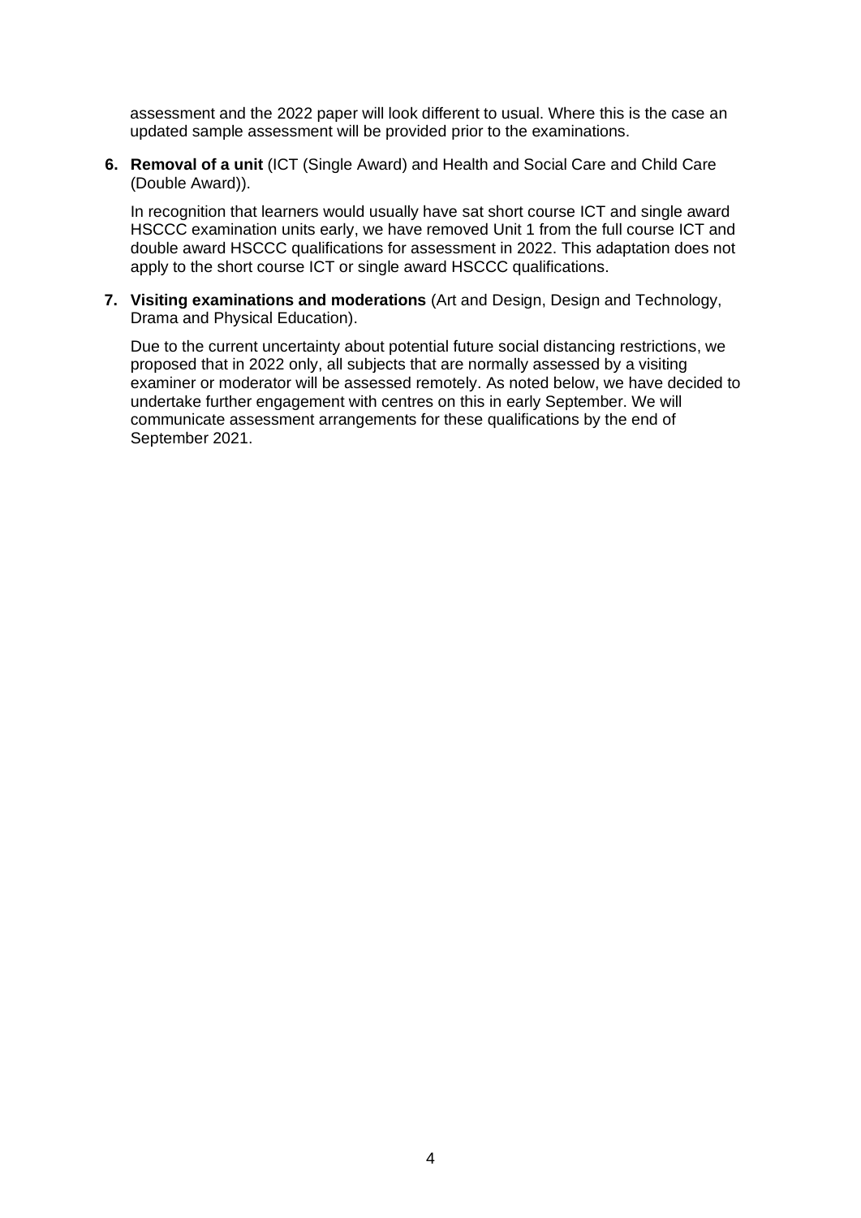assessment and the 2022 paper will look different to usual. Where this is the case an updated sample assessment will be provided prior to the examinations.

6. **Removal of a unit** (ICT (Single Award) and Health and Social Care and Child Care (Double Award)).

   In recognition that learners would usually have sat short course ICT and single award HSCCC examination units early, we have removed Unit 1 from the full course ICT and double award HSCCC qualifications for assessment in 2022. This adaptation does not apply to the short course ICT or single award HSCCC qualifications.

7. **Visiting examinations and moderations** (Art and Design, Design and Technology, Drama and Physical Education).

   Due to the current uncertainty about potential future social distancing restrictions, we proposed that in 2022 only, all subjects that are normally assessed by a visiting examiner or moderator will be assessed remotely. As noted below, we have decided to undertake further engagement with centres on this in early September. We will communicate assessment arrangements for these qualifications by the end of September 2021.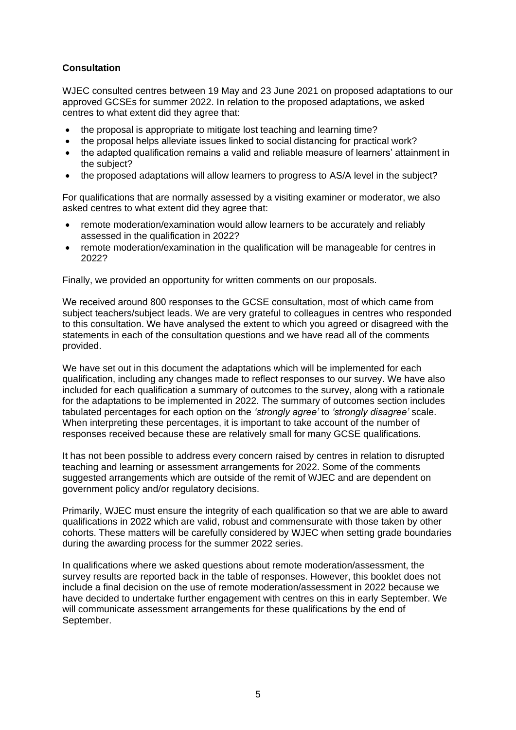## Consultation

WJEC consulted centres between 19 May and 23 June 2021 on proposed adaptations to our approved GCSEs for summer 2022. In relation to the proposed adaptations, we asked centres to what extent did they agree that:

- the proposal is appropriate to mitigate lost teaching and learning time?
- the proposal helps alleviate issues linked to social distancing for practical work?
- the adapted qualification remains a valid and reliable measure of learners' attainment in the subject?
- the proposed adaptations will allow learners to progress to AS/A level in the subject?

For qualifications that are normally assessed by a visiting examiner or moderator, we also asked centres to what extent did they agree that:

- remote moderation/examination would allow learners to be accurately and reliably assessed in the qualification in 2022?
- remote moderation/examination in the qualification will be manageable for centres in 2022?

Finally, we provided an opportunity for written comments on our proposals.

We received around 800 responses to the GCSE consultation, most of which came from subject teachers/subject leads. We are very grateful to colleagues in centres who responded to this consultation. We have analysed the extent to which you agreed or disagreed with the statements in each of the consultation questions and we have read all of the comments provided.

We have set out in this document the adaptations which will be implemented for each qualification, including any changes made to reflect responses to our survey. We have also included for each qualification a summary of outcomes to the survey, along with a rationale for the adaptations to be implemented in 2022. The summary of outcomes section includes tabulated percentages for each option on the *'strongly agree'* to *'strongly disagree'* scale. When interpreting these percentages, it is important to take account of the number of responses received because these are relatively small for many GCSE qualifications.

It has not been possible to address every concern raised by centres in relation to disrupted teaching and learning or assessment arrangements for 2022. Some of the comments suggested arrangements which are outside of the remit of WJEC and are dependent on government policy and/or regulatory decisions.

Primarily, WJEC must ensure the integrity of each qualification so that we are able to award qualifications in 2022 which are valid, robust and commensurate with those taken by other cohorts. These matters will be carefully considered by WJEC when setting grade boundaries during the awarding process for the summer 2022 series.

In qualifications where we asked questions about remote moderation/assessment, the survey results are reported back in the table of responses. However, this booklet does not include a final decision on the use of remote moderation/assessment in 2022 because we have decided to undertake further engagement with centres on this in early September. We will communicate assessment arrangements for these qualifications by the end of September.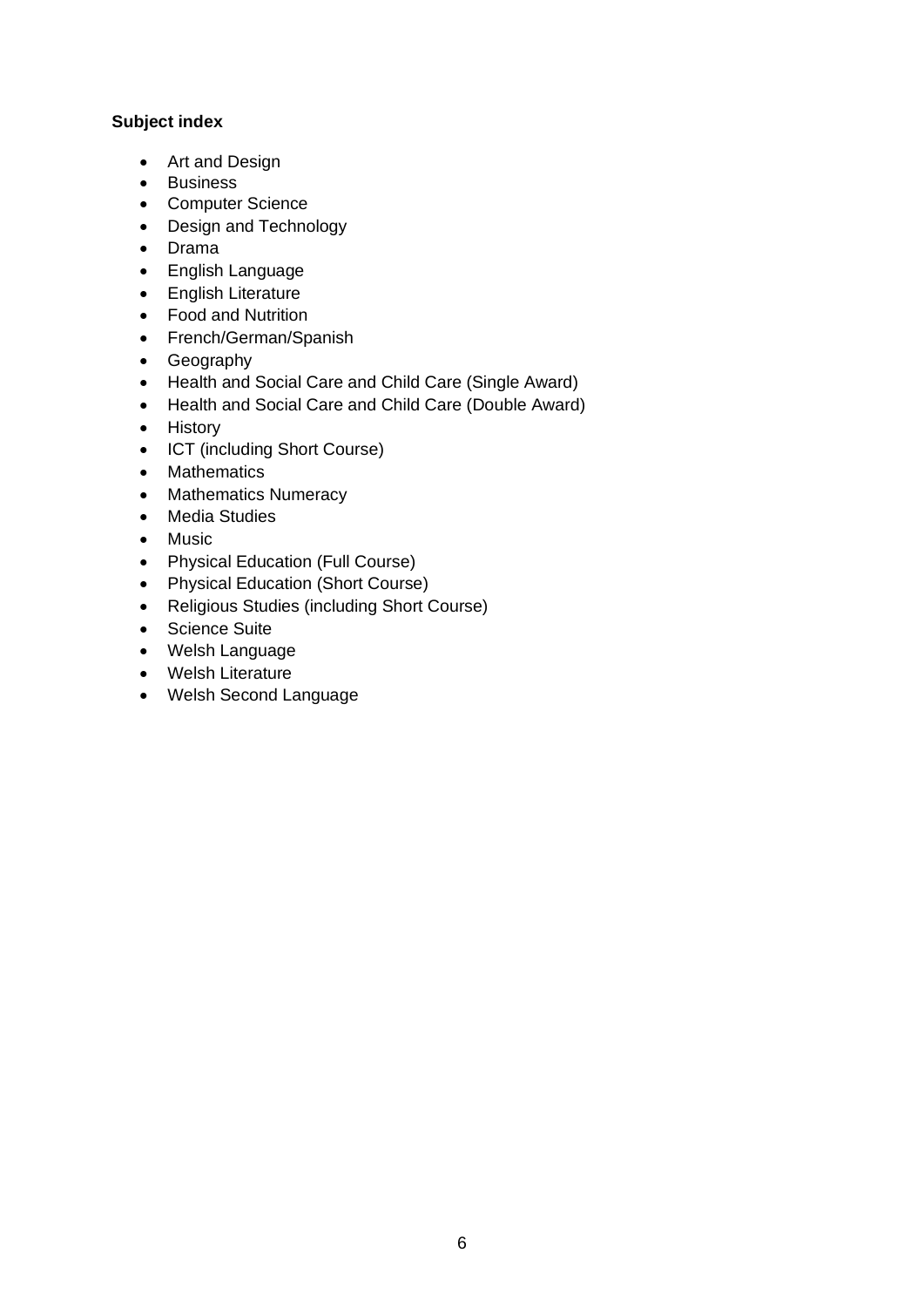**Subject index**

- Art and Design
- Business
- Computer Science
- Design and Technology
- Drama
- English Language
- English Literature
- Food and Nutrition
- French/German/Spanish
- Geography
- Health and Social Care and Child Care (Single Award)
- Health and Social Care and Child Care (Double Award)
- History
- ICT (including Short Course)
- Mathematics
- Mathematics Numeracy
- Media Studies
- Music
- Physical Education (Full Course)
- Physical Education (Short Course)
- Religious Studies (including Short Course)
- Science Suite
- Welsh Language
- Welsh Literature
- Welsh Second Language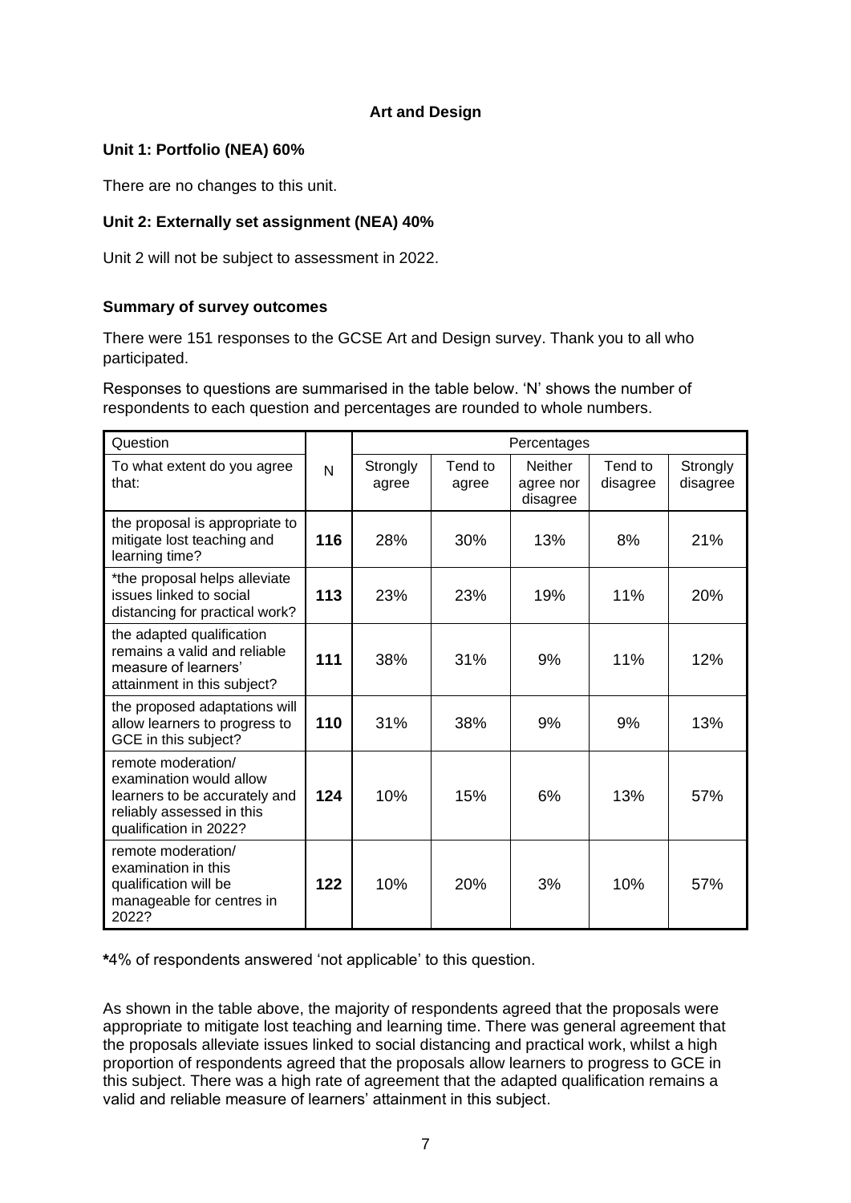## Art and Design

**Unit 1: Portfolio (NEA) 60%**

There are no changes to this unit.

**Unit 2: Externally set assignment (NEA) 40%**

Unit 2 will not be subject to assessment in 2022.

**Summary of survey outcomes**

There were 151 responses to the GCSE Art and Design survey. Thank you to all who participated.

Responses to questions are summarised in the table below. 'N' shows the number of respondents to each question and percentages are rounded to whole numbers.

| Question | | Percentages | | | | |
|---|---|---|---|---|---|---|
| To what extent do you agree that: | N | Strongly agree | Tend to agree | Neither agree nor disagree | Tend to disagree | Strongly disagree |
| the proposal is appropriate to mitigate lost teaching and learning time? | **116** | 28% | 30% | 13% | 8% | 21% |
| *the proposal helps alleviate issues linked to social distancing for practical work? | **113** | 23% | 23% | 19% | 11% | 20% |
| the adapted qualification remains a valid and reliable measure of learners' attainment in this subject? | **111** | 38% | 31% | 9% | 11% | 12% |
| the proposed adaptations will allow learners to progress to GCE in this subject? | **110** | 31% | 38% | 9% | 9% | 13% |
| remote moderation/ examination would allow learners to be accurately and reliably assessed in this qualification in 2022? | **124** | 10% | 15% | 6% | 13% | 57% |
| remote moderation/ examination in this qualification will be manageable for centres in 2022? | **122** | 10% | 20% | 3% | 10% | 57% |

**\***4% of respondents answered 'not applicable' to this question.

As shown in the table above, the majority of respondents agreed that the proposals were appropriate to mitigate lost teaching and learning time. There was general agreement that the proposals alleviate issues linked to social distancing and practical work, whilst a high proportion of respondents agreed that the proposals allow learners to progress to GCE in this subject. There was a high rate of agreement that the adapted qualification remains a valid and reliable measure of learners' attainment in this subject.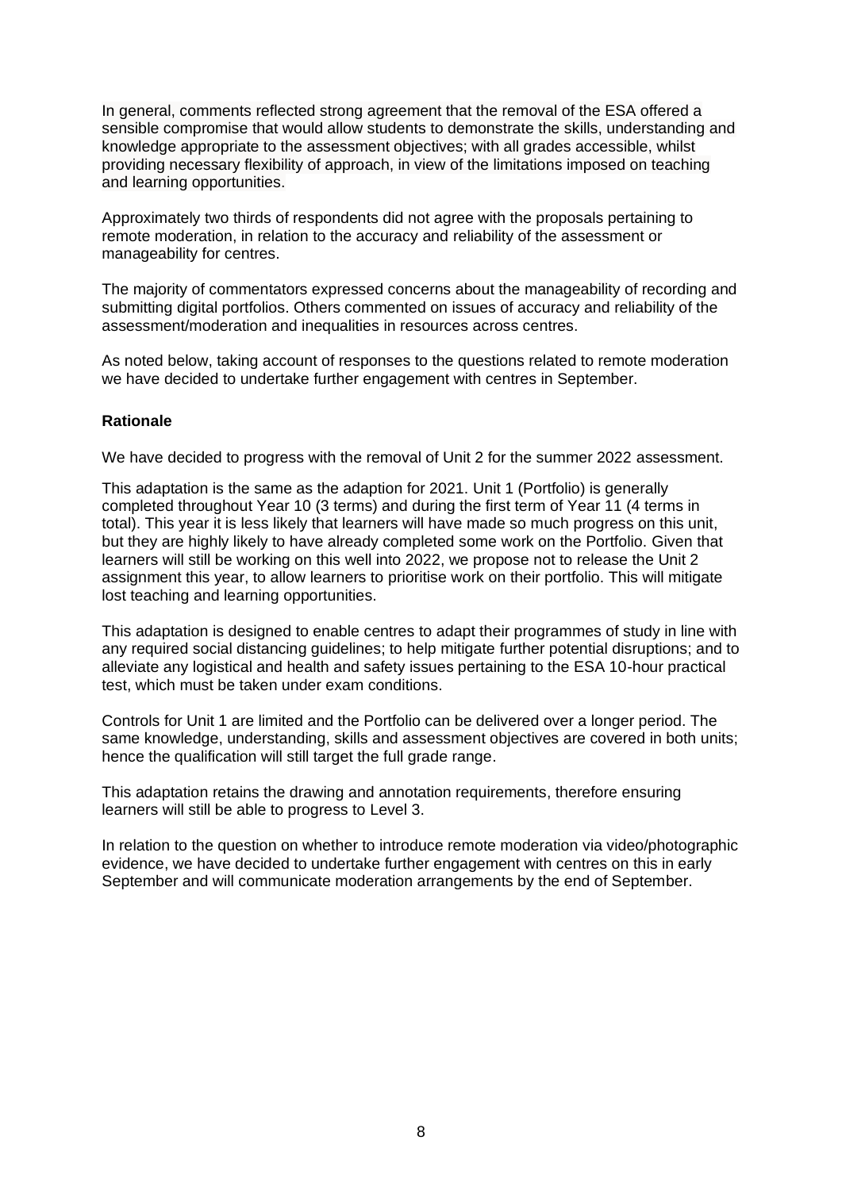In general, comments reflected strong agreement that the removal of the ESA offered a sensible compromise that would allow students to demonstrate the skills, understanding and knowledge appropriate to the assessment objectives; with all grades accessible, whilst providing necessary flexibility of approach, in view of the limitations imposed on teaching and learning opportunities.

Approximately two thirds of respondents did not agree with the proposals pertaining to remote moderation, in relation to the accuracy and reliability of the assessment or manageability for centres.

The majority of commentators expressed concerns about the manageability of recording and submitting digital portfolios. Others commented on issues of accuracy and reliability of the assessment/moderation and inequalities in resources across centres.

As noted below, taking account of responses to the questions related to remote moderation we have decided to undertake further engagement with centres in September.

**Rationale**

We have decided to progress with the removal of Unit 2 for the summer 2022 assessment.

This adaptation is the same as the adaption for 2021. Unit 1 (Portfolio) is generally completed throughout Year 10 (3 terms) and during the first term of Year 11 (4 terms in total). This year it is less likely that learners will have made so much progress on this unit, but they are highly likely to have already completed some work on the Portfolio. Given that learners will still be working on this well into 2022, we propose not to release the Unit 2 assignment this year, to allow learners to prioritise work on their portfolio. This will mitigate lost teaching and learning opportunities.

This adaptation is designed to enable centres to adapt their programmes of study in line with any required social distancing guidelines; to help mitigate further potential disruptions; and to alleviate any logistical and health and safety issues pertaining to the ESA 10-hour practical test, which must be taken under exam conditions.

Controls for Unit 1 are limited and the Portfolio can be delivered over a longer period. The same knowledge, understanding, skills and assessment objectives are covered in both units; hence the qualification will still target the full grade range.

This adaptation retains the drawing and annotation requirements, therefore ensuring learners will still be able to progress to Level 3.

In relation to the question on whether to introduce remote moderation via video/photographic evidence, we have decided to undertake further engagement with centres on this in early September and will communicate moderation arrangements by the end of September.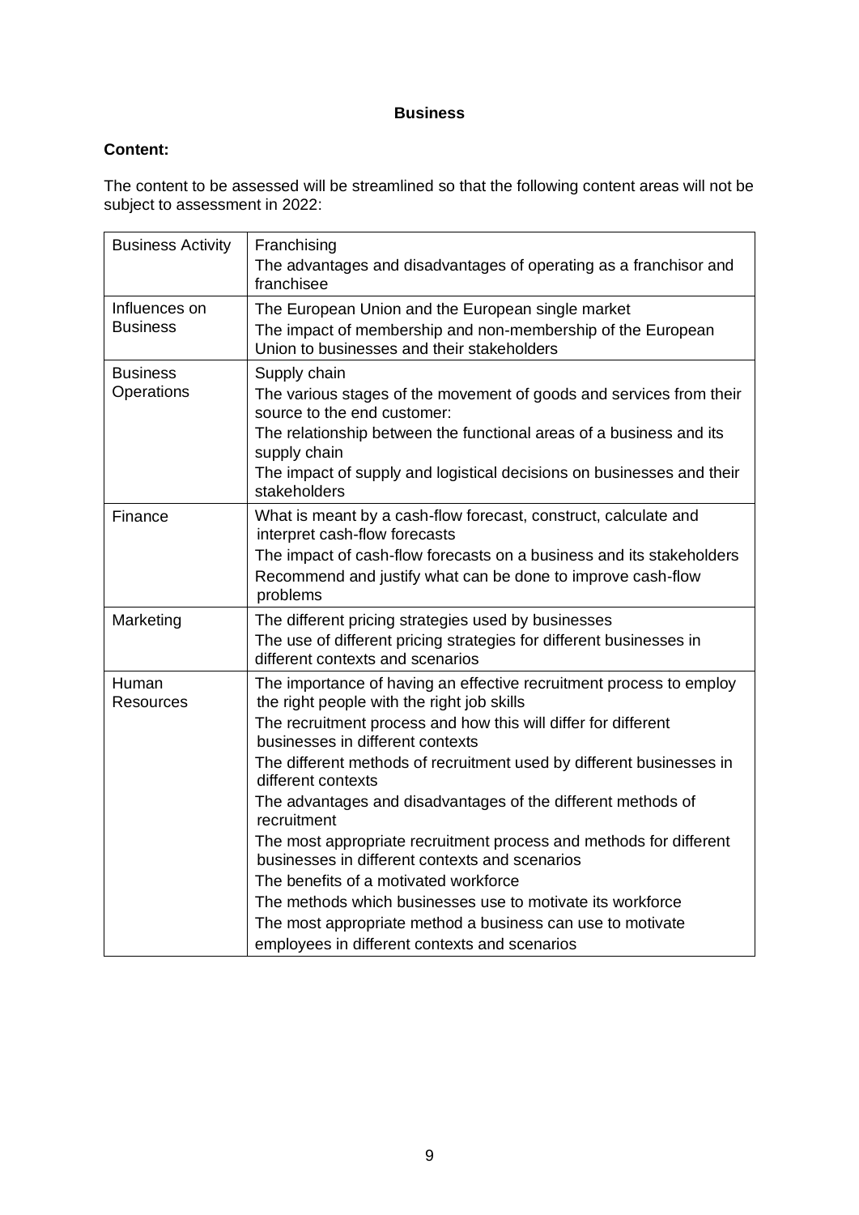**Business**

**Content:**

The content to be assessed will be streamlined so that the following content areas will not be subject to assessment in 2022:

| | |
|---|---|
| Business Activity | Franchising<br>The advantages and disadvantages of operating as a franchisor and franchisee |
| Influences on Business | The European Union and the European single market<br>The impact of membership and non-membership of the European Union to businesses and their stakeholders |
| Business Operations | Supply chain<br>The various stages of the movement of goods and services from their source to the end customer:<br>The relationship between the functional areas of a business and its supply chain<br>The impact of supply and logistical decisions on businesses and their stakeholders |
| Finance | What is meant by a cash-flow forecast, construct, calculate and interpret cash-flow forecasts<br>The impact of cash-flow forecasts on a business and its stakeholders<br>Recommend and justify what can be done to improve cash-flow problems |
| Marketing | The different pricing strategies used by businesses<br>The use of different pricing strategies for different businesses in different contexts and scenarios |
| Human Resources | The importance of having an effective recruitment process to employ the right people with the right job skills<br>The recruitment process and how this will differ for different businesses in different contexts<br>The different methods of recruitment used by different businesses in different contexts<br>The advantages and disadvantages of the different methods of recruitment<br>The most appropriate recruitment process and methods for different businesses in different contexts and scenarios<br>The benefits of a motivated workforce<br>The methods which businesses use to motivate its workforce<br>The most appropriate method a business can use to motivate employees in different contexts and scenarios |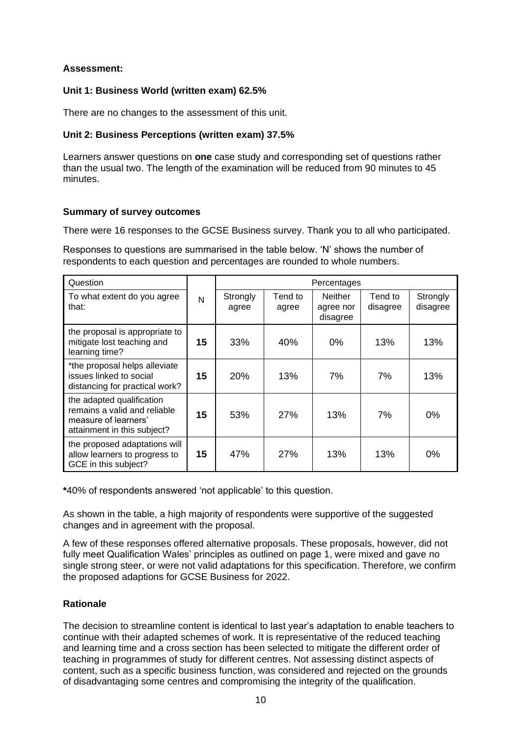**Assessment:**

**Unit 1: Business World (written exam) 62.5%**

There are no changes to the assessment of this unit.

**Unit 2: Business Perceptions (written exam) 37.5%**

Learners answer questions on **one** case study and corresponding set of questions rather than the usual two. The length of the examination will be reduced from 90 minutes to 45 minutes.

**Summary of survey outcomes**

There were 16 responses to the GCSE Business survey. Thank you to all who participated.

Responses to questions are summarised in the table below. 'N' shows the number of respondents to each question and percentages are rounded to whole numbers.

| Question | | Percentages | | | | |
|---|---|---|---|---|---|---|
| To what extent do you agree that: | N | Strongly agree | Tend to agree | Neither agree nor disagree | Tend to disagree | Strongly disagree |
| the proposal is appropriate to mitigate lost teaching and learning time? | **15** | 33% | 40% | 0% | 13% | 13% |
| *the proposal helps alleviate issues linked to social distancing for practical work? | **15** | 20% | 13% | 7% | 7% | 13% |
| the adapted qualification remains a valid and reliable measure of learners' attainment in this subject? | **15** | 53% | 27% | 13% | 7% | 0% |
| the proposed adaptations will allow learners to progress to GCE in this subject? | **15** | 47% | 27% | 13% | 13% | 0% |

**\***40% of respondents answered 'not applicable' to this question.

As shown in the table, a high majority of respondents were supportive of the suggested changes and in agreement with the proposal.

A few of these responses offered alternative proposals. These proposals, however, did not fully meet Qualification Wales' principles as outlined on page 1, were mixed and gave no single strong steer, or were not valid adaptations for this specification. Therefore, we confirm the proposed adaptions for GCSE Business for 2022.

**Rationale**

The decision to streamline content is identical to last year's adaptation to enable teachers to continue with their adapted schemes of work. It is representative of the reduced teaching and learning time and a cross section has been selected to mitigate the different order of teaching in programmes of study for different centres. Not assessing distinct aspects of content, such as a specific business function, was considered and rejected on the grounds of disadvantaging some centres and compromising the integrity of the qualification.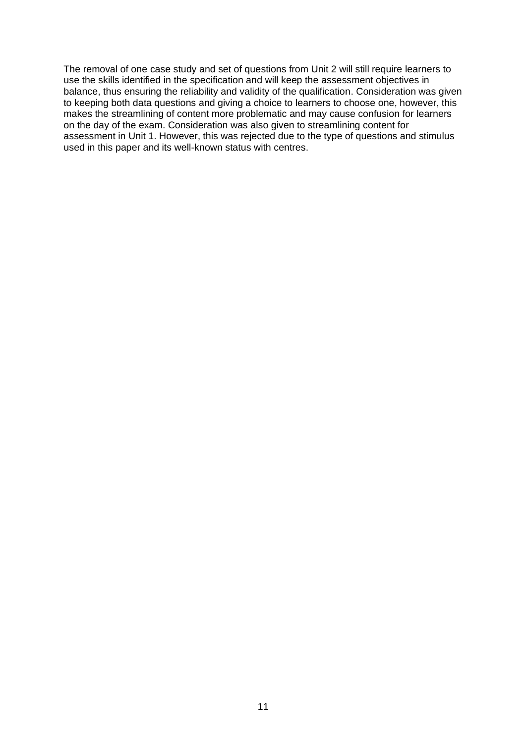The removal of one case study and set of questions from Unit 2 will still require learners to use the skills identified in the specification and will keep the assessment objectives in balance, thus ensuring the reliability and validity of the qualification. Consideration was given to keeping both data questions and giving a choice to learners to choose one, however, this makes the streamlining of content more problematic and may cause confusion for learners on the day of the exam. Consideration was also given to streamlining content for assessment in Unit 1. However, this was rejected due to the type of questions and stimulus used in this paper and its well-known status with centres.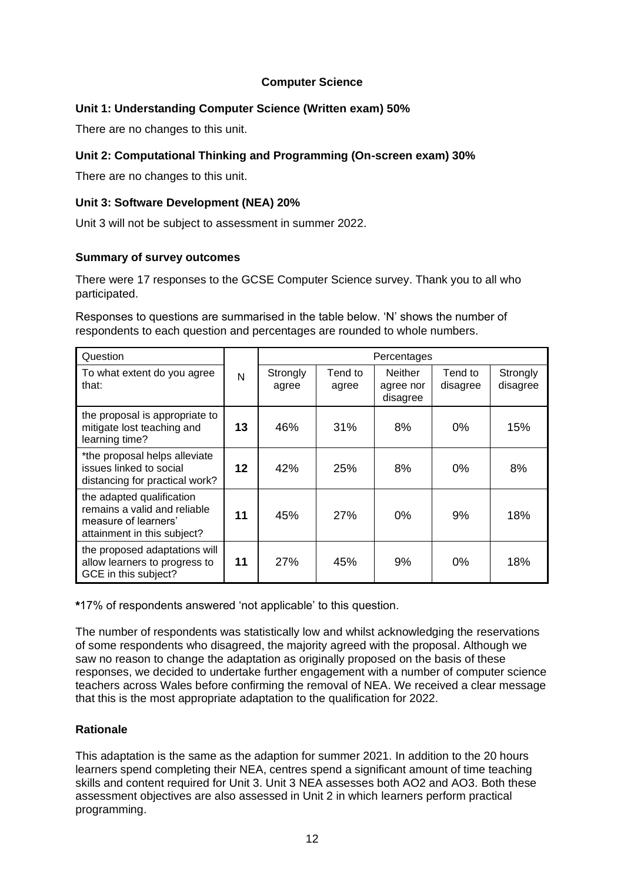## Computer Science

### Unit 1: Understanding Computer Science (Written exam) 50%

There are no changes to this unit.

### Unit 2: Computational Thinking and Programming (On-screen exam) 30%

There are no changes to this unit.

### Unit 3: Software Development (NEA) 20%

Unit 3 will not be subject to assessment in summer 2022.

### Summary of survey outcomes

There were 17 responses to the GCSE Computer Science survey. Thank you to all who participated.

Responses to questions are summarised in the table below. 'N' shows the number of respondents to each question and percentages are rounded to whole numbers.

| Question | | Percentages | | | | |
|---|---|---|---|---|---|---|
| To what extent do you agree that: | N | Strongly agree | Tend to agree | Neither agree nor disagree | Tend to disagree | Strongly disagree |
| the proposal is appropriate to mitigate lost teaching and learning time? | **13** | 46% | 31% | 8% | 0% | 15% |
| *the proposal helps alleviate issues linked to social distancing for practical work? | **12** | 42% | 25% | 8% | 0% | 8% |
| the adapted qualification remains a valid and reliable measure of learners' attainment in this subject? | **11** | 45% | 27% | 0% | 9% | 18% |
| the proposed adaptations will allow learners to progress to GCE in this subject? | **11** | 27% | 45% | 9% | 0% | 18% |

**\***17% of respondents answered 'not applicable' to this question.

The number of respondents was statistically low and whilst acknowledging the reservations of some respondents who disagreed, the majority agreed with the proposal. Although we saw no reason to change the adaptation as originally proposed on the basis of these responses, we decided to undertake further engagement with a number of computer science teachers across Wales before confirming the removal of NEA. We received a clear message that this is the most appropriate adaptation to the qualification for 2022.

### Rationale

This adaptation is the same as the adaption for summer 2021. In addition to the 20 hours learners spend completing their NEA, centres spend a significant amount of time teaching skills and content required for Unit 3. Unit 3 NEA assesses both AO2 and AO3. Both these assessment objectives are also assessed in Unit 2 in which learners perform practical programming.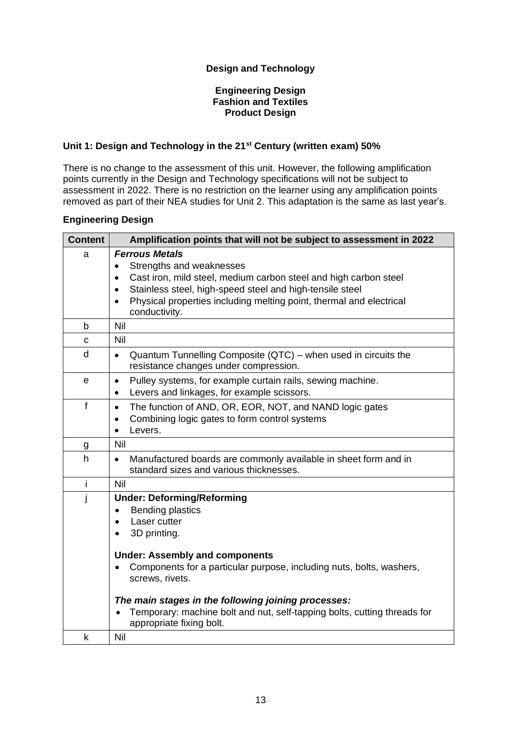**Design and Technology**

**Engineering Design**
**Fashion and Textiles**
**Product Design**

**Unit 1: Design and Technology in the 21st Century (written exam) 50%**

There is no change to the assessment of this unit. However, the following amplification points currently in the Design and Technology specifications will not be subject to assessment in 2022. There is no restriction on the learner using any amplification points removed as part of their NEA studies for Unit 2. This adaptation is the same as last year's.

**Engineering Design**

| Content | Amplification points that will not be subject to assessment in 2022 |
|---|---|
| a | ***Ferrous Metals*** <br>• Strengths and weaknesses <br>• Cast iron, mild steel, medium carbon steel and high carbon steel <br>• Stainless steel, high-speed steel and high-tensile steel <br>• Physical properties including melting point, thermal and electrical conductivity. |
| b | Nil |
| c | Nil |
| d | • Quantum Tunnelling Composite (QTC) – when used in circuits the resistance changes under compression. |
| e | • Pulley systems, for example curtain rails, sewing machine. <br>• Levers and linkages, for example scissors. |
| f | • The function of AND, OR, EOR, NOT, and NAND logic gates <br>• Combining logic gates to form control systems <br>• Levers. |
| g | Nil |
| h | • Manufactured boards are commonly available in sheet form and in standard sizes and various thicknesses. |
| i | Nil |
| j | **Under: Deforming/Reforming** <br>• Bending plastics <br>• Laser cutter <br>• 3D printing. <br><br>**Under: Assembly and components** <br>• Components for a particular purpose, including nuts, bolts, washers, screws, rivets. <br><br>***The main stages in the following joining processes:*** <br>• Temporary: machine bolt and nut, self-tapping bolts, cutting threads for appropriate fixing bolt. |
| k | Nil |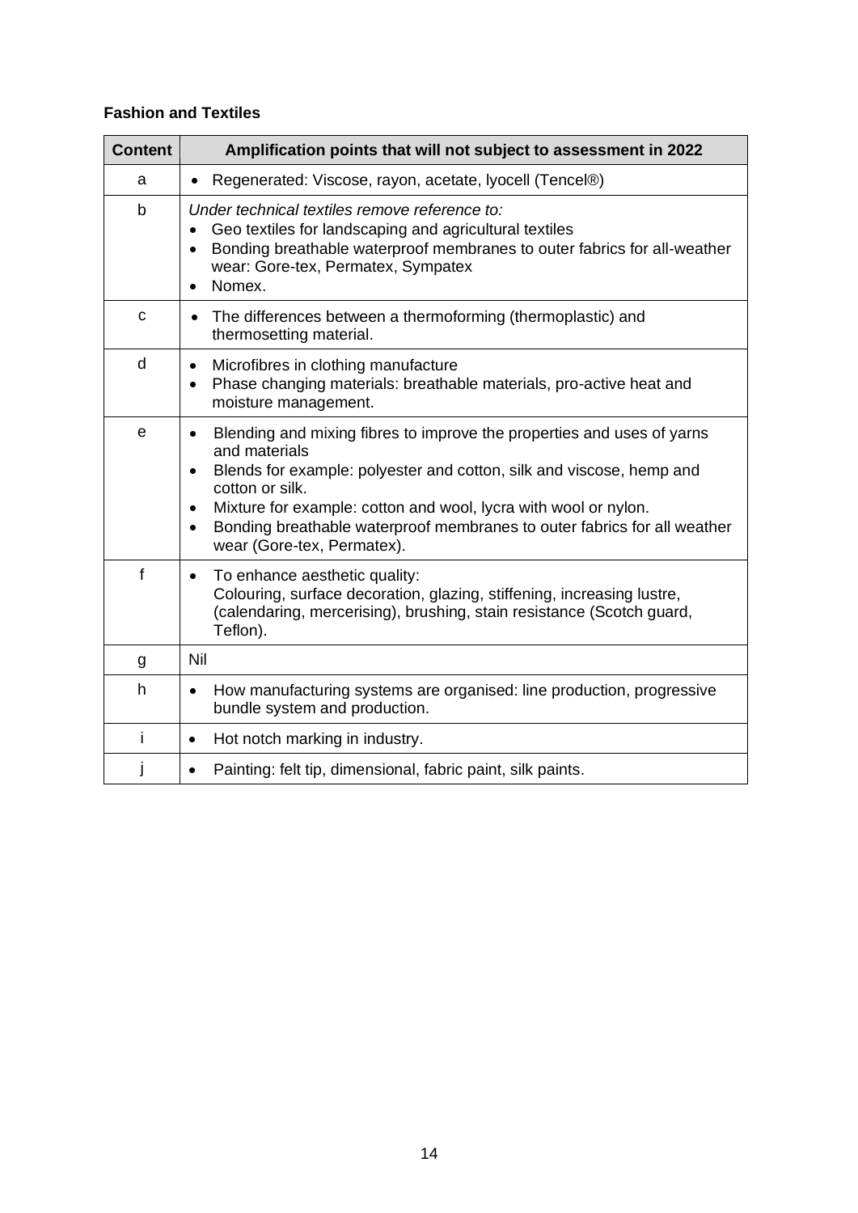**Fashion and Textiles**

| Content | Amplification points that will not subject to assessment in 2022 |
| --- | --- |
| a | • Regenerated: Viscose, rayon, acetate, lyocell (Tencel®) |
| b | *Under technical textiles remove reference to:*<br>• Geo textiles for landscaping and agricultural textiles<br>• Bonding breathable waterproof membranes to outer fabrics for all-weather wear: Gore-tex, Permatex, Sympatex<br>• Nomex. |
| c | • The differences between a thermoforming (thermoplastic) and thermosetting material. |
| d | • Microfibres in clothing manufacture<br>• Phase changing materials: breathable materials, pro-active heat and moisture management. |
| e | • Blending and mixing fibres to improve the properties and uses of yarns and materials<br>• Blends for example: polyester and cotton, silk and viscose, hemp and cotton or silk.<br>• Mixture for example: cotton and wool, lycra with wool or nylon.<br>• Bonding breathable waterproof membranes to outer fabrics for all weather wear (Gore-tex, Permatex). |
| f | • To enhance aesthetic quality:<br>Colouring, surface decoration, glazing, stiffening, increasing lustre, (calendaring, mercerising), brushing, stain resistance (Scotch guard, Teflon). |
| g | Nil |
| h | • How manufacturing systems are organised: line production, progressive bundle system and production. |
| i | • Hot notch marking in industry. |
| j | • Painting: felt tip, dimensional, fabric paint, silk paints. |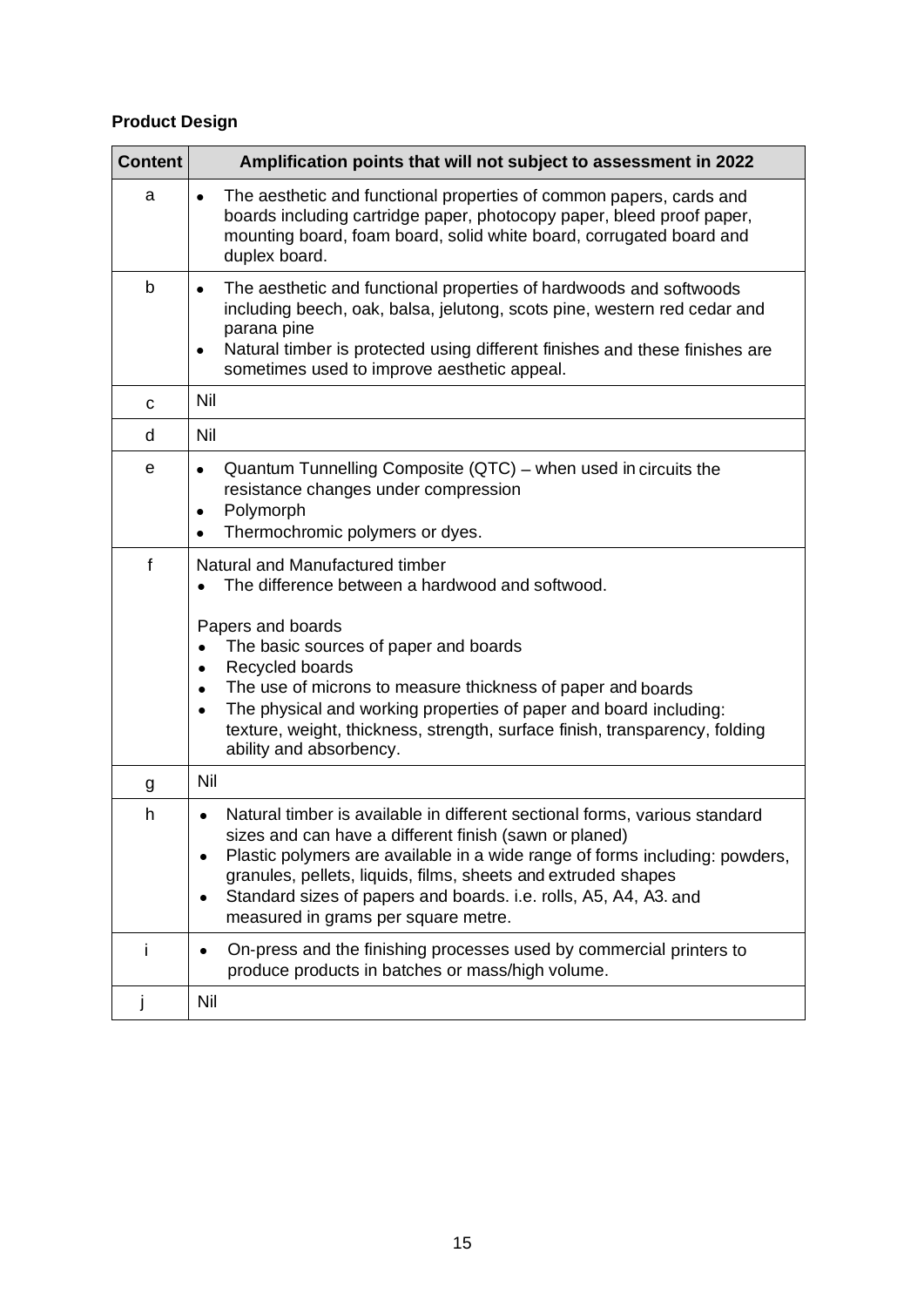**Product Design**

| Content | Amplification points that will not subject to assessment in 2022 |
|---|---|
| a | • The aesthetic and functional properties of common papers, cards and boards including cartridge paper, photocopy paper, bleed proof paper, mounting board, foam board, solid white board, corrugated board and duplex board. |
| b | • The aesthetic and functional properties of hardwoods and softwoods including beech, oak, balsa, jelutong, scots pine, western red cedar and parana pine<br>• Natural timber is protected using different finishes and these finishes are sometimes used to improve aesthetic appeal. |
| c | Nil |
| d | Nil |
| e | • Quantum Tunnelling Composite (QTC) – when used in circuits the resistance changes under compression<br>• Polymorph<br>• Thermochromic polymers or dyes. |
| f | Natural and Manufactured timber<br>• The difference between a hardwood and softwood.<br><br>Papers and boards<br>• The basic sources of paper and boards<br>• Recycled boards<br>• The use of microns to measure thickness of paper and boards<br>• The physical and working properties of paper and board including: texture, weight, thickness, strength, surface finish, transparency, folding ability and absorbency. |
| g | Nil |
| h | • Natural timber is available in different sectional forms, various standard sizes and can have a different finish (sawn or planed)<br>• Plastic polymers are available in a wide range of forms including: powders, granules, pellets, liquids, films, sheets and extruded shapes<br>• Standard sizes of papers and boards. i.e. rolls, A5, A4, A3. and measured in grams per square metre. |
| i | • On-press and the finishing processes used by commercial printers to produce products in batches or mass/high volume. |
| j | Nil |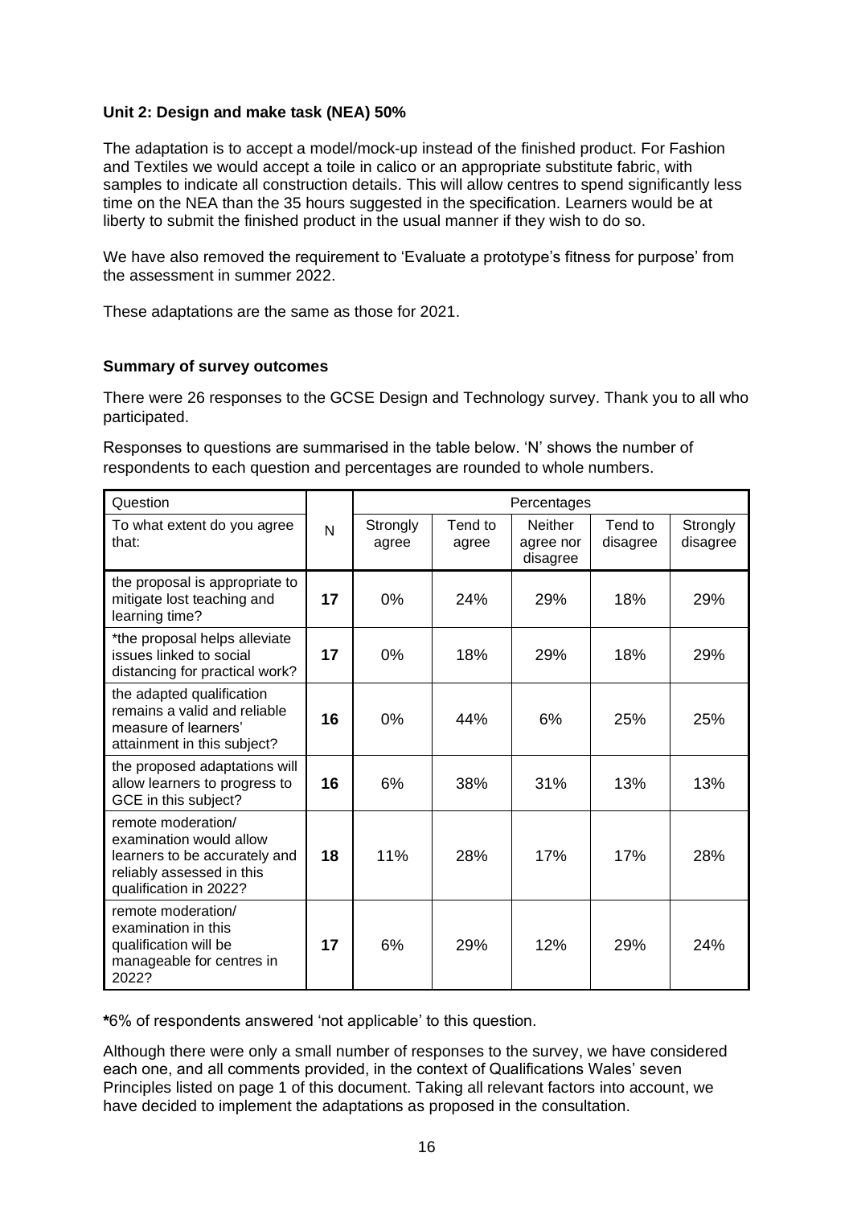**Unit 2: Design and make task (NEA) 50%**

The adaptation is to accept a model/mock-up instead of the finished product. For Fashion and Textiles we would accept a toile in calico or an appropriate substitute fabric, with samples to indicate all construction details. This will allow centres to spend significantly less time on the NEA than the 35 hours suggested in the specification. Learners would be at liberty to submit the finished product in the usual manner if they wish to do so.

We have also removed the requirement to 'Evaluate a prototype's fitness for purpose' from the assessment in summer 2022.

These adaptations are the same as those for 2021.

**Summary of survey outcomes**

There were 26 responses to the GCSE Design and Technology survey. Thank you to all who participated.

Responses to questions are summarised in the table below. 'N' shows the number of respondents to each question and percentages are rounded to whole numbers.

| Question | | Percentages | | | | |
|---|---|---|---|---|---|---|
| To what extent do you agree that: | N | Strongly agree | Tend to agree | Neither agree nor disagree | Tend to disagree | Strongly disagree |
| the proposal is appropriate to mitigate lost teaching and learning time? | **17** | 0% | 24% | 29% | 18% | 29% |
| *the proposal helps alleviate issues linked to social distancing for practical work? | **17** | 0% | 18% | 29% | 18% | 29% |
| the adapted qualification remains a valid and reliable measure of learners' attainment in this subject? | **16** | 0% | 44% | 6% | 25% | 25% |
| the proposed adaptations will allow learners to progress to GCE in this subject? | **16** | 6% | 38% | 31% | 13% | 13% |
| remote moderation/ examination would allow learners to be accurately and reliably assessed in this qualification in 2022? | **18** | 11% | 28% | 17% | 17% | 28% |
| remote moderation/ examination in this qualification will be manageable for centres in 2022? | **17** | 6% | 29% | 12% | 29% | 24% |

**\***6% of respondents answered 'not applicable' to this question.

Although there were only a small number of responses to the survey, we have considered each one, and all comments provided, in the context of Qualifications Wales' seven Principles listed on page 1 of this document. Taking all relevant factors into account, we have decided to implement the adaptations as proposed in the consultation.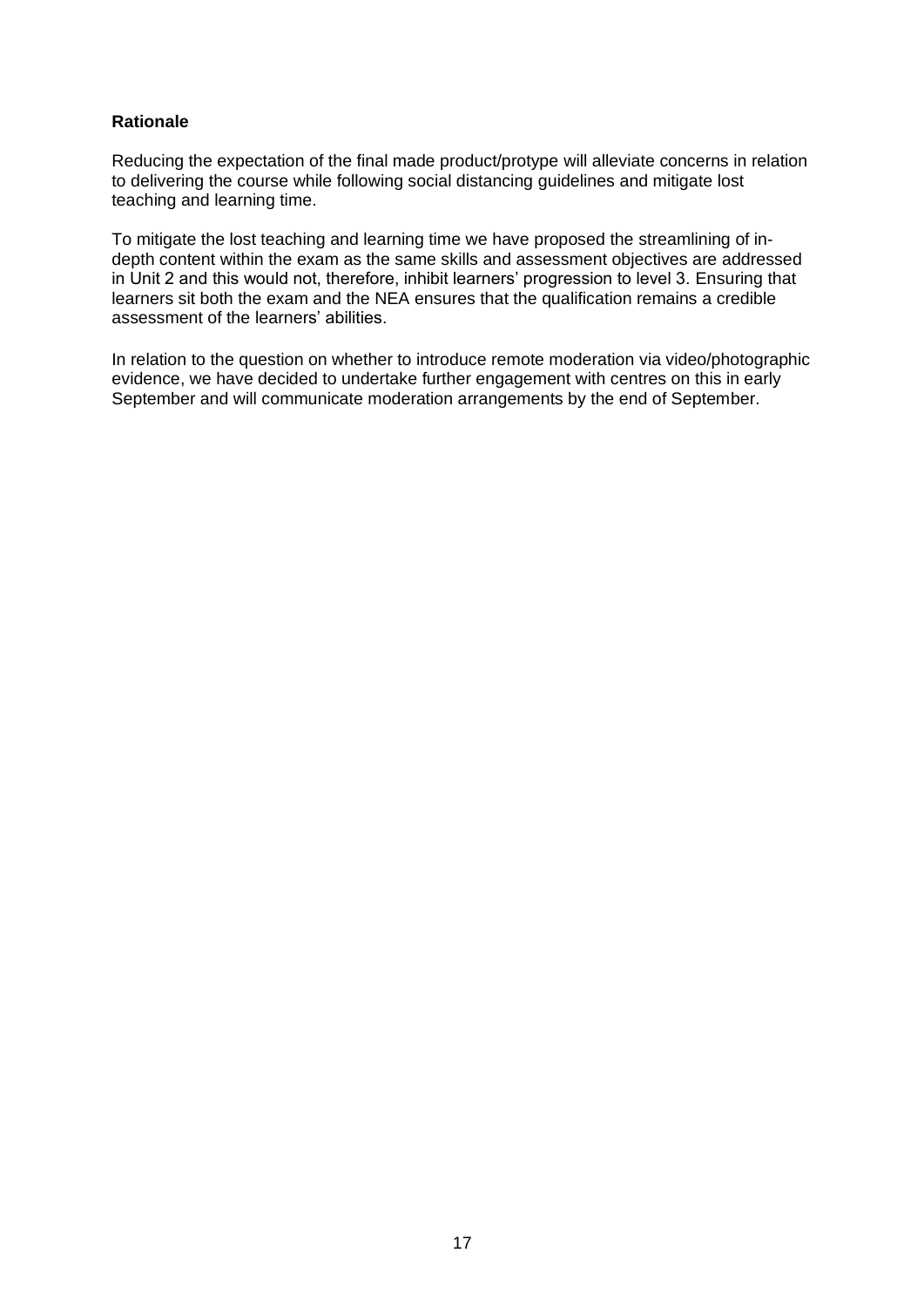**Rationale**

Reducing the expectation of the final made product/protype will alleviate concerns in relation to delivering the course while following social distancing guidelines and mitigate lost teaching and learning time.

To mitigate the lost teaching and learning time we have proposed the streamlining of in-depth content within the exam as the same skills and assessment objectives are addressed in Unit 2 and this would not, therefore, inhibit learners' progression to level 3. Ensuring that learners sit both the exam and the NEA ensures that the qualification remains a credible assessment of the learners' abilities.

In relation to the question on whether to introduce remote moderation via video/photographic evidence, we have decided to undertake further engagement with centres on this in early September and will communicate moderation arrangements by the end of September.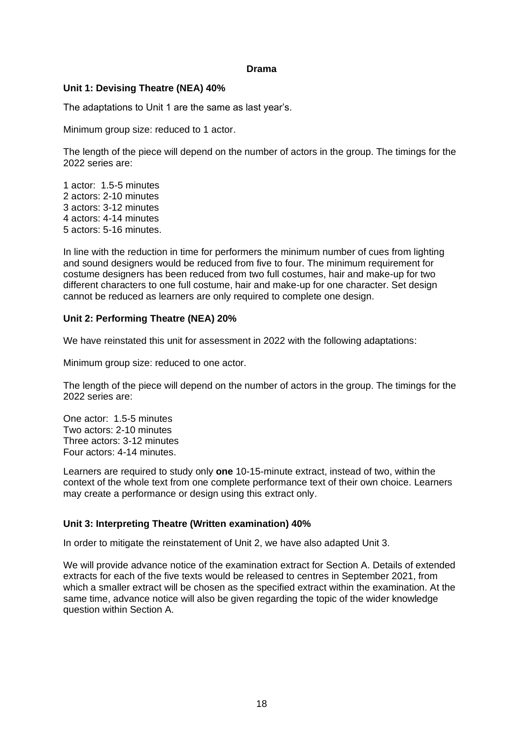## Drama

### Unit 1: Devising Theatre (NEA) 40%

The adaptations to Unit 1 are the same as last year's.

Minimum group size: reduced to 1 actor.

The length of the piece will depend on the number of actors in the group. The timings for the 2022 series are:

1 actor: 1.5-5 minutes
2 actors: 2-10 minutes
3 actors: 3-12 minutes
4 actors: 4-14 minutes
5 actors: 5-16 minutes.

In line with the reduction in time for performers the minimum number of cues from lighting and sound designers would be reduced from five to four. The minimum requirement for costume designers has been reduced from two full costumes, hair and make-up for two different characters to one full costume, hair and make-up for one character. Set design cannot be reduced as learners are only required to complete one design.

### Unit 2: Performing Theatre (NEA) 20%

We have reinstated this unit for assessment in 2022 with the following adaptations:

Minimum group size: reduced to one actor.

The length of the piece will depend on the number of actors in the group. The timings for the 2022 series are:

One actor: 1.5-5 minutes
Two actors: 2-10 minutes
Three actors: 3-12 minutes
Four actors: 4-14 minutes.

Learners are required to study only **one** 10-15-minute extract, instead of two, within the context of the whole text from one complete performance text of their own choice. Learners may create a performance or design using this extract only.

### Unit 3: Interpreting Theatre (Written examination) 40%

In order to mitigate the reinstatement of Unit 2, we have also adapted Unit 3.

We will provide advance notice of the examination extract for Section A. Details of extended extracts for each of the five texts would be released to centres in September 2021, from which a smaller extract will be chosen as the specified extract within the examination. At the same time, advance notice will also be given regarding the topic of the wider knowledge question within Section A.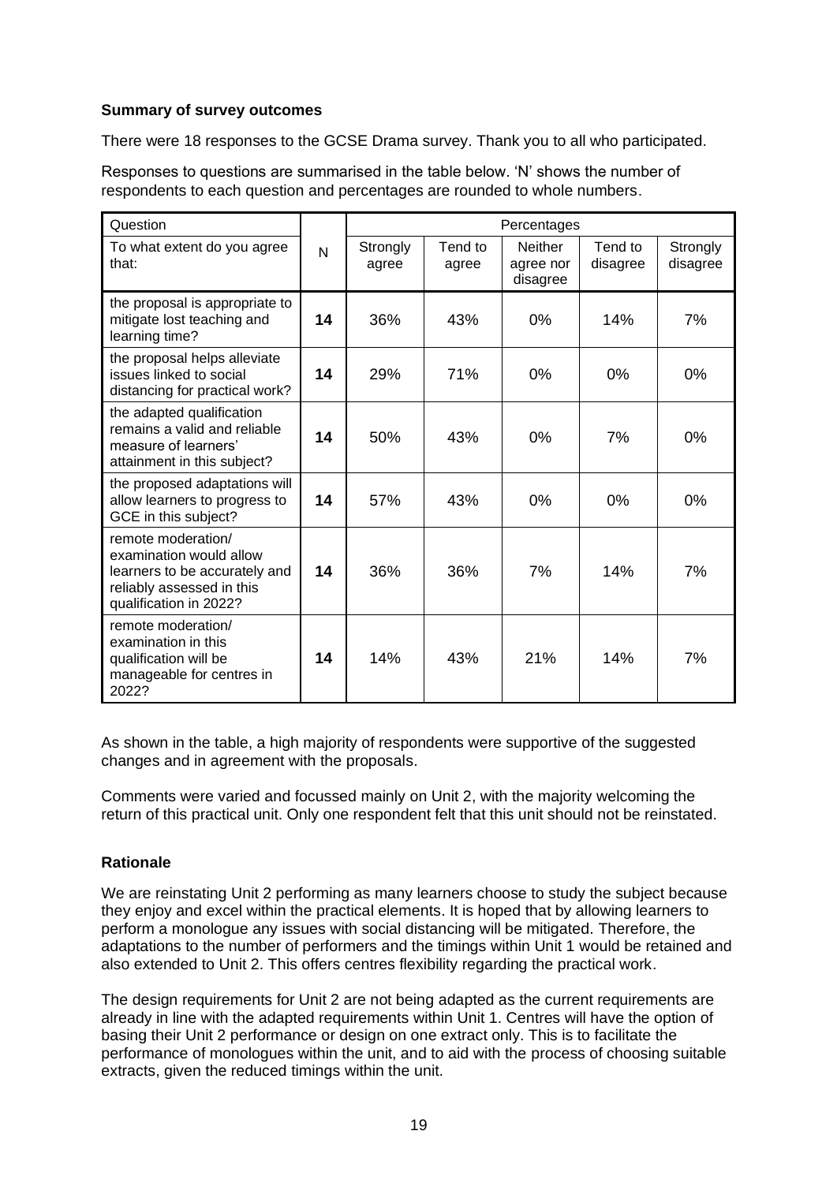**Summary of survey outcomes**

There were 18 responses to the GCSE Drama survey. Thank you to all who participated.

Responses to questions are summarised in the table below. 'N' shows the number of respondents to each question and percentages are rounded to whole numbers.

| Question | | Percentages | | | | |
|---|---|---|---|---|---|---|
| To what extent do you agree that: | N | Strongly agree | Tend to agree | Neither agree nor disagree | Tend to disagree | Strongly disagree |
| the proposal is appropriate to mitigate lost teaching and learning time? | **14** | 36% | 43% | 0% | 14% | 7% |
| the proposal helps alleviate issues linked to social distancing for practical work? | **14** | 29% | 71% | 0% | 0% | 0% |
| the adapted qualification remains a valid and reliable measure of learners' attainment in this subject? | **14** | 50% | 43% | 0% | 7% | 0% |
| the proposed adaptations will allow learners to progress to GCE in this subject? | **14** | 57% | 43% | 0% | 0% | 0% |
| remote moderation/ examination would allow learners to be accurately and reliably assessed in this qualification in 2022? | **14** | 36% | 36% | 7% | 14% | 7% |
| remote moderation/ examination in this qualification will be manageable for centres in 2022? | **14** | 14% | 43% | 21% | 14% | 7% |

As shown in the table, a high majority of respondents were supportive of the suggested changes and in agreement with the proposals.

Comments were varied and focussed mainly on Unit 2, with the majority welcoming the return of this practical unit. Only one respondent felt that this unit should not be reinstated.

**Rationale**

We are reinstating Unit 2 performing as many learners choose to study the subject because they enjoy and excel within the practical elements. It is hoped that by allowing learners to perform a monologue any issues with social distancing will be mitigated. Therefore, the adaptations to the number of performers and the timings within Unit 1 would be retained and also extended to Unit 2. This offers centres flexibility regarding the practical work.

The design requirements for Unit 2 are not being adapted as the current requirements are already in line with the adapted requirements within Unit 1. Centres will have the option of basing their Unit 2 performance or design on one extract only. This is to facilitate the performance of monologues within the unit, and to aid with the process of choosing suitable extracts, given the reduced timings within the unit.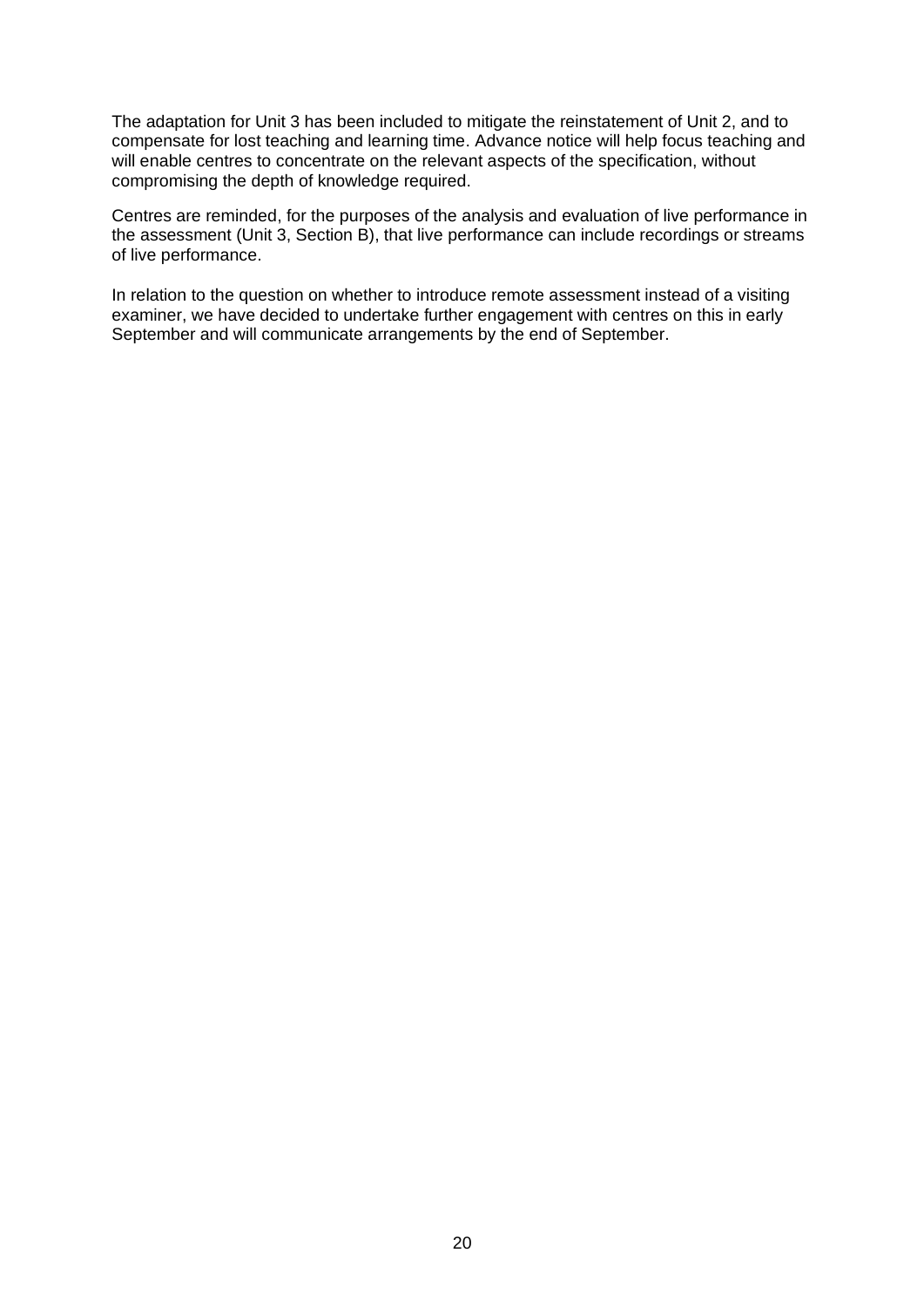The adaptation for Unit 3 has been included to mitigate the reinstatement of Unit 2, and to compensate for lost teaching and learning time. Advance notice will help focus teaching and will enable centres to concentrate on the relevant aspects of the specification, without compromising the depth of knowledge required.

Centres are reminded, for the purposes of the analysis and evaluation of live performance in the assessment (Unit 3, Section B), that live performance can include recordings or streams of live performance.

In relation to the question on whether to introduce remote assessment instead of a visiting examiner, we have decided to undertake further engagement with centres on this in early September and will communicate arrangements by the end of September.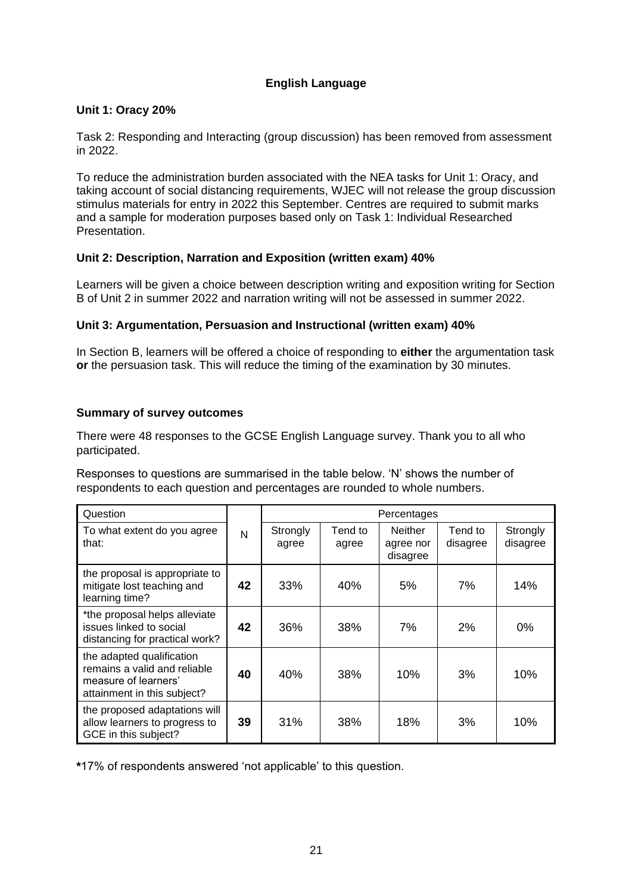## English Language

### Unit 1: Oracy 20%

Task 2: Responding and Interacting (group discussion) has been removed from assessment in 2022.

To reduce the administration burden associated with the NEA tasks for Unit 1: Oracy, and taking account of social distancing requirements, WJEC will not release the group discussion stimulus materials for entry in 2022 this September. Centres are required to submit marks and a sample for moderation purposes based only on Task 1: Individual Researched Presentation.

### Unit 2: Description, Narration and Exposition (written exam) 40%

Learners will be given a choice between description writing and exposition writing for Section B of Unit 2 in summer 2022 and narration writing will not be assessed in summer 2022.

### Unit 3: Argumentation, Persuasion and Instructional (written exam) 40%

In Section B, learners will be offered a choice of responding to **either** the argumentation task **or** the persuasion task. This will reduce the timing of the examination by 30 minutes.

### Summary of survey outcomes

There were 48 responses to the GCSE English Language survey. Thank you to all who participated.

Responses to questions are summarised in the table below. 'N' shows the number of respondents to each question and percentages are rounded to whole numbers.

| Question | | Percentages | | | | |
|---|---|---|---|---|---|---|
| To what extent do you agree that: | N | Strongly agree | Tend to agree | Neither agree nor disagree | Tend to disagree | Strongly disagree |
| the proposal is appropriate to mitigate lost teaching and learning time? | **42** | 33% | 40% | 5% | 7% | 14% |
| *the proposal helps alleviate issues linked to social distancing for practical work? | **42** | 36% | 38% | 7% | 2% | 0% |
| the adapted qualification remains a valid and reliable measure of learners' attainment in this subject? | **40** | 40% | 38% | 10% | 3% | 10% |
| the proposed adaptations will allow learners to progress to GCE in this subject? | **39** | 31% | 38% | 18% | 3% | 10% |

**\***17% of respondents answered 'not applicable' to this question.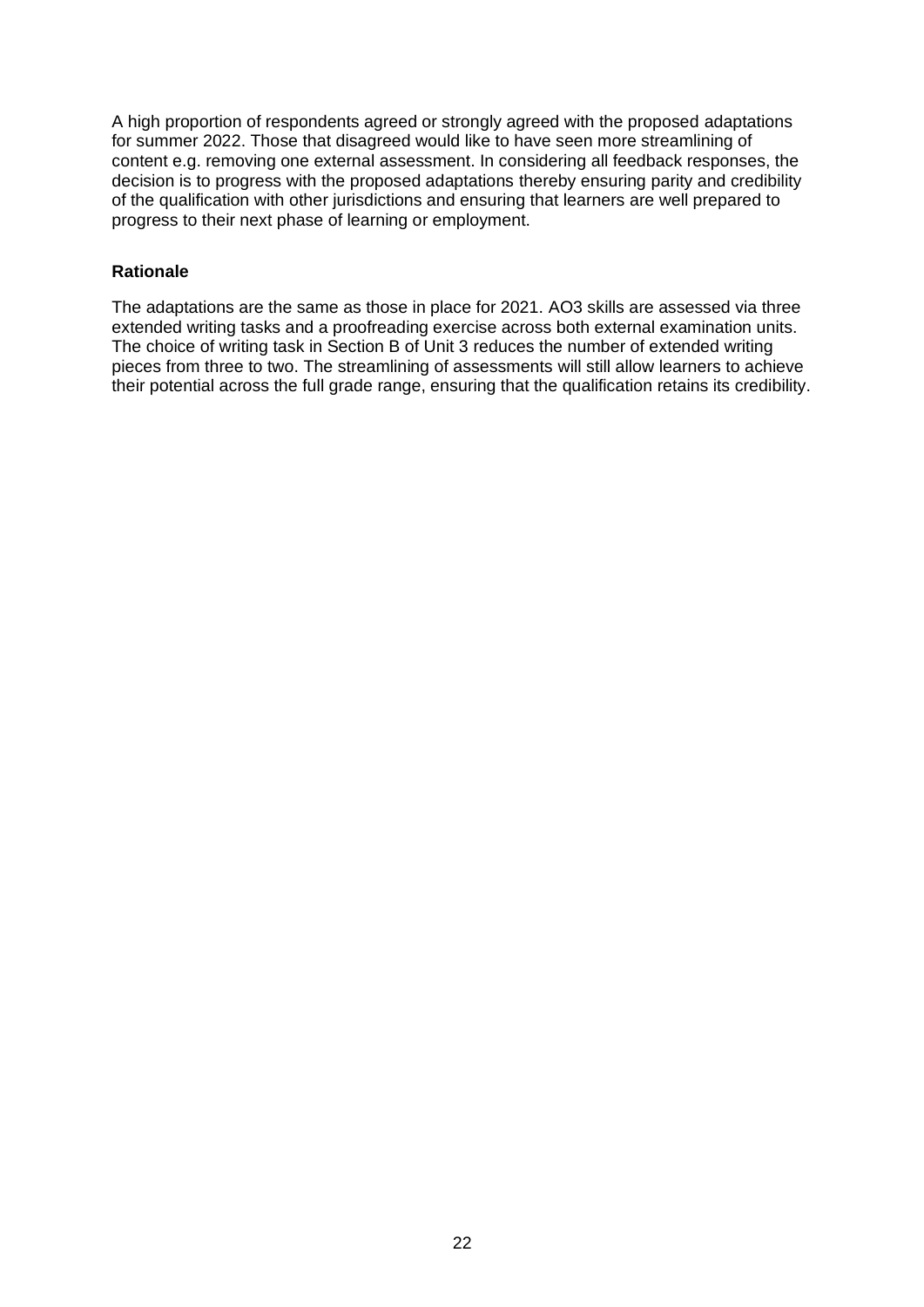A high proportion of respondents agreed or strongly agreed with the proposed adaptations for summer 2022. Those that disagreed would like to have seen more streamlining of content e.g. removing one external assessment. In considering all feedback responses, the decision is to progress with the proposed adaptations thereby ensuring parity and credibility of the qualification with other jurisdictions and ensuring that learners are well prepared to progress to their next phase of learning or employment.

**Rationale**

The adaptations are the same as those in place for 2021. AO3 skills are assessed via three extended writing tasks and a proofreading exercise across both external examination units. The choice of writing task in Section B of Unit 3 reduces the number of extended writing pieces from three to two. The streamlining of assessments will still allow learners to achieve their potential across the full grade range, ensuring that the qualification retains its credibility.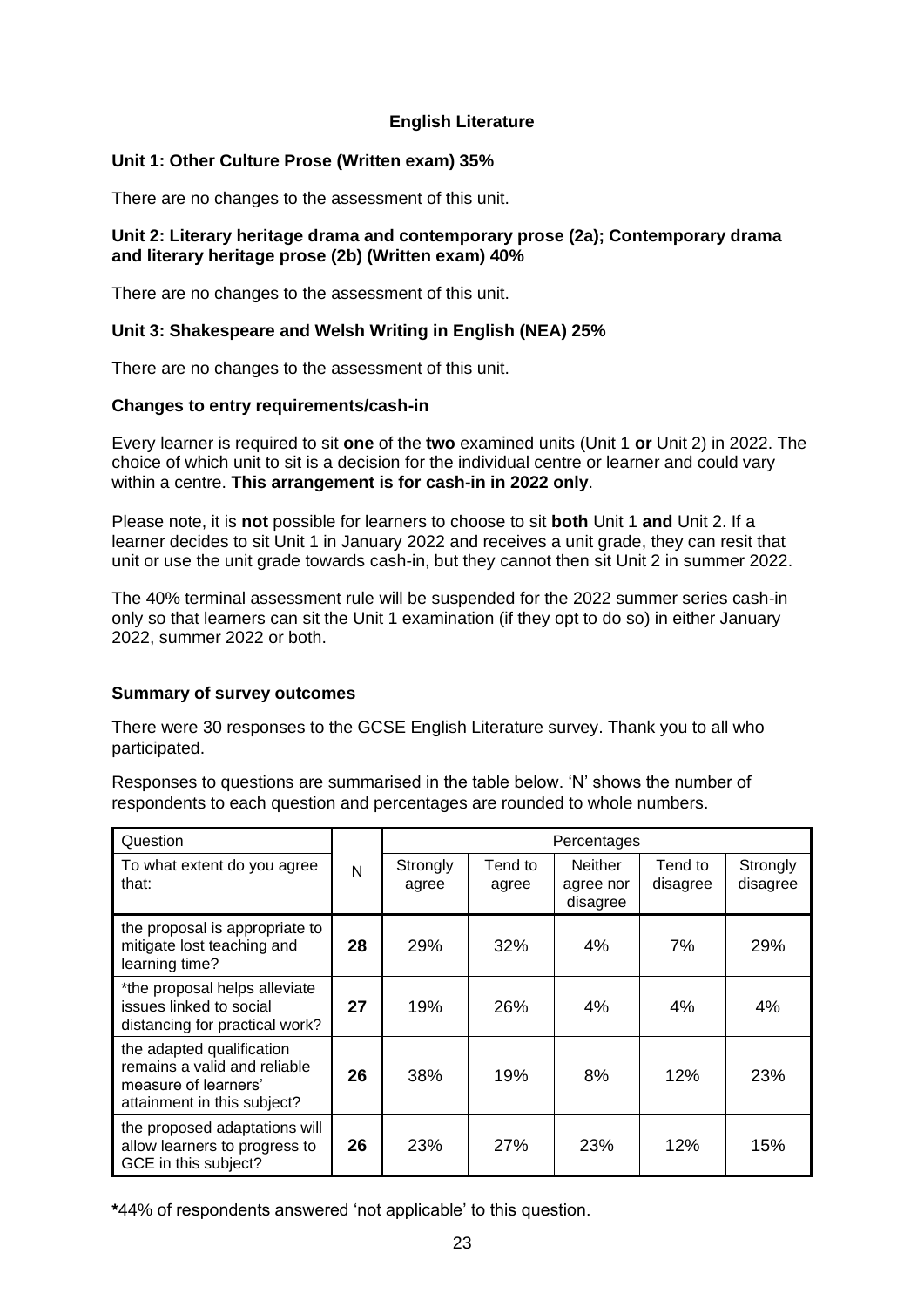## English Literature

**Unit 1: Other Culture Prose (Written exam) 35%**

There are no changes to the assessment of this unit.

**Unit 2: Literary heritage drama and contemporary prose (2a); Contemporary drama and literary heritage prose (2b) (Written exam) 40%**

There are no changes to the assessment of this unit.

**Unit 3: Shakespeare and Welsh Writing in English (NEA) 25%**

There are no changes to the assessment of this unit.

**Changes to entry requirements/cash-in**

Every learner is required to sit **one** of the **two** examined units (Unit 1 **or** Unit 2) in 2022. The choice of which unit to sit is a decision for the individual centre or learner and could vary within a centre. **This arrangement is for cash-in in 2022 only**.

Please note, it is **not** possible for learners to choose to sit **both** Unit 1 **and** Unit 2. If a learner decides to sit Unit 1 in January 2022 and receives a unit grade, they can resit that unit or use the unit grade towards cash-in, but they cannot then sit Unit 2 in summer 2022.

The 40% terminal assessment rule will be suspended for the 2022 summer series cash-in only so that learners can sit the Unit 1 examination (if they opt to do so) in either January 2022, summer 2022 or both.

**Summary of survey outcomes**

There were 30 responses to the GCSE English Literature survey. Thank you to all who participated.

Responses to questions are summarised in the table below. 'N' shows the number of respondents to each question and percentages are rounded to whole numbers.

| Question | | Percentages | | | | |
|---|---|---|---|---|---|---|
| To what extent do you agree that: | N | Strongly agree | Tend to agree | Neither agree nor disagree | Tend to disagree | Strongly disagree |
| the proposal is appropriate to mitigate lost teaching and learning time? | **28** | 29% | 32% | 4% | 7% | 29% |
| *the proposal helps alleviate issues linked to social distancing for practical work? | **27** | 19% | 26% | 4% | 4% | 4% |
| the adapted qualification remains a valid and reliable measure of learners' attainment in this subject? | **26** | 38% | 19% | 8% | 12% | 23% |
| the proposed adaptations will allow learners to progress to GCE in this subject? | **26** | 23% | 27% | 23% | 12% | 15% |

**\***44% of respondents answered 'not applicable' to this question.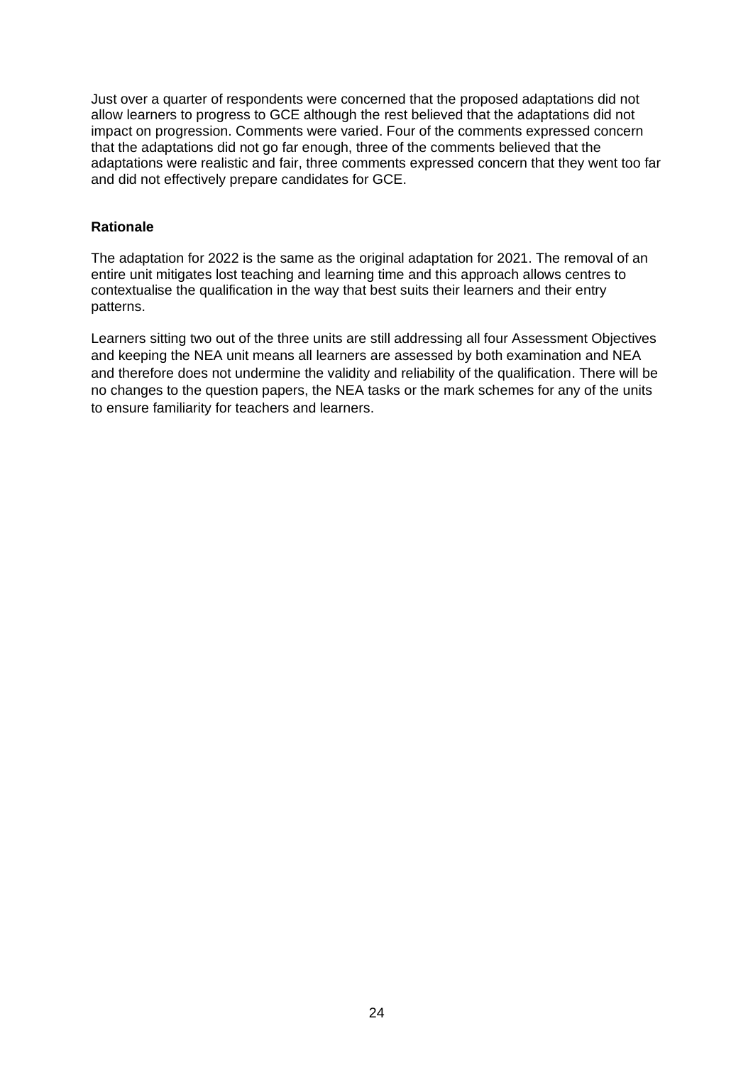Just over a quarter of respondents were concerned that the proposed adaptations did not allow learners to progress to GCE although the rest believed that the adaptations did not impact on progression. Comments were varied. Four of the comments expressed concern that the adaptations did not go far enough, three of the comments believed that the adaptations were realistic and fair, three comments expressed concern that they went too far and did not effectively prepare candidates for GCE.

**Rationale**

The adaptation for 2022 is the same as the original adaptation for 2021. The removal of an entire unit mitigates lost teaching and learning time and this approach allows centres to contextualise the qualification in the way that best suits their learners and their entry patterns.

Learners sitting two out of the three units are still addressing all four Assessment Objectives and keeping the NEA unit means all learners are assessed by both examination and NEA and therefore does not undermine the validity and reliability of the qualification. There will be no changes to the question papers, the NEA tasks or the mark schemes for any of the units to ensure familiarity for teachers and learners.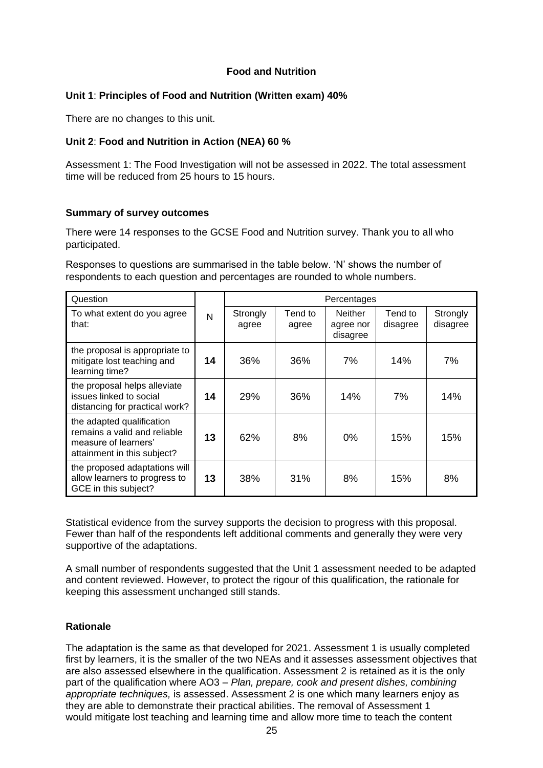## Food and Nutrition

**Unit 1**: **Principles of Food and Nutrition (Written exam) 40%**

There are no changes to this unit.

**Unit 2**: **Food and Nutrition in Action (NEA) 60 %**

Assessment 1: The Food Investigation will not be assessed in 2022. The total assessment time will be reduced from 25 hours to 15 hours.

**Summary of survey outcomes**

There were 14 responses to the GCSE Food and Nutrition survey. Thank you to all who participated.

Responses to questions are summarised in the table below. 'N' shows the number of respondents to each question and percentages are rounded to whole numbers.

| Question | | Percentages | | | | |
|---|---|---|---|---|---|---|
| To what extent do you agree that: | N | Strongly agree | Tend to agree | Neither agree nor disagree | Tend to disagree | Strongly disagree |
| the proposal is appropriate to mitigate lost teaching and learning time? | **14** | 36% | 36% | 7% | 14% | 7% |
| the proposal helps alleviate issues linked to social distancing for practical work? | **14** | 29% | 36% | 14% | 7% | 14% |
| the adapted qualification remains a valid and reliable measure of learners' attainment in this subject? | **13** | 62% | 8% | 0% | 15% | 15% |
| the proposed adaptations will allow learners to progress to GCE in this subject? | **13** | 38% | 31% | 8% | 15% | 8% |

Statistical evidence from the survey supports the decision to progress with this proposal. Fewer than half of the respondents left additional comments and generally they were very supportive of the adaptations.

A small number of respondents suggested that the Unit 1 assessment needed to be adapted and content reviewed. However, to protect the rigour of this qualification, the rationale for keeping this assessment unchanged still stands.

**Rationale**

The adaptation is the same as that developed for 2021. Assessment 1 is usually completed first by learners, it is the smaller of the two NEAs and it assesses assessment objectives that are also assessed elsewhere in the qualification. Assessment 2 is retained as it is the only part of the qualification where AO3 – *Plan, prepare, cook and present dishes, combining appropriate techniques,* is assessed. Assessment 2 is one which many learners enjoy as they are able to demonstrate their practical abilities. The removal of Assessment 1 would mitigate lost teaching and learning time and allow more time to teach the content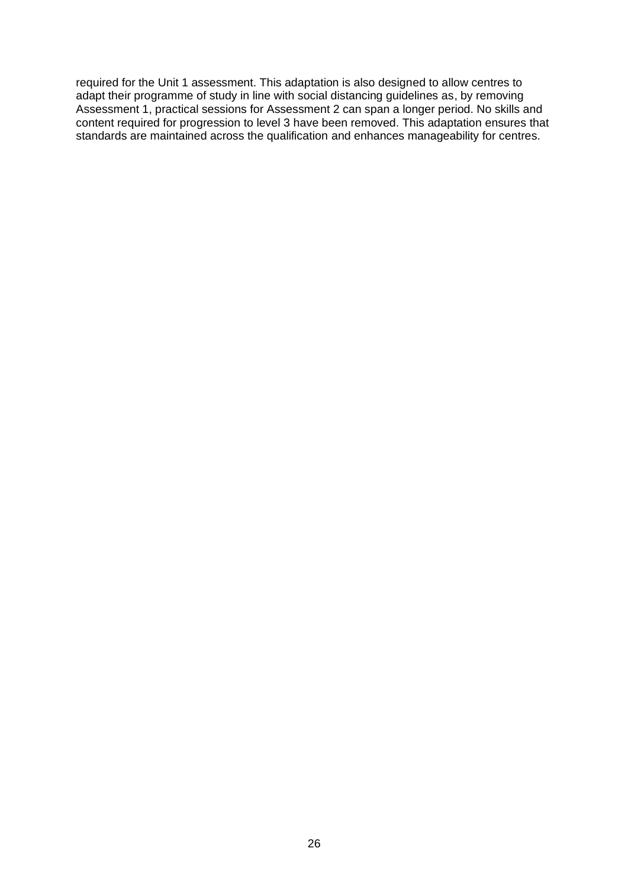required for the Unit 1 assessment. This adaptation is also designed to allow centres to adapt their programme of study in line with social distancing guidelines as, by removing Assessment 1, practical sessions for Assessment 2 can span a longer period. No skills and content required for progression to level 3 have been removed. This adaptation ensures that standards are maintained across the qualification and enhances manageability for centres.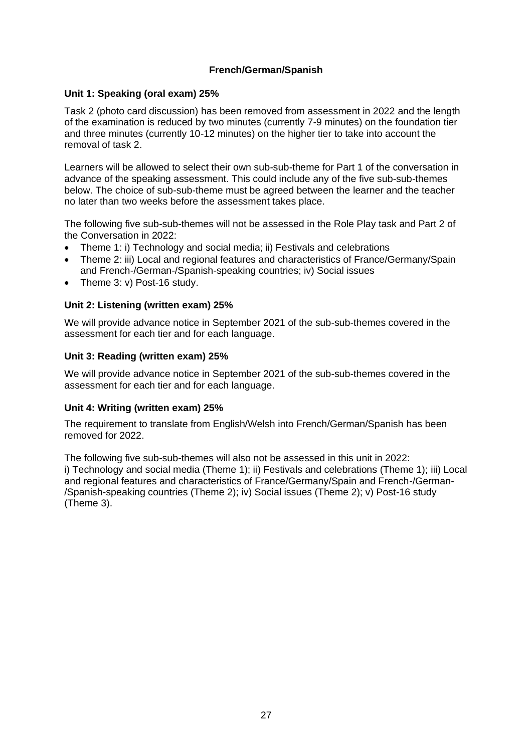## French/German/Spanish

### Unit 1: Speaking (oral exam) 25%

Task 2 (photo card discussion) has been removed from assessment in 2022 and the length of the examination is reduced by two minutes (currently 7-9 minutes) on the foundation tier and three minutes (currently 10-12 minutes) on the higher tier to take into account the removal of task 2.

Learners will be allowed to select their own sub-sub-theme for Part 1 of the conversation in advance of the speaking assessment. This could include any of the five sub-sub-themes below. The choice of sub-sub-theme must be agreed between the learner and the teacher no later than two weeks before the assessment takes place.

The following five sub-sub-themes will not be assessed in the Role Play task and Part 2 of the Conversation in 2022:

- Theme 1: i) Technology and social media; ii) Festivals and celebrations
- Theme 2: iii) Local and regional features and characteristics of France/Germany/Spain and French-/German-/Spanish-speaking countries; iv) Social issues
- Theme 3: v) Post-16 study.

### Unit 2: Listening (written exam) 25%

We will provide advance notice in September 2021 of the sub-sub-themes covered in the assessment for each tier and for each language.

### Unit 3: Reading (written exam) 25%

We will provide advance notice in September 2021 of the sub-sub-themes covered in the assessment for each tier and for each language.

### Unit 4: Writing (written exam) 25%

The requirement to translate from English/Welsh into French/German/Spanish has been removed for 2022.

The following five sub-sub-themes will also not be assessed in this unit in 2022:
i) Technology and social media (Theme 1); ii) Festivals and celebrations (Theme 1); iii) Local and regional features and characteristics of France/Germany/Spain and French-/German-/Spanish-speaking countries (Theme 2); iv) Social issues (Theme 2); v) Post-16 study (Theme 3).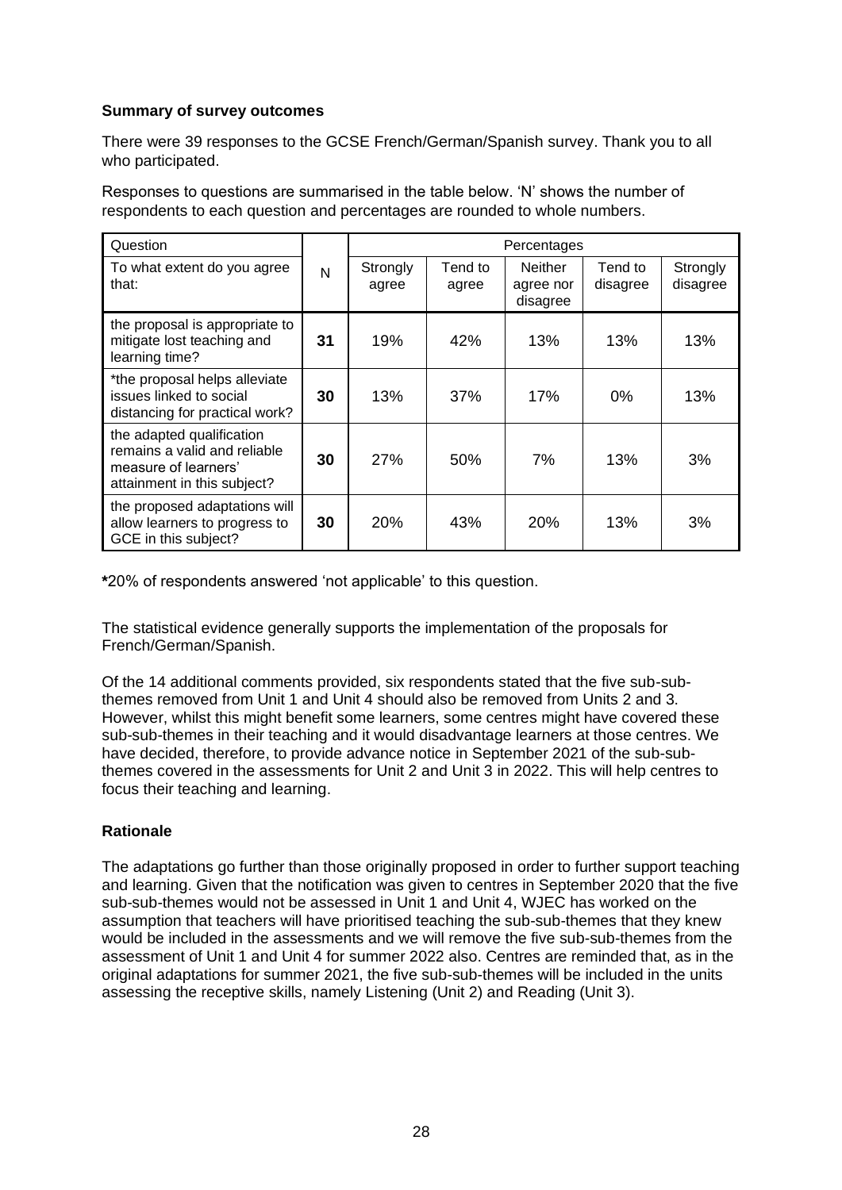**Summary of survey outcomes**

There were 39 responses to the GCSE French/German/Spanish survey. Thank you to all who participated.

Responses to questions are summarised in the table below. 'N' shows the number of respondents to each question and percentages are rounded to whole numbers.

| Question | | Percentages | | | | |
|---|---|---|---|---|---|---|
| To what extent do you agree that: | N | Strongly agree | Tend to agree | Neither agree nor disagree | Tend to disagree | Strongly disagree |
| the proposal is appropriate to mitigate lost teaching and learning time? | **31** | 19% | 42% | 13% | 13% | 13% |
| *the proposal helps alleviate issues linked to social distancing for practical work? | **30** | 13% | 37% | 17% | 0% | 13% |
| the adapted qualification remains a valid and reliable measure of learners' attainment in this subject? | **30** | 27% | 50% | 7% | 13% | 3% |
| the proposed adaptations will allow learners to progress to GCE in this subject? | **30** | 20% | 43% | 20% | 13% | 3% |

**\***20% of respondents answered 'not applicable' to this question.

The statistical evidence generally supports the implementation of the proposals for French/German/Spanish.

Of the 14 additional comments provided, six respondents stated that the five sub-sub-themes removed from Unit 1 and Unit 4 should also be removed from Units 2 and 3. However, whilst this might benefit some learners, some centres might have covered these sub-sub-themes in their teaching and it would disadvantage learners at those centres. We have decided, therefore, to provide advance notice in September 2021 of the sub-sub-themes covered in the assessments for Unit 2 and Unit 3 in 2022. This will help centres to focus their teaching and learning.

**Rationale**

The adaptations go further than those originally proposed in order to further support teaching and learning. Given that the notification was given to centres in September 2020 that the five sub-sub-themes would not be assessed in Unit 1 and Unit 4, WJEC has worked on the assumption that teachers will have prioritised teaching the sub-sub-themes that they knew would be included in the assessments and we will remove the five sub-sub-themes from the assessment of Unit 1 and Unit 4 for summer 2022 also. Centres are reminded that, as in the original adaptations for summer 2021, the five sub-sub-themes will be included in the units assessing the receptive skills, namely Listening (Unit 2) and Reading (Unit 3).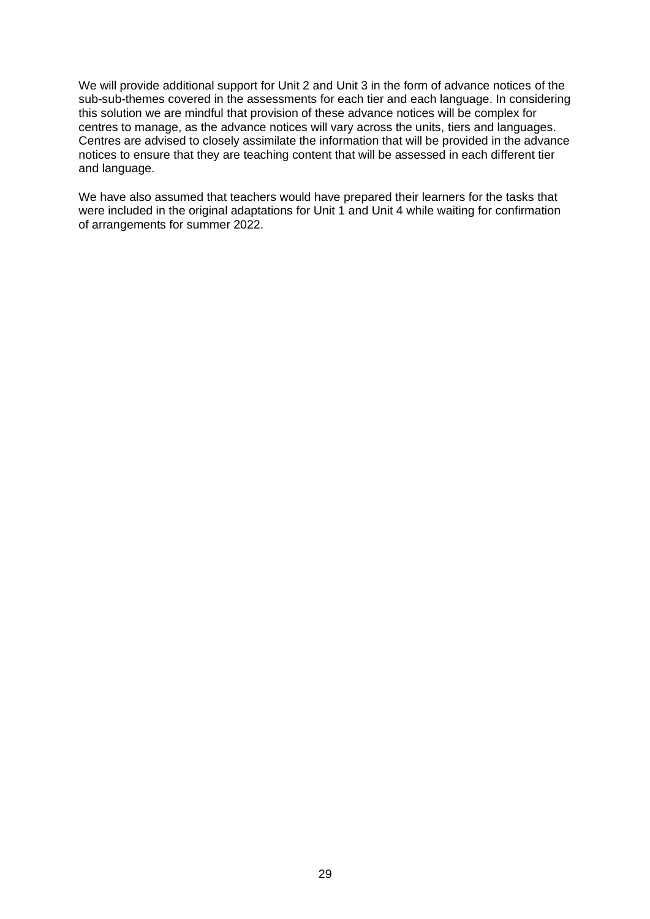We will provide additional support for Unit 2 and Unit 3 in the form of advance notices of the sub-sub-themes covered in the assessments for each tier and each language. In considering this solution we are mindful that provision of these advance notices will be complex for centres to manage, as the advance notices will vary across the units, tiers and languages. Centres are advised to closely assimilate the information that will be provided in the advance notices to ensure that they are teaching content that will be assessed in each different tier and language.

We have also assumed that teachers would have prepared their learners for the tasks that were included in the original adaptations for Unit 1 and Unit 4 while waiting for confirmation of arrangements for summer 2022.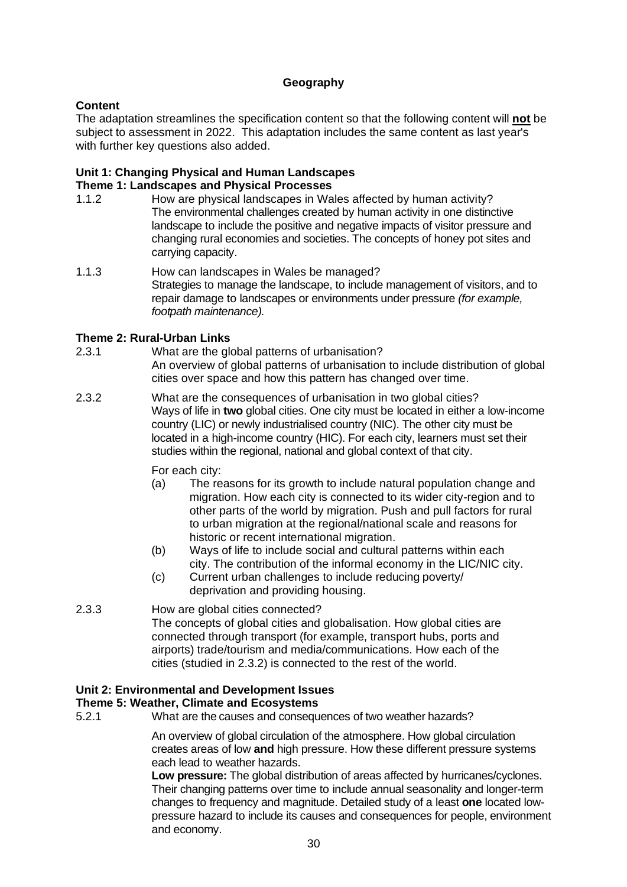### Geography

**Content**

The adaptation streamlines the specification content so that the following content will **not** be subject to assessment in 2022. This adaptation includes the same content as last year's with further key questions also added.

**Unit 1: Changing Physical and Human Landscapes**
**Theme 1: Landscapes and Physical Processes**

1.1.2 How are physical landscapes in Wales affected by human activity?
The environmental challenges created by human activity in one distinctive landscape to include the positive and negative impacts of visitor pressure and changing rural economies and societies. The concepts of honey pot sites and carrying capacity.

1.1.3 How can landscapes in Wales be managed?
Strategies to manage the landscape, to include management of visitors, and to repair damage to landscapes or environments under pressure *(for example, footpath maintenance).*

**Theme 2: Rural-Urban Links**

2.3.1 What are the global patterns of urbanisation?
An overview of global patterns of urbanisation to include distribution of global cities over space and how this pattern has changed over time.

2.3.2 What are the consequences of urbanisation in two global cities?
Ways of life in **two** global cities. One city must be located in either a low-income country (LIC) or newly industrialised country (NIC). The other city must be located in a high-income country (HIC). For each city, learners must set their studies within the regional, national and global context of that city.

For each city:

- (a) The reasons for its growth to include natural population change and migration. How each city is connected to its wider city-region and to other parts of the world by migration. Push and pull factors for rural to urban migration at the regional/national scale and reasons for historic or recent international migration.
- (b) Ways of life to include social and cultural patterns within each city. The contribution of the informal economy in the LIC/NIC city.
- (c) Current urban challenges to include reducing poverty/ deprivation and providing housing.

2.3.3 How are global cities connected?
The concepts of global cities and globalisation. How global cities are connected through transport (for example, transport hubs, ports and airports) trade/tourism and media/communications. How each of the cities (studied in 2.3.2) is connected to the rest of the world.

**Unit 2: Environmental and Development Issues**
**Theme 5: Weather, Climate and Ecosystems**

5.2.1 What are the causes and consequences of two weather hazards?

An overview of global circulation of the atmosphere. How global circulation creates areas of low **and** high pressure. How these different pressure systems each lead to weather hazards.
**Low pressure:** The global distribution of areas affected by hurricanes/cyclones. Their changing patterns over time to include annual seasonality and longer-term changes to frequency and magnitude. Detailed study of a least **one** located low-pressure hazard to include its causes and consequences for people, environment and economy.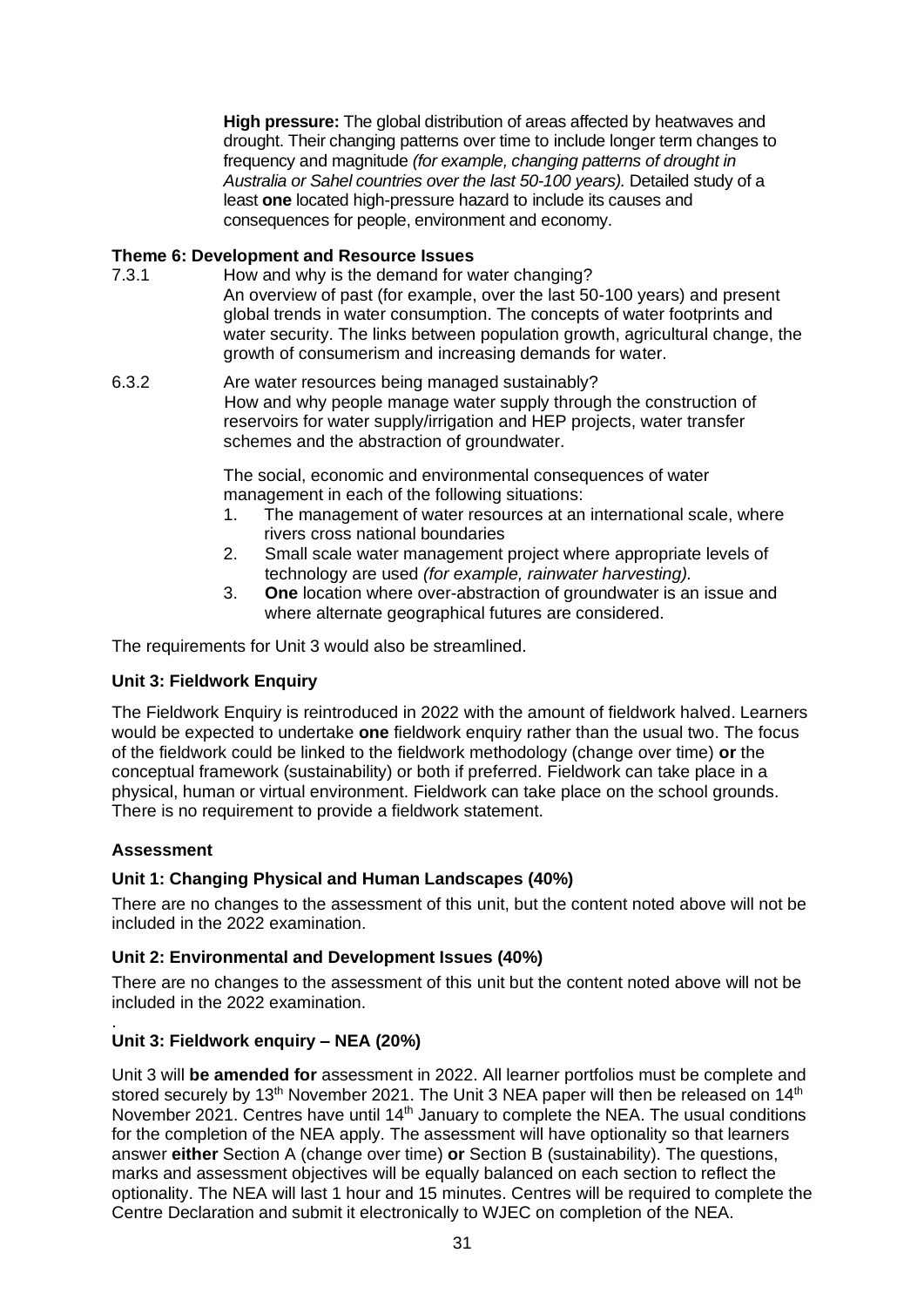**High pressure:** The global distribution of areas affected by heatwaves and drought. Their changing patterns over time to include longer term changes to frequency and magnitude *(for example, changing patterns of drought in Australia or Sahel countries over the last 50-100 years).* Detailed study of a least **one** located high-pressure hazard to include its causes and consequences for people, environment and economy.

**Theme 6: Development and Resource Issues**

7.3.1 How and why is the demand for water changing?
An overview of past (for example, over the last 50-100 years) and present global trends in water consumption. The concepts of water footprints and water security. The links between population growth, agricultural change, the growth of consumerism and increasing demands for water.

6.3.2 Are water resources being managed sustainably?
How and why people manage water supply through the construction of reservoirs for water supply/irrigation and HEP projects, water transfer schemes and the abstraction of groundwater.

The social, economic and environmental consequences of water management in each of the following situations:

1. The management of water resources at an international scale, where rivers cross national boundaries
2. Small scale water management project where appropriate levels of technology are used *(for example, rainwater harvesting).*
3. **One** location where over-abstraction of groundwater is an issue and where alternate geographical futures are considered.

The requirements for Unit 3 would also be streamlined.

**Unit 3: Fieldwork Enquiry**

The Fieldwork Enquiry is reintroduced in 2022 with the amount of fieldwork halved. Learners would be expected to undertake **one** fieldwork enquiry rather than the usual two. The focus of the fieldwork could be linked to the fieldwork methodology (change over time) **or** the conceptual framework (sustainability) or both if preferred. Fieldwork can take place in a physical, human or virtual environment. Fieldwork can take place on the school grounds. There is no requirement to provide a fieldwork statement.

**Assessment**

**Unit 1: Changing Physical and Human Landscapes (40%)**

There are no changes to the assessment of this unit, but the content noted above will not be included in the 2022 examination.

**Unit 2: Environmental and Development Issues (40%)**

There are no changes to the assessment of this unit but the content noted above will not be included in the 2022 examination.

.

**Unit 3: Fieldwork enquiry – NEA (20%)**

Unit 3 will **be amended for** assessment in 2022. All learner portfolios must be complete and stored securely by 13th November 2021. The Unit 3 NEA paper will then be released on 14th November 2021. Centres have until 14th January to complete the NEA. The usual conditions for the completion of the NEA apply. The assessment will have optionality so that learners answer **either** Section A (change over time) **or** Section B (sustainability). The questions, marks and assessment objectives will be equally balanced on each section to reflect the optionality. The NEA will last 1 hour and 15 minutes. Centres will be required to complete the Centre Declaration and submit it electronically to WJEC on completion of the NEA.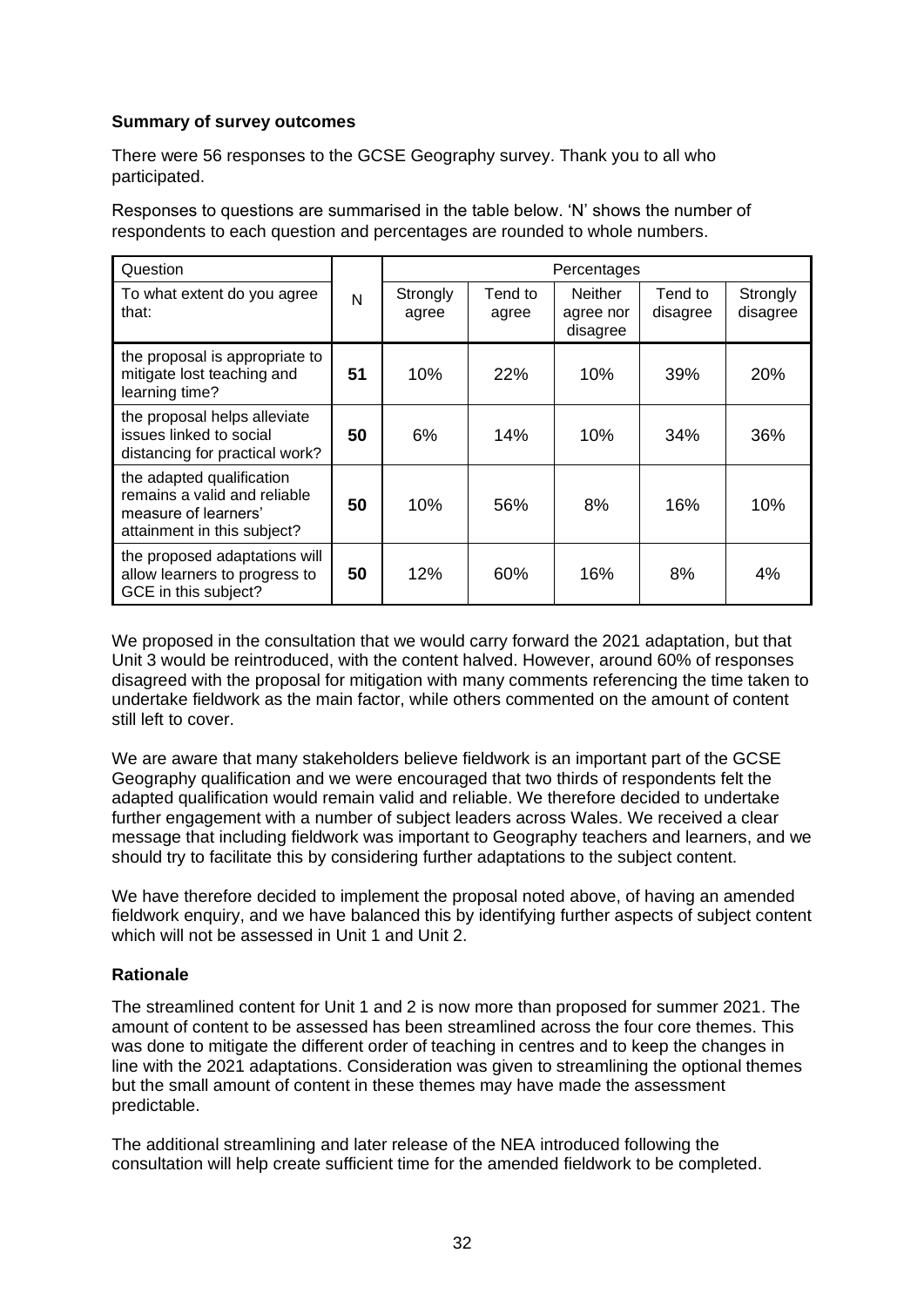**Summary of survey outcomes**

There were 56 responses to the GCSE Geography survey. Thank you to all who participated.

Responses to questions are summarised in the table below. 'N' shows the number of respondents to each question and percentages are rounded to whole numbers.

| Question | | Percentages | | | | |
|---|---|---|---|---|---|---|
| To what extent do you agree that: | N | Strongly agree | Tend to agree | Neither agree nor disagree | Tend to disagree | Strongly disagree |
| the proposal is appropriate to mitigate lost teaching and learning time? | **51** | 10% | 22% | 10% | 39% | 20% |
| the proposal helps alleviate issues linked to social distancing for practical work? | **50** | 6% | 14% | 10% | 34% | 36% |
| the adapted qualification remains a valid and reliable measure of learners' attainment in this subject? | **50** | 10% | 56% | 8% | 16% | 10% |
| the proposed adaptations will allow learners to progress to GCE in this subject? | **50** | 12% | 60% | 16% | 8% | 4% |

We proposed in the consultation that we would carry forward the 2021 adaptation, but that Unit 3 would be reintroduced, with the content halved. However, around 60% of responses disagreed with the proposal for mitigation with many comments referencing the time taken to undertake fieldwork as the main factor, while others commented on the amount of content still left to cover.

We are aware that many stakeholders believe fieldwork is an important part of the GCSE Geography qualification and we were encouraged that two thirds of respondents felt the adapted qualification would remain valid and reliable. We therefore decided to undertake further engagement with a number of subject leaders across Wales. We received a clear message that including fieldwork was important to Geography teachers and learners, and we should try to facilitate this by considering further adaptations to the subject content.

We have therefore decided to implement the proposal noted above, of having an amended fieldwork enquiry, and we have balanced this by identifying further aspects of subject content which will not be assessed in Unit 1 and Unit 2.

**Rationale**

The streamlined content for Unit 1 and 2 is now more than proposed for summer 2021. The amount of content to be assessed has been streamlined across the four core themes. This was done to mitigate the different order of teaching in centres and to keep the changes in line with the 2021 adaptations. Consideration was given to streamlining the optional themes but the small amount of content in these themes may have made the assessment predictable.

The additional streamlining and later release of the NEA introduced following the consultation will help create sufficient time for the amended fieldwork to be completed.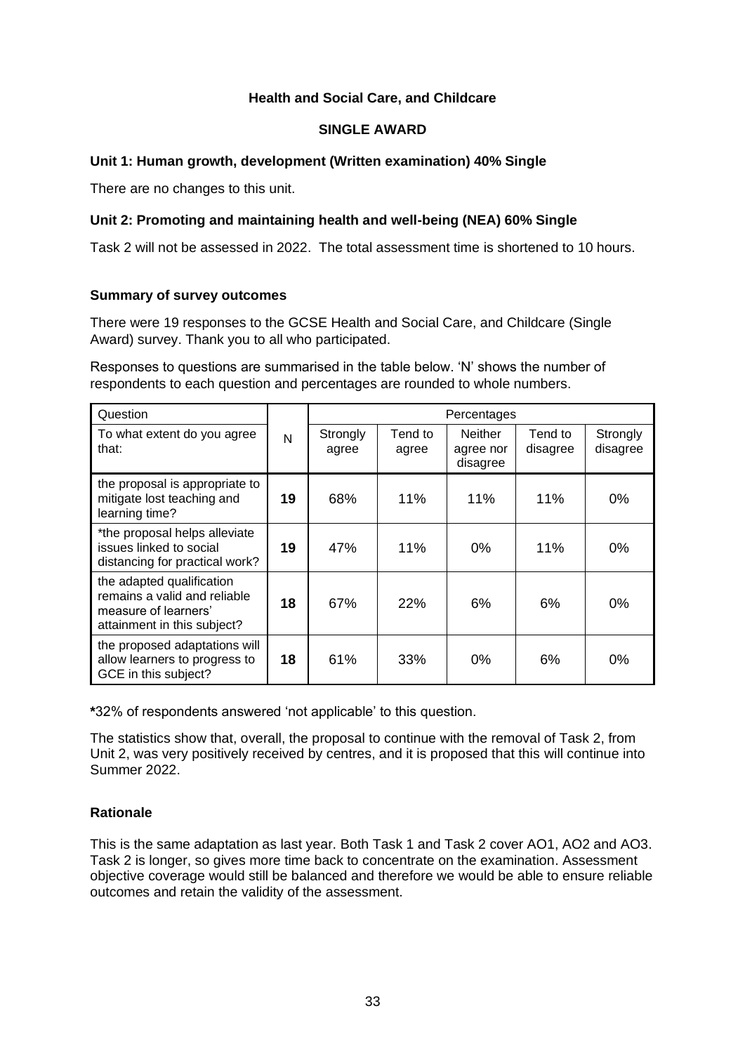**Health and Social Care, and Childcare**

**SINGLE AWARD**

**Unit 1: Human growth, development (Written examination) 40% Single**

There are no changes to this unit.

**Unit 2: Promoting and maintaining health and well-being (NEA) 60% Single**

Task 2 will not be assessed in 2022. The total assessment time is shortened to 10 hours.

**Summary of survey outcomes**

There were 19 responses to the GCSE Health and Social Care, and Childcare (Single Award) survey. Thank you to all who participated.

Responses to questions are summarised in the table below. 'N' shows the number of respondents to each question and percentages are rounded to whole numbers.

| Question | | Percentages | | | | |
|---|---|---|---|---|---|---|
| To what extent do you agree that: | N | Strongly agree | Tend to agree | Neither agree nor disagree | Tend to disagree | Strongly disagree |
| the proposal is appropriate to mitigate lost teaching and learning time? | **19** | 68% | 11% | 11% | 11% | 0% |
| *the proposal helps alleviate issues linked to social distancing for practical work? | **19** | 47% | 11% | 0% | 11% | 0% |
| the adapted qualification remains a valid and reliable measure of learners' attainment in this subject? | **18** | 67% | 22% | 6% | 6% | 0% |
| the proposed adaptations will allow learners to progress to GCE in this subject? | **18** | 61% | 33% | 0% | 6% | 0% |

*32% of respondents answered 'not applicable' to this question.

The statistics show that, overall, the proposal to continue with the removal of Task 2, from Unit 2, was very positively received by centres, and it is proposed that this will continue into Summer 2022.

**Rationale**

This is the same adaptation as last year. Both Task 1 and Task 2 cover AO1, AO2 and AO3. Task 2 is longer, so gives more time back to concentrate on the examination. Assessment objective coverage would still be balanced and therefore we would be able to ensure reliable outcomes and retain the validity of the assessment.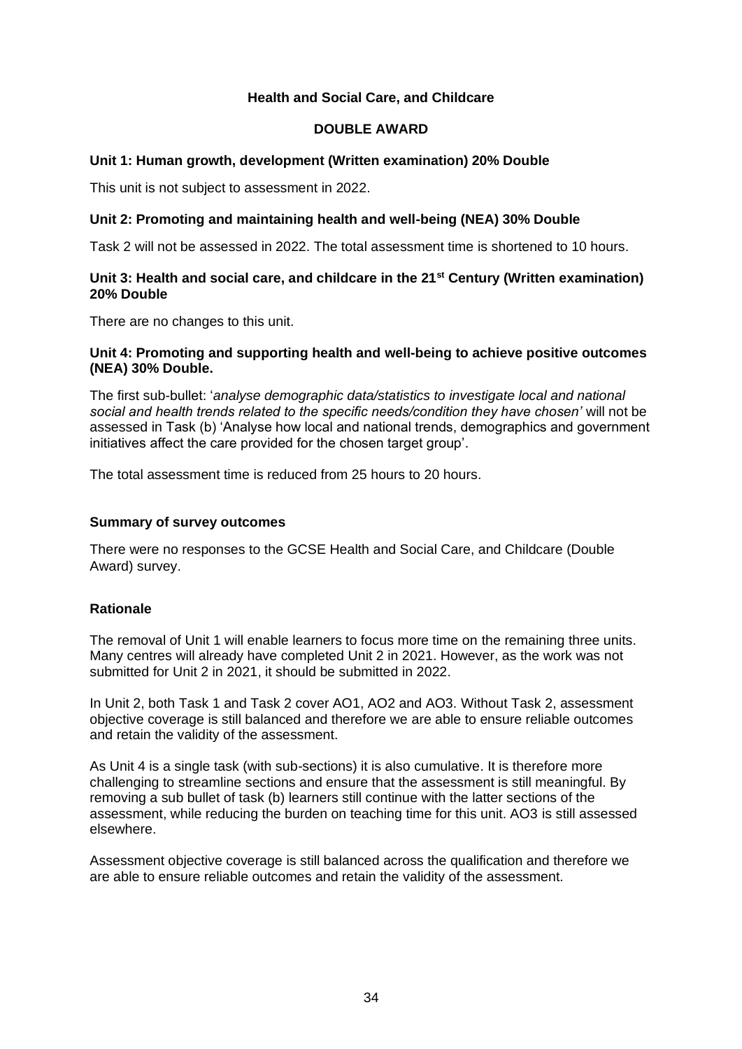## Health and Social Care, and Childcare

### DOUBLE AWARD

**Unit 1: Human growth, development (Written examination) 20% Double**

This unit is not subject to assessment in 2022.

**Unit 2: Promoting and maintaining health and well-being (NEA) 30% Double**

Task 2 will not be assessed in 2022. The total assessment time is shortened to 10 hours.

**Unit 3: Health and social care, and childcare in the 21st Century (Written examination) 20% Double**

There are no changes to this unit.

**Unit 4: Promoting and supporting health and well-being to achieve positive outcomes (NEA) 30% Double.**

The first sub-bullet: '*analyse demographic data/statistics to investigate local and national social and health trends related to the specific needs/condition they have chosen'* will not be assessed in Task (b) 'Analyse how local and national trends, demographics and government initiatives affect the care provided for the chosen target group'.

The total assessment time is reduced from 25 hours to 20 hours.

**Summary of survey outcomes**

There were no responses to the GCSE Health and Social Care, and Childcare (Double Award) survey.

**Rationale**

The removal of Unit 1 will enable learners to focus more time on the remaining three units. Many centres will already have completed Unit 2 in 2021. However, as the work was not submitted for Unit 2 in 2021, it should be submitted in 2022.

In Unit 2, both Task 1 and Task 2 cover AO1, AO2 and AO3. Without Task 2, assessment objective coverage is still balanced and therefore we are able to ensure reliable outcomes and retain the validity of the assessment.

As Unit 4 is a single task (with sub-sections) it is also cumulative. It is therefore more challenging to streamline sections and ensure that the assessment is still meaningful. By removing a sub bullet of task (b) learners still continue with the latter sections of the assessment, while reducing the burden on teaching time for this unit. AO3 is still assessed elsewhere.

Assessment objective coverage is still balanced across the qualification and therefore we are able to ensure reliable outcomes and retain the validity of the assessment.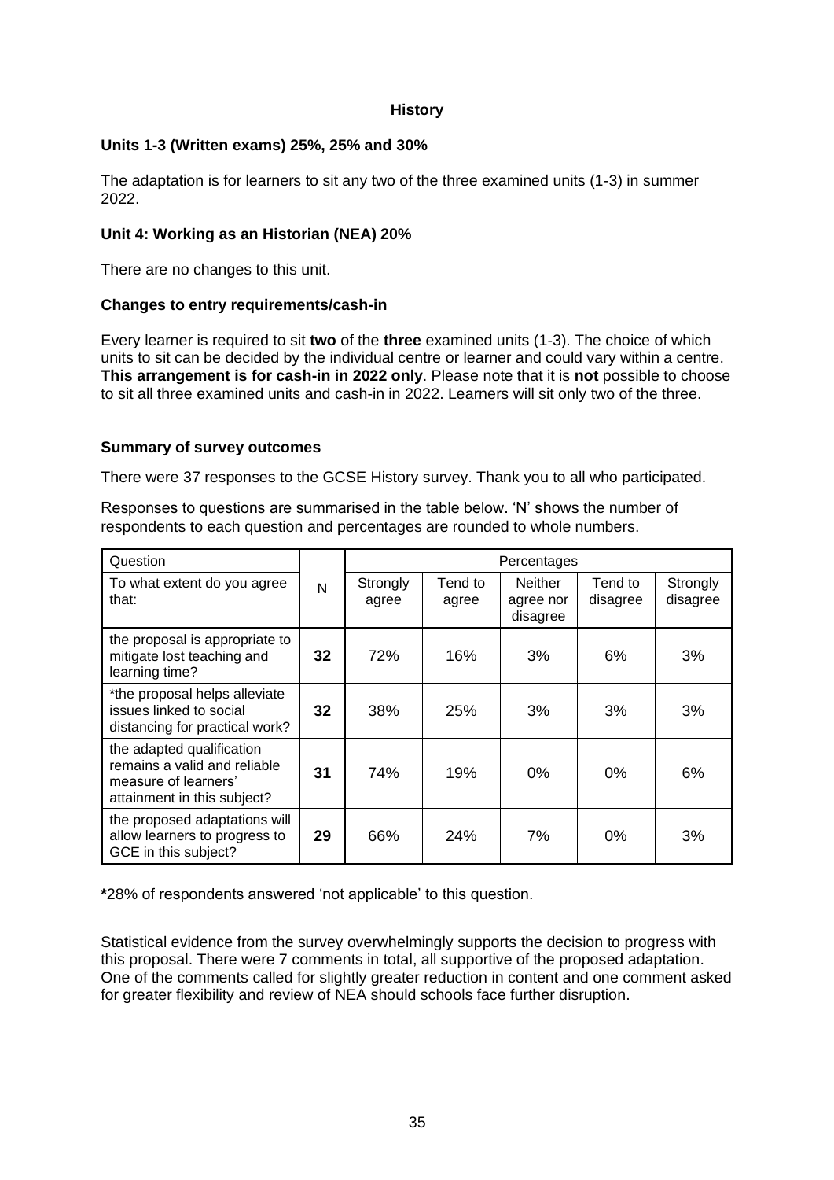### History

**Units 1-3 (Written exams) 25%, 25% and 30%**

The adaptation is for learners to sit any two of the three examined units (1-3) in summer 2022.

**Unit 4: Working as an Historian (NEA) 20%**

There are no changes to this unit.

**Changes to entry requirements/cash-in**

Every learner is required to sit **two** of the **three** examined units (1-3). The choice of which units to sit can be decided by the individual centre or learner and could vary within a centre. **This arrangement is for cash-in in 2022 only**. Please note that it is **not** possible to choose to sit all three examined units and cash-in in 2022. Learners will sit only two of the three.

**Summary of survey outcomes**

There were 37 responses to the GCSE History survey. Thank you to all who participated.

Responses to questions are summarised in the table below. 'N' shows the number of respondents to each question and percentages are rounded to whole numbers.

| Question | | Percentages | | | | |
|---|---|---|---|---|---|---|
| To what extent do you agree that: | N | Strongly agree | Tend to agree | Neither agree nor disagree | Tend to disagree | Strongly disagree |
| the proposal is appropriate to mitigate lost teaching and learning time? | **32** | 72% | 16% | 3% | 6% | 3% |
| *the proposal helps alleviate issues linked to social distancing for practical work? | **32** | 38% | 25% | 3% | 3% | 3% |
| the adapted qualification remains a valid and reliable measure of learners' attainment in this subject? | **31** | 74% | 19% | 0% | 0% | 6% |
| the proposed adaptations will allow learners to progress to GCE in this subject? | **29** | 66% | 24% | 7% | 0% | 3% |

**\***28% of respondents answered 'not applicable' to this question.

Statistical evidence from the survey overwhelmingly supports the decision to progress with this proposal. There were 7 comments in total, all supportive of the proposed adaptation. One of the comments called for slightly greater reduction in content and one comment asked for greater flexibility and review of NEA should schools face further disruption.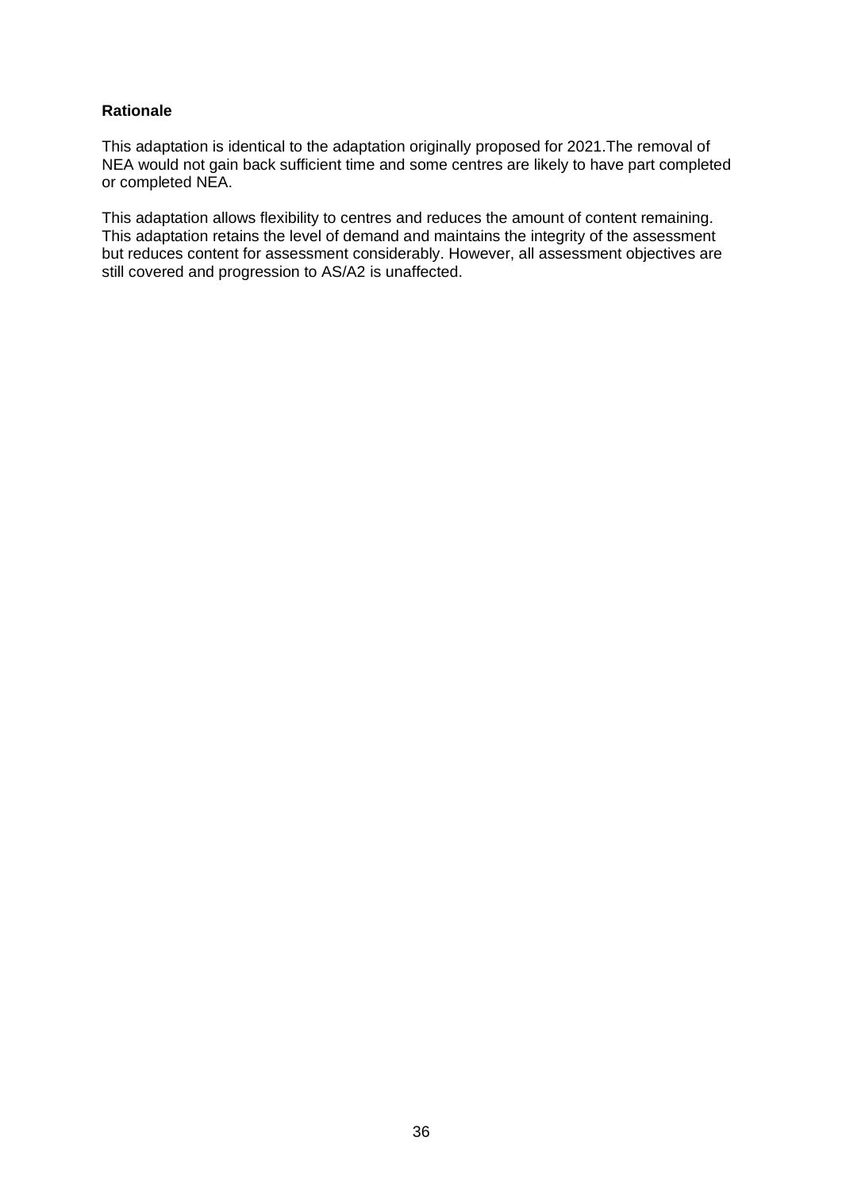**Rationale**

This adaptation is identical to the adaptation originally proposed for 2021.The removal of NEA would not gain back sufficient time and some centres are likely to have part completed or completed NEA.

This adaptation allows flexibility to centres and reduces the amount of content remaining. This adaptation retains the level of demand and maintains the integrity of the assessment but reduces content for assessment considerably. However, all assessment objectives are still covered and progression to AS/A2 is unaffected.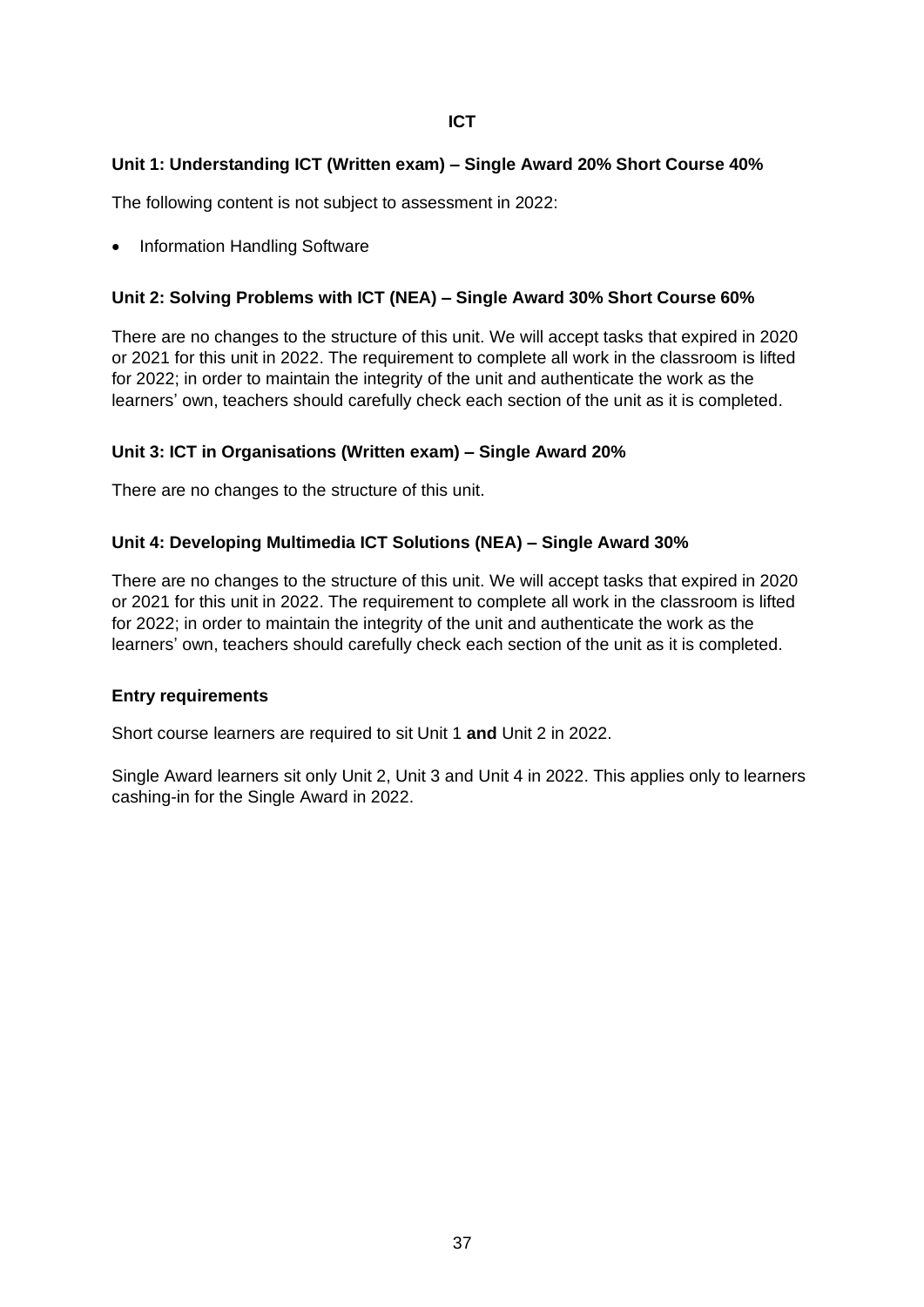## ICT

### Unit 1: Understanding ICT (Written exam) – Single Award 20% Short Course 40%

The following content is not subject to assessment in 2022:

- Information Handling Software

### Unit 2: Solving Problems with ICT (NEA) – Single Award 30% Short Course 60%

There are no changes to the structure of this unit. We will accept tasks that expired in 2020 or 2021 for this unit in 2022. The requirement to complete all work in the classroom is lifted for 2022; in order to maintain the integrity of the unit and authenticate the work as the learners' own, teachers should carefully check each section of the unit as it is completed.

### Unit 3: ICT in Organisations (Written exam) – Single Award 20%

There are no changes to the structure of this unit.

### Unit 4: Developing Multimedia ICT Solutions (NEA) – Single Award 30%

There are no changes to the structure of this unit. We will accept tasks that expired in 2020 or 2021 for this unit in 2022. The requirement to complete all work in the classroom is lifted for 2022; in order to maintain the integrity of the unit and authenticate the work as the learners' own, teachers should carefully check each section of the unit as it is completed.

### Entry requirements

Short course learners are required to sit Unit 1 **and** Unit 2 in 2022.

Single Award learners sit only Unit 2, Unit 3 and Unit 4 in 2022. This applies only to learners cashing-in for the Single Award in 2022.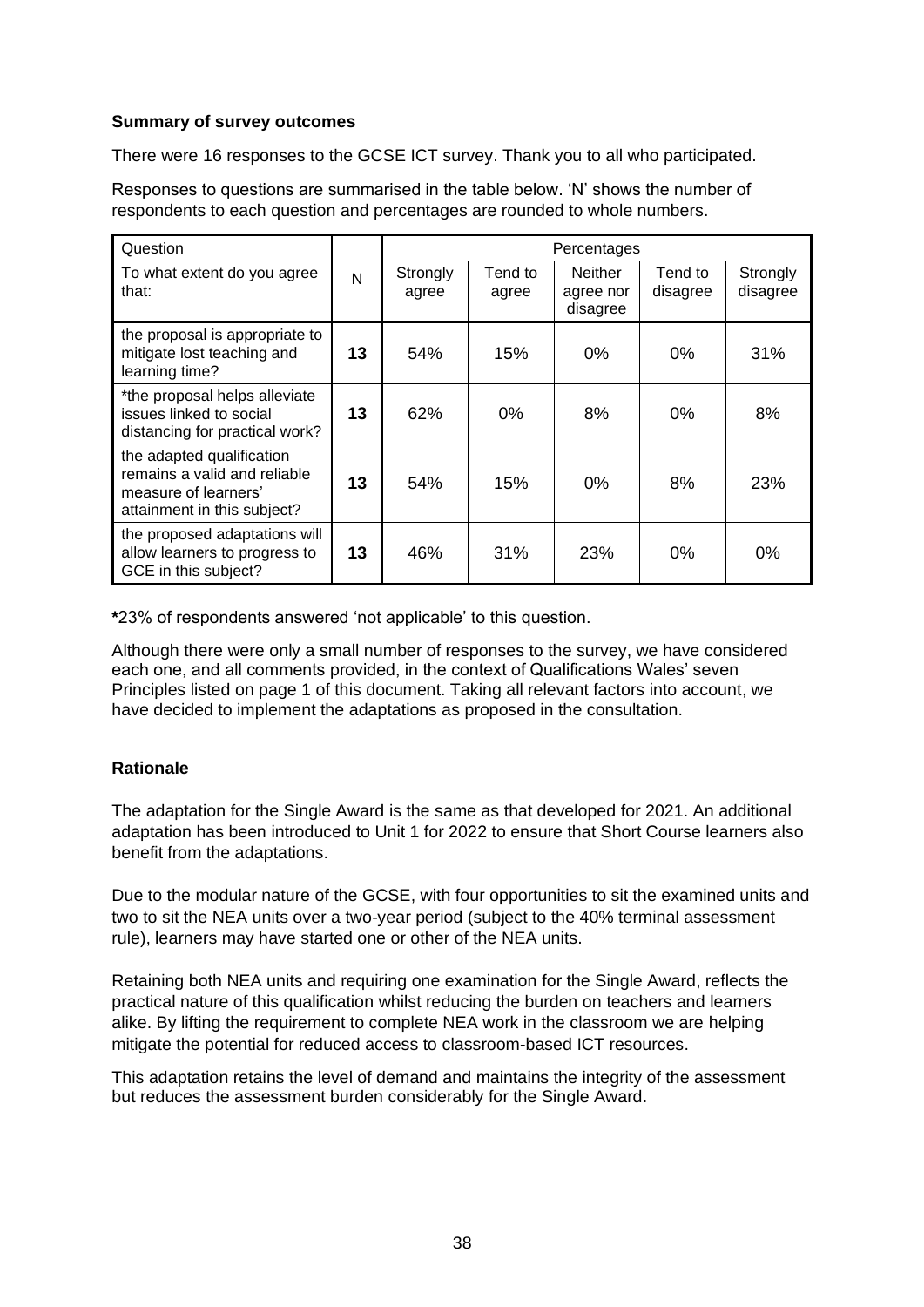**Summary of survey outcomes**

There were 16 responses to the GCSE ICT survey. Thank you to all who participated.

Responses to questions are summarised in the table below. 'N' shows the number of respondents to each question and percentages are rounded to whole numbers.

| Question | | Percentages | | | | |
|---|---|---|---|---|---|---|
| To what extent do you agree that: | N | Strongly agree | Tend to agree | Neither agree nor disagree | Tend to disagree | Strongly disagree |
| the proposal is appropriate to mitigate lost teaching and learning time? | **13** | 54% | 15% | 0% | 0% | 31% |
| *the proposal helps alleviate issues linked to social distancing for practical work? | **13** | 62% | 0% | 8% | 0% | 8% |
| the adapted qualification remains a valid and reliable measure of learners' attainment in this subject? | **13** | 54% | 15% | 0% | 8% | 23% |
| the proposed adaptations will allow learners to progress to GCE in this subject? | **13** | 46% | 31% | 23% | 0% | 0% |

**\***23% of respondents answered 'not applicable' to this question.

Although there were only a small number of responses to the survey, we have considered each one, and all comments provided, in the context of Qualifications Wales' seven Principles listed on page 1 of this document. Taking all relevant factors into account, we have decided to implement the adaptations as proposed in the consultation.

**Rationale**

The adaptation for the Single Award is the same as that developed for 2021. An additional adaptation has been introduced to Unit 1 for 2022 to ensure that Short Course learners also benefit from the adaptations.

Due to the modular nature of the GCSE, with four opportunities to sit the examined units and two to sit the NEA units over a two-year period (subject to the 40% terminal assessment rule), learners may have started one or other of the NEA units.

Retaining both NEA units and requiring one examination for the Single Award, reflects the practical nature of this qualification whilst reducing the burden on teachers and learners alike. By lifting the requirement to complete NEA work in the classroom we are helping mitigate the potential for reduced access to classroom-based ICT resources.

This adaptation retains the level of demand and maintains the integrity of the assessment but reduces the assessment burden considerably for the Single Award.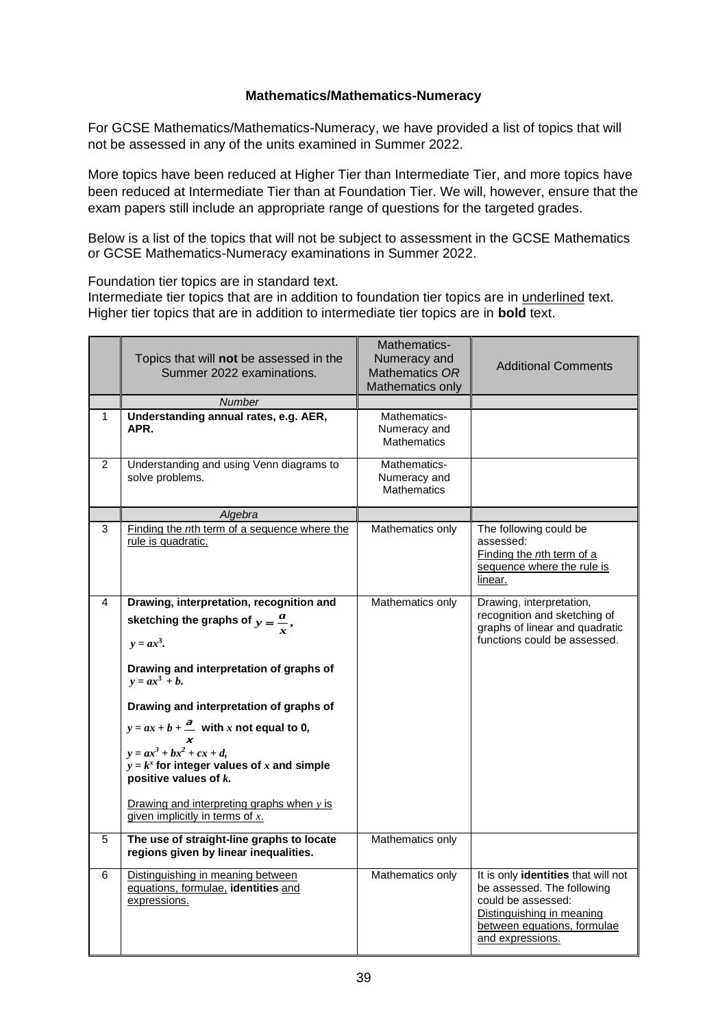**Mathematics/Mathematics-Numeracy**

For GCSE Mathematics/Mathematics-Numeracy, we have provided a list of topics that will not be assessed in any of the units examined in Summer 2022.

More topics have been reduced at Higher Tier than Intermediate Tier, and more topics have been reduced at Intermediate Tier than at Foundation Tier. We will, however, ensure that the exam papers still include an appropriate range of questions for the targeted grades.

Below is a list of the topics that will not be subject to assessment in the GCSE Mathematics or GCSE Mathematics-Numeracy examinations in Summer 2022.

Foundation tier topics are in standard text.
Intermediate tier topics that are in addition to foundation tier topics are in <u>underlined</u> text.
Higher tier topics that are in addition to intermediate tier topics are in **bold** text.

| | Topics that will **not** be assessed in the Summer 2022 examinations. | Mathematics-Numeracy and Mathematics *OR* Mathematics only | Additional Comments |
|---|---|---|---|
| | *Number* | | |
| 1 | **Understanding annual rates, e.g. AER, APR.** | Mathematics-Numeracy and Mathematics | |
| 2 | Understanding and using Venn diagrams to solve problems. | Mathematics-Numeracy and Mathematics | |
| | *Algebra* | | |
| 3 | <u>Finding the *n*th term of a sequence where the rule is quadratic.</u> | Mathematics only | The following could be assessed: <u>Finding the *n*th term of a sequence where the rule is linear.</u> |
| 4 | **Drawing, interpretation, recognition and sketching the graphs of $y = \frac{a}{x}$, $y = ax^3$.** **Drawing and interpretation of graphs of $y = ax^3 + b$.** **Drawing and interpretation of graphs of $y = ax + b + \frac{a}{x}$ with $x$ not equal to 0, $y = ax^3 + bx^2 + cx + d$, $y = k^x$ for integer values of $x$ and simple positive values of $k$.** <u>Drawing and interpreting graphs when $y$ is given implicitly in terms of $x$.</u> | Mathematics only | Drawing, interpretation, recognition and sketching of graphs of linear and quadratic functions could be assessed. |
| 5 | **The use of straight-line graphs to locate regions given by linear inequalities.** | Mathematics only | |
| 6 | <u>Distinguishing in meaning between equations, formulae,</u> **identities** <u>and expressions.</u> | Mathematics only | It is only **identities** that will not be assessed. The following could be assessed: <u>Distinguishing in meaning between equations, formulae and expressions.</u> |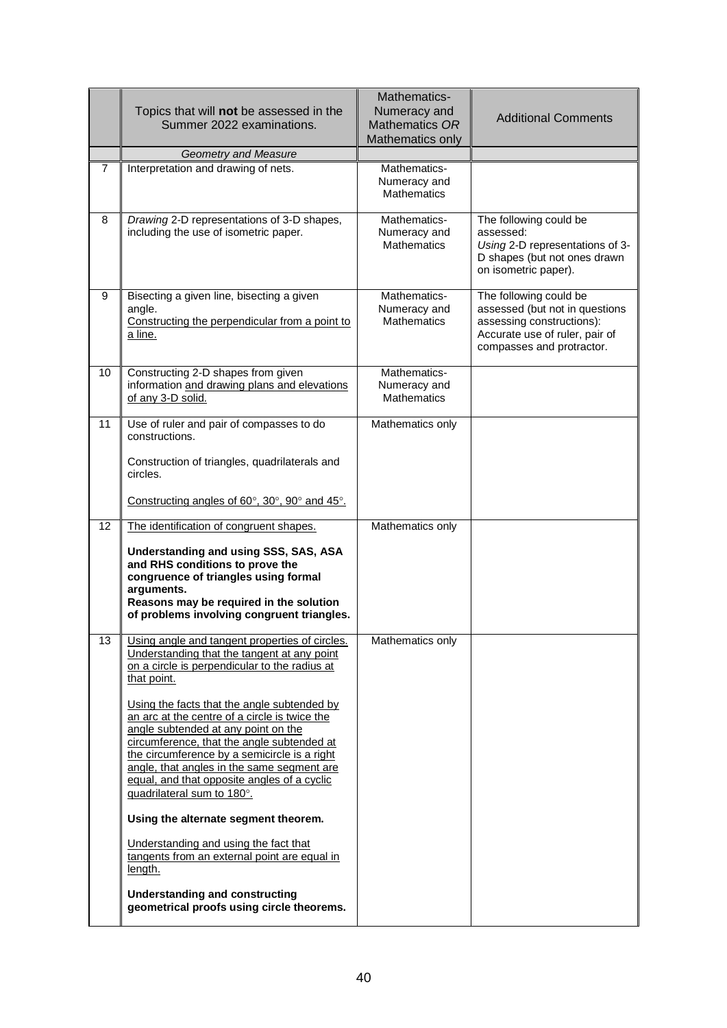| | Topics that will **not** be assessed in the Summer 2022 examinations. | Mathematics-Numeracy and Mathematics *OR* Mathematics only | Additional Comments |
|---|---|---|---|
| | *Geometry and Measure* | | |
| 7 | Interpretation and drawing of nets. | Mathematics-Numeracy and Mathematics | |
| 8 | *Drawing* 2-D representations of 3-D shapes, including the use of isometric paper. | Mathematics-Numeracy and Mathematics | The following could be assessed: *Using* 2-D representations of 3-D shapes (but not ones drawn on isometric paper). |
| 9 | Bisecting a given line, bisecting a given angle. <u>Constructing the perpendicular from a point to a line.</u> | Mathematics-Numeracy and Mathematics | The following could be assessed (but not in questions assessing constructions): Accurate use of ruler, pair of compasses and protractor. |
| 10 | Constructing 2-D shapes from given information <u>and drawing plans and elevations of any 3-D solid.</u> | Mathematics-Numeracy and Mathematics | |
| 11 | Use of ruler and pair of compasses to do constructions.<br><br>Construction of triangles, quadrilaterals and circles.<br><br><u>Constructing angles of 60°, 30°, 90° and 45°.</u> | Mathematics only | |
| 12 | <u>The identification of congruent shapes.</u><br><br>**Understanding and using SSS, SAS, ASA and RHS conditions to prove the congruence of triangles using formal arguments.**<br>**Reasons may be required in the solution of problems involving congruent triangles.** | Mathematics only | |
| 13 | <u>Using angle and tangent properties of circles. Understanding that the tangent at any point on a circle is perpendicular to the radius at that point.</u><br><br><u>Using the facts that the angle subtended by an arc at the centre of a circle is twice the angle subtended at any point on the circumference, that the angle subtended at the circumference by a semicircle is a right angle, that angles in the same segment are equal, and that opposite angles of a cyclic quadrilateral sum to 180°.</u><br><br>**Using the alternate segment theorem.**<br><br><u>Understanding and using the fact that tangents from an external point are equal in length.</u><br><br>**Understanding and constructing geometrical proofs using circle theorems.** | Mathematics only | |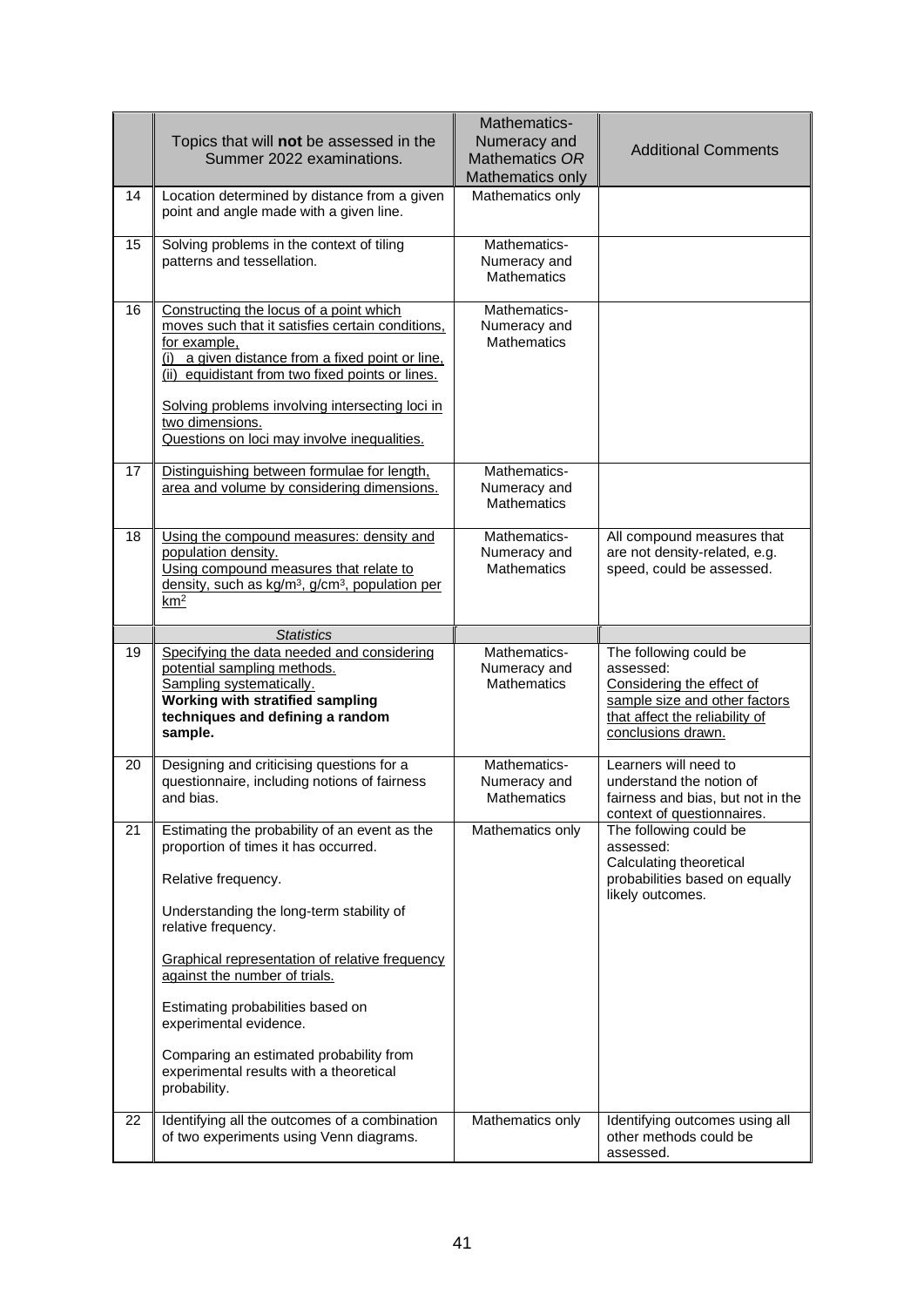| | Topics that will **not** be assessed in the Summer 2022 examinations. | Mathematics-Numeracy and Mathematics *OR* Mathematics only | Additional Comments |
|---|---|---|---|
| 14 | Location determined by distance from a given point and angle made with a given line. | Mathematics only | |
| 15 | Solving problems in the context of tiling patterns and tessellation. | Mathematics-Numeracy and Mathematics | |
| 16 | Constructing the locus of a point which moves such that it satisfies certain conditions, for example, (i) a given distance from a fixed point or line, (ii) equidistant from two fixed points or lines. <br><br> Solving problems involving intersecting loci in two dimensions. <br> Questions on loci may involve inequalities. | Mathematics-Numeracy and Mathematics | |
| 17 | Distinguishing between formulae for length, area and volume by considering dimensions. | Mathematics-Numeracy and Mathematics | |
| 18 | Using the compound measures: density and population density. <br> Using compound measures that relate to density, such as kg/m$^3$, g/cm$^3$, population per km$^2$ | Mathematics-Numeracy and Mathematics | All compound measures that are not density-related, e.g. speed, could be assessed. |
| | *Statistics* | | |
| 19 | Specifying the data needed and considering potential sampling methods. <br> Sampling systematically. <br> **Working with stratified sampling techniques and defining a random sample.** | Mathematics-Numeracy and Mathematics | The following could be assessed: <br> Considering the effect of sample size and other factors that affect the reliability of conclusions drawn. |
| 20 | Designing and criticising questions for a questionnaire, including notions of fairness and bias. | Mathematics-Numeracy and Mathematics | Learners will need to understand the notion of fairness and bias, but not in the context of questionnaires. |
| 21 | Estimating the probability of an event as the proportion of times it has occurred. <br><br> Relative frequency. <br><br> Understanding the long-term stability of relative frequency. <br><br> Graphical representation of relative frequency against the number of trials. <br><br> Estimating probabilities based on experimental evidence. <br><br> Comparing an estimated probability from experimental results with a theoretical probability. | Mathematics only | The following could be assessed: <br> Calculating theoretical probabilities based on equally likely outcomes. |
| 22 | Identifying all the outcomes of a combination of two experiments using Venn diagrams. | Mathematics only | Identifying outcomes using all other methods could be assessed. |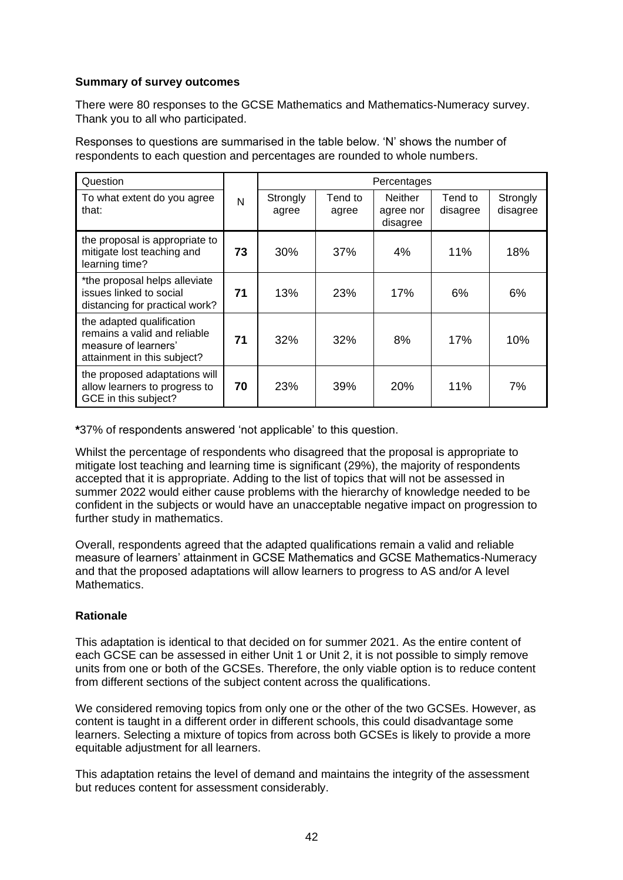**Summary of survey outcomes**

There were 80 responses to the GCSE Mathematics and Mathematics-Numeracy survey. Thank you to all who participated.

Responses to questions are summarised in the table below. 'N' shows the number of respondents to each question and percentages are rounded to whole numbers.

| Question | | Percentages | | | | |
|---|---|---|---|---|---|---|
| To what extent do you agree that: | N | Strongly agree | Tend to agree | Neither agree nor disagree | Tend to disagree | Strongly disagree |
| the proposal is appropriate to mitigate lost teaching and learning time? | **73** | 30% | 37% | 4% | 11% | 18% |
| *the proposal helps alleviate issues linked to social distancing for practical work? | **71** | 13% | 23% | 17% | 6% | 6% |
| the adapted qualification remains a valid and reliable measure of learners' attainment in this subject? | **71** | 32% | 32% | 8% | 17% | 10% |
| the proposed adaptations will allow learners to progress to GCE in this subject? | **70** | 23% | 39% | 20% | 11% | 7% |

**\***37% of respondents answered 'not applicable' to this question.

Whilst the percentage of respondents who disagreed that the proposal is appropriate to mitigate lost teaching and learning time is significant (29%), the majority of respondents accepted that it is appropriate. Adding to the list of topics that will not be assessed in summer 2022 would either cause problems with the hierarchy of knowledge needed to be confident in the subjects or would have an unacceptable negative impact on progression to further study in mathematics.

Overall, respondents agreed that the adapted qualifications remain a valid and reliable measure of learners' attainment in GCSE Mathematics and GCSE Mathematics-Numeracy and that the proposed adaptations will allow learners to progress to AS and/or A level Mathematics.

**Rationale**

This adaptation is identical to that decided on for summer 2021. As the entire content of each GCSE can be assessed in either Unit 1 or Unit 2, it is not possible to simply remove units from one or both of the GCSEs. Therefore, the only viable option is to reduce content from different sections of the subject content across the qualifications.

We considered removing topics from only one or the other of the two GCSEs. However, as content is taught in a different order in different schools, this could disadvantage some learners. Selecting a mixture of topics from across both GCSEs is likely to provide a more equitable adjustment for all learners.

This adaptation retains the level of demand and maintains the integrity of the assessment but reduces content for assessment considerably.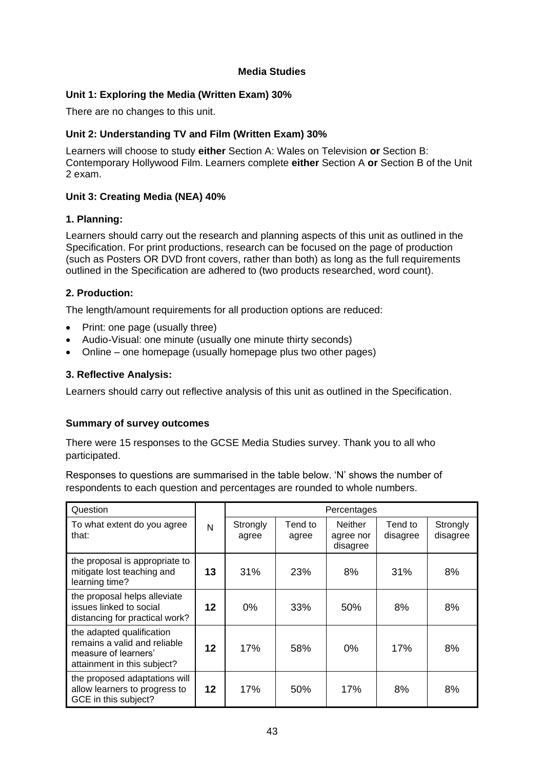### Media Studies

**Unit 1: Exploring the Media (Written Exam) 30%**

There are no changes to this unit.

**Unit 2: Understanding TV and Film (Written Exam) 30%**

Learners will choose to study **either** Section A: Wales on Television **or** Section B: Contemporary Hollywood Film. Learners complete **either** Section A **or** Section B of the Unit 2 exam.

**Unit 3: Creating Media (NEA) 40%**

**1. Planning:**

Learners should carry out the research and planning aspects of this unit as outlined in the Specification. For print productions, research can be focused on the page of production (such as Posters OR DVD front covers, rather than both) as long as the full requirements outlined in the Specification are adhered to (two products researched, word count).

**2. Production:**

The length/amount requirements for all production options are reduced:

- Print: one page (usually three)
- Audio-Visual: one minute (usually one minute thirty seconds)
- Online – one homepage (usually homepage plus two other pages)

**3. Reflective Analysis:**

Learners should carry out reflective analysis of this unit as outlined in the Specification.

**Summary of survey outcomes**

There were 15 responses to the GCSE Media Studies survey. Thank you to all who participated.

Responses to questions are summarised in the table below. 'N' shows the number of respondents to each question and percentages are rounded to whole numbers.

| Question | | Percentages | | | | |
|---|---|---|---|---|---|---|
| To what extent do you agree that: | N | Strongly agree | Tend to agree | Neither agree nor disagree | Tend to disagree | Strongly disagree |
| the proposal is appropriate to mitigate lost teaching and learning time? | **13** | 31% | 23% | 8% | 31% | 8% |
| the proposal helps alleviate issues linked to social distancing for practical work? | **12** | 0% | 33% | 50% | 8% | 8% |
| the adapted qualification remains a valid and reliable measure of learners' attainment in this subject? | **12** | 17% | 58% | 0% | 17% | 8% |
| the proposed adaptations will allow learners to progress to GCE in this subject? | **12** | 17% | 50% | 17% | 8% | 8% |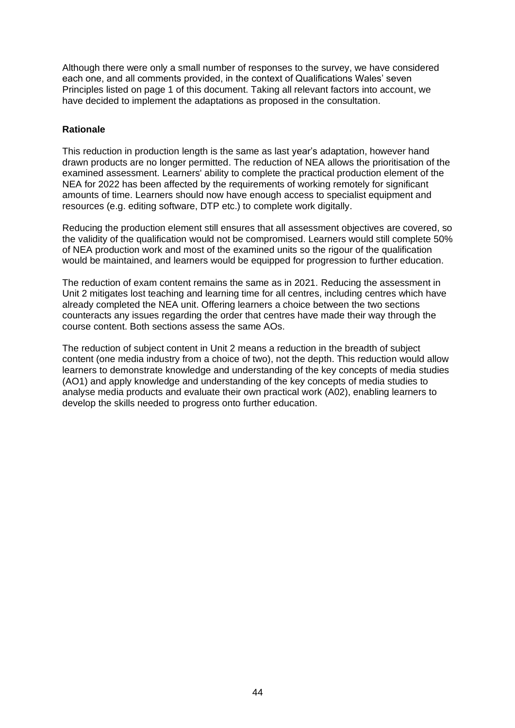Although there were only a small number of responses to the survey, we have considered each one, and all comments provided, in the context of Qualifications Wales' seven Principles listed on page 1 of this document. Taking all relevant factors into account, we have decided to implement the adaptations as proposed in the consultation.

**Rationale**

This reduction in production length is the same as last year's adaptation, however hand drawn products are no longer permitted. The reduction of NEA allows the prioritisation of the examined assessment. Learners' ability to complete the practical production element of the NEA for 2022 has been affected by the requirements of working remotely for significant amounts of time. Learners should now have enough access to specialist equipment and resources (e.g. editing software, DTP etc.) to complete work digitally.

Reducing the production element still ensures that all assessment objectives are covered, so the validity of the qualification would not be compromised. Learners would still complete 50% of NEA production work and most of the examined units so the rigour of the qualification would be maintained, and learners would be equipped for progression to further education.

The reduction of exam content remains the same as in 2021. Reducing the assessment in Unit 2 mitigates lost teaching and learning time for all centres, including centres which have already completed the NEA unit. Offering learners a choice between the two sections counteracts any issues regarding the order that centres have made their way through the course content. Both sections assess the same AOs.

The reduction of subject content in Unit 2 means a reduction in the breadth of subject content (one media industry from a choice of two), not the depth. This reduction would allow learners to demonstrate knowledge and understanding of the key concepts of media studies (AO1) and apply knowledge and understanding of the key concepts of media studies to analyse media products and evaluate their own practical work (A02), enabling learners to develop the skills needed to progress onto further education.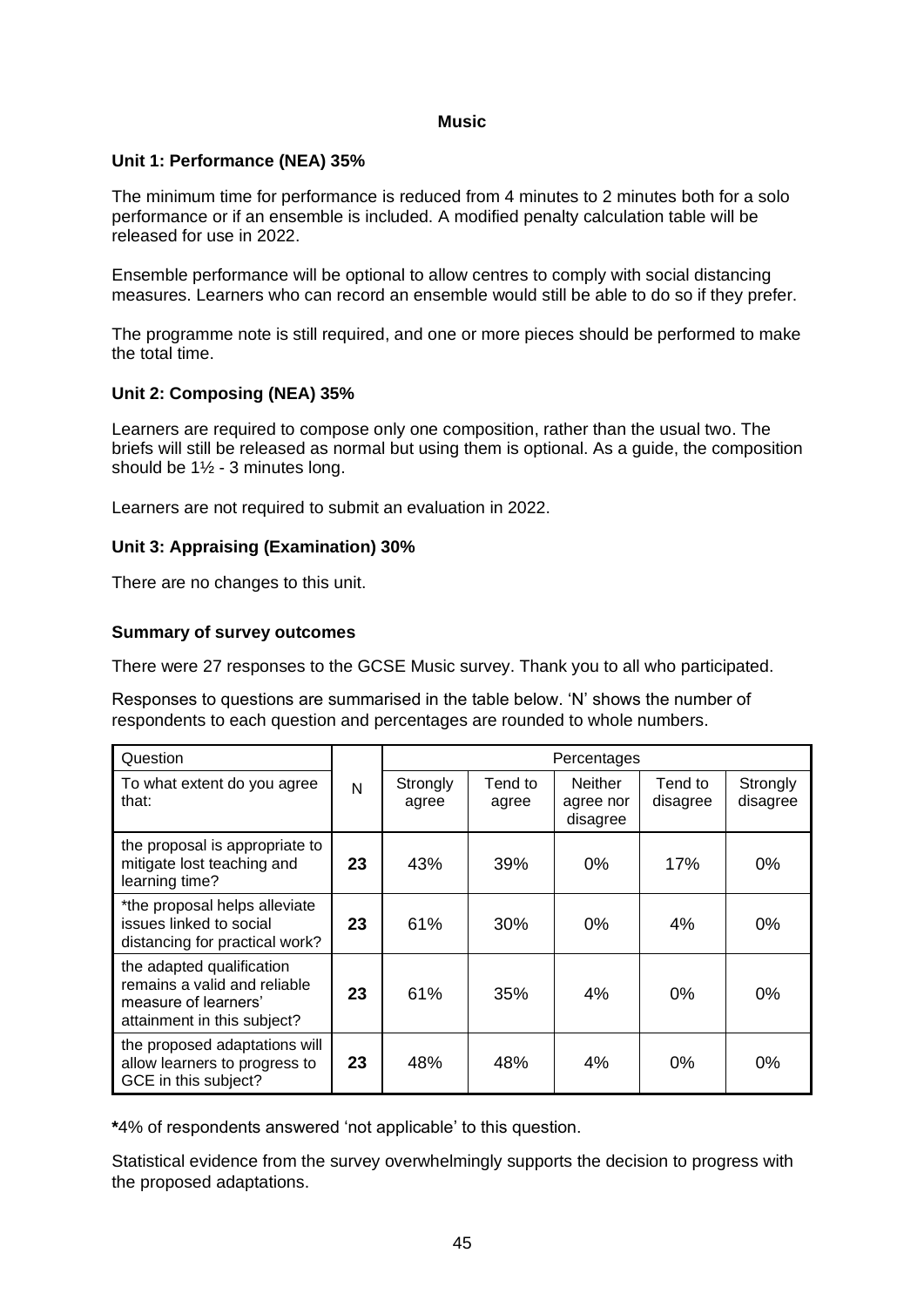## Music

### Unit 1: Performance (NEA) 35%

The minimum time for performance is reduced from 4 minutes to 2 minutes both for a solo performance or if an ensemble is included. A modified penalty calculation table will be released for use in 2022.

Ensemble performance will be optional to allow centres to comply with social distancing measures. Learners who can record an ensemble would still be able to do so if they prefer.

The programme note is still required, and one or more pieces should be performed to make the total time.

### Unit 2: Composing (NEA) 35%

Learners are required to compose only one composition, rather than the usual two. The briefs will still be released as normal but using them is optional. As a guide, the composition should be 1½ - 3 minutes long.

Learners are not required to submit an evaluation in 2022.

### Unit 3: Appraising (Examination) 30%

There are no changes to this unit.

### Summary of survey outcomes

There were 27 responses to the GCSE Music survey. Thank you to all who participated.

Responses to questions are summarised in the table below. 'N' shows the number of respondents to each question and percentages are rounded to whole numbers.

| Question | | Percentages | | | | |
|---|---|---|---|---|---|---|
| To what extent do you agree that: | N | Strongly agree | Tend to agree | Neither agree nor disagree | Tend to disagree | Strongly disagree |
| the proposal is appropriate to mitigate lost teaching and learning time? | **23** | 43% | 39% | 0% | 17% | 0% |
| *the proposal helps alleviate issues linked to social distancing for practical work? | **23** | 61% | 30% | 0% | 4% | 0% |
| the adapted qualification remains a valid and reliable measure of learners' attainment in this subject? | **23** | 61% | 35% | 4% | 0% | 0% |
| the proposed adaptations will allow learners to progress to GCE in this subject? | **23** | 48% | 48% | 4% | 0% | 0% |

**\***4% of respondents answered 'not applicable' to this question.

Statistical evidence from the survey overwhelmingly supports the decision to progress with the proposed adaptations.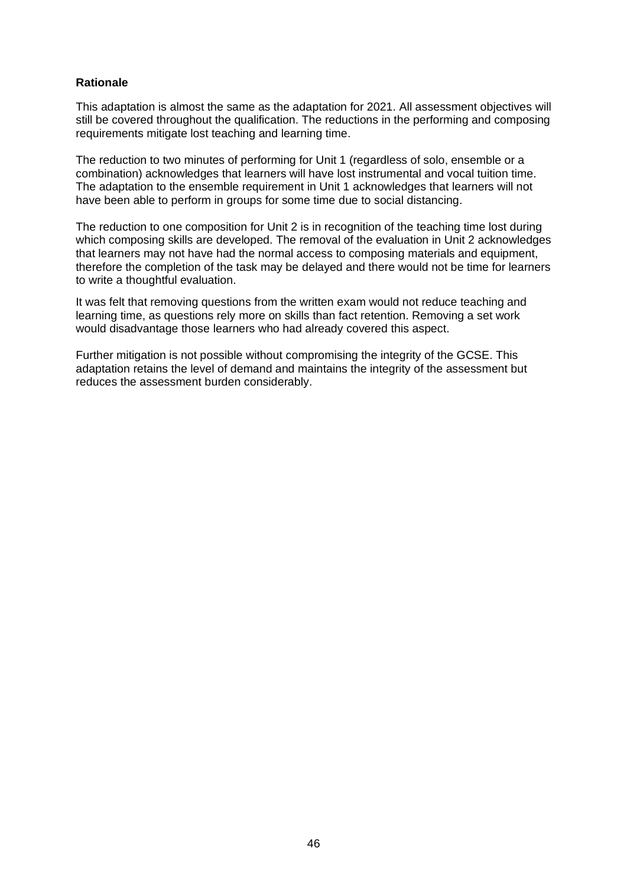**Rationale**

This adaptation is almost the same as the adaptation for 2021. All assessment objectives will still be covered throughout the qualification. The reductions in the performing and composing requirements mitigate lost teaching and learning time.

The reduction to two minutes of performing for Unit 1 (regardless of solo, ensemble or a combination) acknowledges that learners will have lost instrumental and vocal tuition time. The adaptation to the ensemble requirement in Unit 1 acknowledges that learners will not have been able to perform in groups for some time due to social distancing.

The reduction to one composition for Unit 2 is in recognition of the teaching time lost during which composing skills are developed. The removal of the evaluation in Unit 2 acknowledges that learners may not have had the normal access to composing materials and equipment, therefore the completion of the task may be delayed and there would not be time for learners to write a thoughtful evaluation.

It was felt that removing questions from the written exam would not reduce teaching and learning time, as questions rely more on skills than fact retention. Removing a set work would disadvantage those learners who had already covered this aspect.

Further mitigation is not possible without compromising the integrity of the GCSE. This adaptation retains the level of demand and maintains the integrity of the assessment but reduces the assessment burden considerably.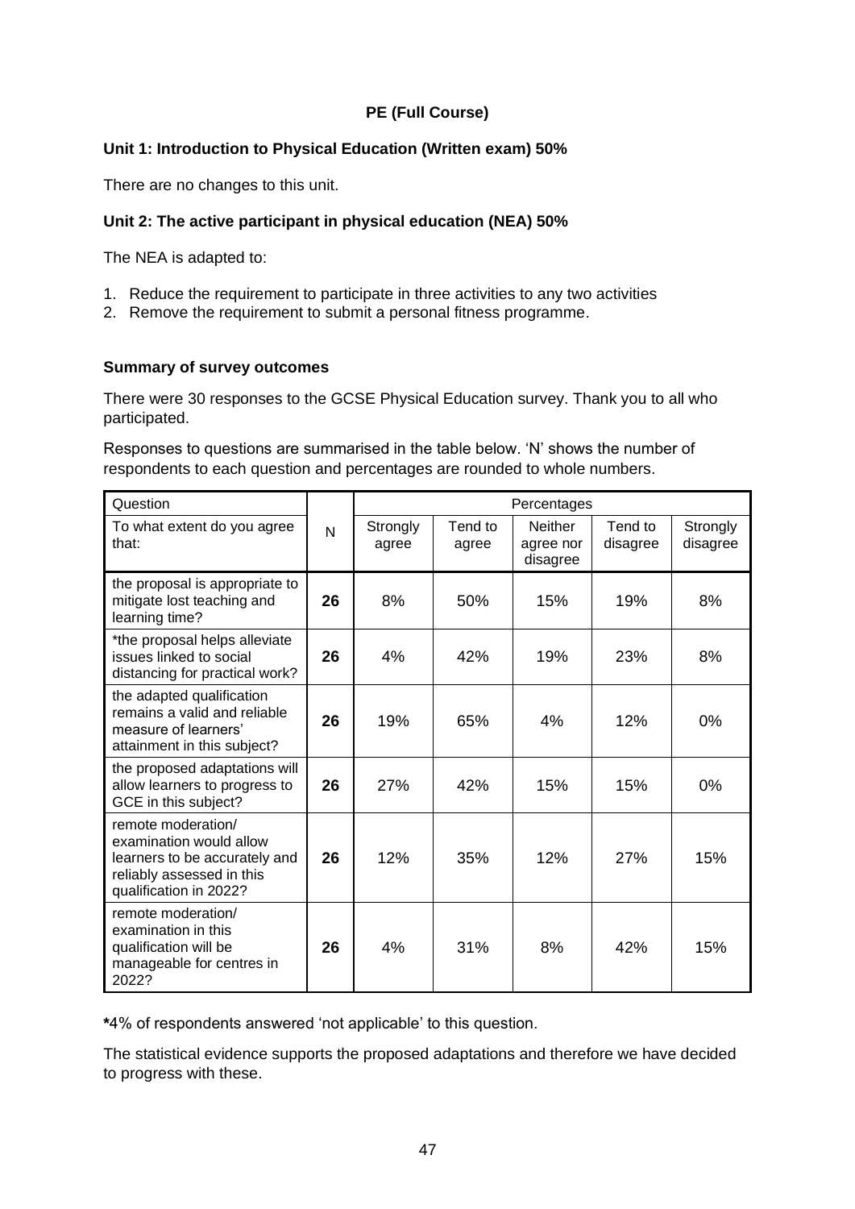**PE (Full Course)**

**Unit 1: Introduction to Physical Education (Written exam) 50%**

There are no changes to this unit.

**Unit 2: The active participant in physical education (NEA) 50%**

The NEA is adapted to:

1. Reduce the requirement to participate in three activities to any two activities
2. Remove the requirement to submit a personal fitness programme.

**Summary of survey outcomes**

There were 30 responses to the GCSE Physical Education survey. Thank you to all who participated.

Responses to questions are summarised in the table below. 'N' shows the number of respondents to each question and percentages are rounded to whole numbers.

| Question | | Percentages | | | | |
|---|---|---|---|---|---|---|
| To what extent do you agree that: | N | Strongly agree | Tend to agree | Neither agree nor disagree | Tend to disagree | Strongly disagree |
| the proposal is appropriate to mitigate lost teaching and learning time? | **26** | 8% | 50% | 15% | 19% | 8% |
| *the proposal helps alleviate issues linked to social distancing for practical work? | **26** | 4% | 42% | 19% | 23% | 8% |
| the adapted qualification remains a valid and reliable measure of learners' attainment in this subject? | **26** | 19% | 65% | 4% | 12% | 0% |
| the proposed adaptations will allow learners to progress to GCE in this subject? | **26** | 27% | 42% | 15% | 15% | 0% |
| remote moderation/ examination would allow learners to be accurately and reliably assessed in this qualification in 2022? | **26** | 12% | 35% | 12% | 27% | 15% |
| remote moderation/ examination in this qualification will be manageable for centres in 2022? | **26** | 4% | 31% | 8% | 42% | 15% |

**\***4% of respondents answered 'not applicable' to this question.

The statistical evidence supports the proposed adaptations and therefore we have decided to progress with these.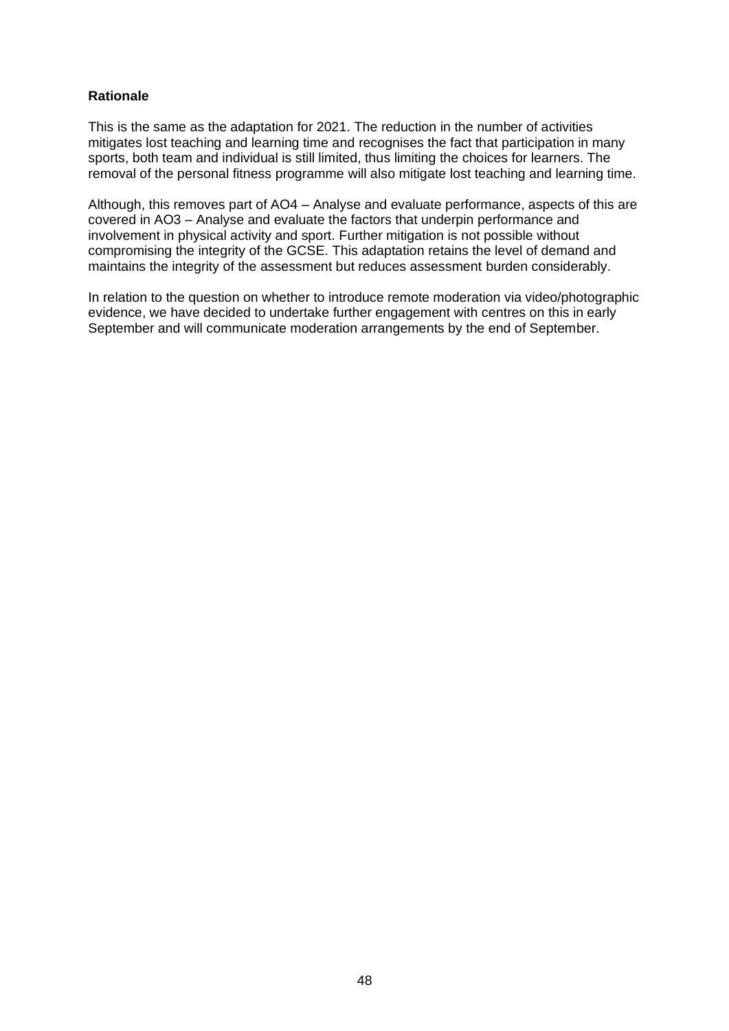**Rationale**

This is the same as the adaptation for 2021. The reduction in the number of activities mitigates lost teaching and learning time and recognises the fact that participation in many sports, both team and individual is still limited, thus limiting the choices for learners. The removal of the personal fitness programme will also mitigate lost teaching and learning time.

Although, this removes part of AO4 – Analyse and evaluate performance, aspects of this are covered in AO3 – Analyse and evaluate the factors that underpin performance and involvement in physical activity and sport. Further mitigation is not possible without compromising the integrity of the GCSE. This adaptation retains the level of demand and maintains the integrity of the assessment but reduces assessment burden considerably.

In relation to the question on whether to introduce remote moderation via video/photographic evidence, we have decided to undertake further engagement with centres on this in early September and will communicate moderation arrangements by the end of September.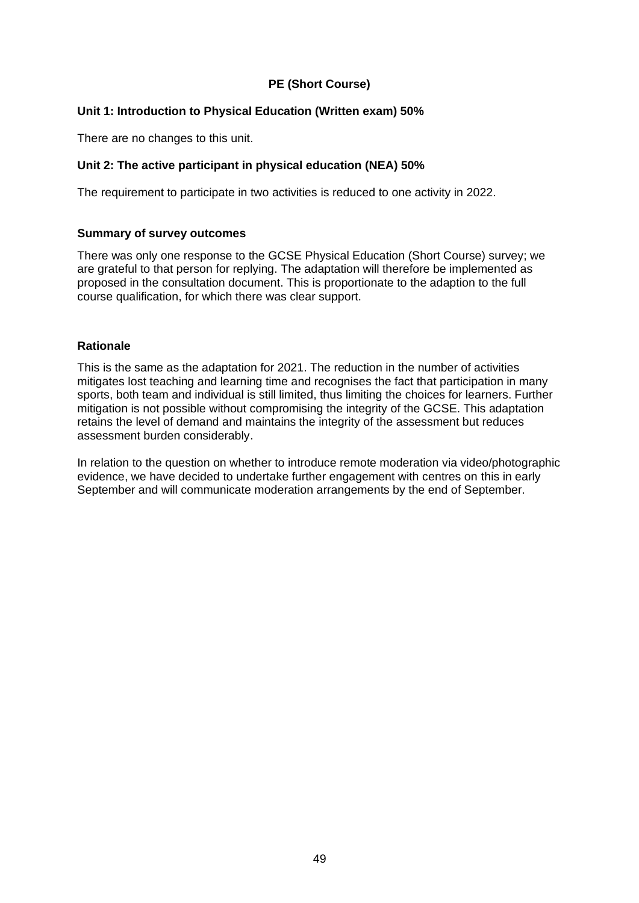## PE (Short Course)

**Unit 1: Introduction to Physical Education (Written exam) 50%**

There are no changes to this unit.

**Unit 2: The active participant in physical education (NEA) 50%**

The requirement to participate in two activities is reduced to one activity in 2022.

**Summary of survey outcomes**

There was only one response to the GCSE Physical Education (Short Course) survey; we are grateful to that person for replying. The adaptation will therefore be implemented as proposed in the consultation document. This is proportionate to the adaption to the full course qualification, for which there was clear support.

**Rationale**

This is the same as the adaptation for 2021. The reduction in the number of activities mitigates lost teaching and learning time and recognises the fact that participation in many sports, both team and individual is still limited, thus limiting the choices for learners. Further mitigation is not possible without compromising the integrity of the GCSE. This adaptation retains the level of demand and maintains the integrity of the assessment but reduces assessment burden considerably.

In relation to the question on whether to introduce remote moderation via video/photographic evidence, we have decided to undertake further engagement with centres on this in early September and will communicate moderation arrangements by the end of September.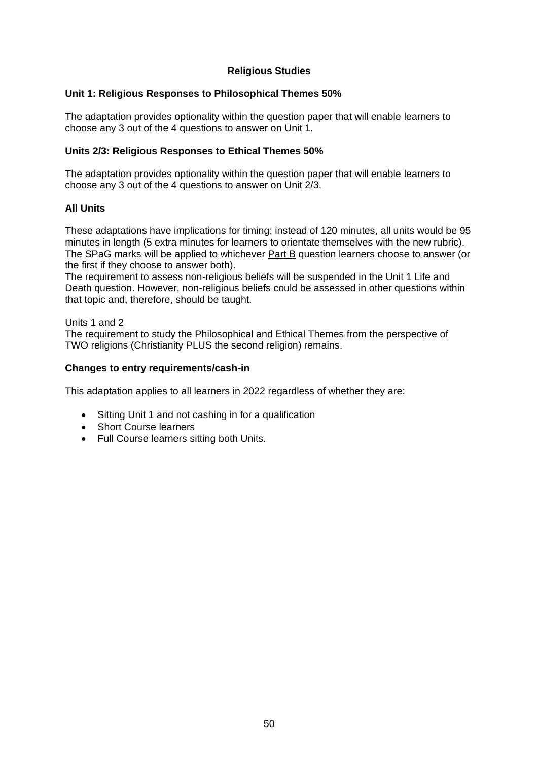## Religious Studies

### Unit 1: Religious Responses to Philosophical Themes 50%

The adaptation provides optionality within the question paper that will enable learners to choose any 3 out of the 4 questions to answer on Unit 1.

### Units 2/3: Religious Responses to Ethical Themes 50%

The adaptation provides optionality within the question paper that will enable learners to choose any 3 out of the 4 questions to answer on Unit 2/3.

### All Units

These adaptations have implications for timing; instead of 120 minutes, all units would be 95 minutes in length (5 extra minutes for learners to orientate themselves with the new rubric). The SPaG marks will be applied to whichever Part B question learners choose to answer (or the first if they choose to answer both).
The requirement to assess non-religious beliefs will be suspended in the Unit 1 Life and Death question. However, non-religious beliefs could be assessed in other questions within that topic and, therefore, should be taught.

Units 1 and 2
The requirement to study the Philosophical and Ethical Themes from the perspective of TWO religions (Christianity PLUS the second religion) remains.

### Changes to entry requirements/cash-in

This adaptation applies to all learners in 2022 regardless of whether they are:

- Sitting Unit 1 and not cashing in for a qualification
- Short Course learners
- Full Course learners sitting both Units.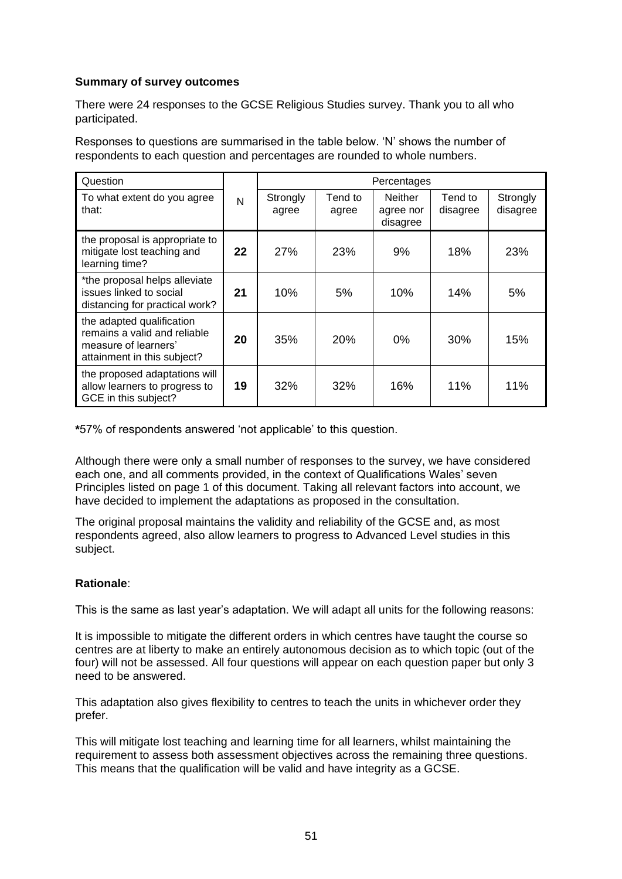**Summary of survey outcomes**

There were 24 responses to the GCSE Religious Studies survey. Thank you to all who participated.

Responses to questions are summarised in the table below. 'N' shows the number of respondents to each question and percentages are rounded to whole numbers.

| Question | | Percentages | | | | |
|---|---|---|---|---|---|---|
| To what extent do you agree that: | N | Strongly agree | Tend to agree | Neither agree nor disagree | Tend to disagree | Strongly disagree |
| the proposal is appropriate to mitigate lost teaching and learning time? | **22** | 27% | 23% | 9% | 18% | 23% |
| *the proposal helps alleviate issues linked to social distancing for practical work? | **21** | 10% | 5% | 10% | 14% | 5% |
| the adapted qualification remains a valid and reliable measure of learners' attainment in this subject? | **20** | 35% | 20% | 0% | 30% | 15% |
| the proposed adaptations will allow learners to progress to GCE in this subject? | **19** | 32% | 32% | 16% | 11% | 11% |

**\***57% of respondents answered 'not applicable' to this question.

Although there were only a small number of responses to the survey, we have considered each one, and all comments provided, in the context of Qualifications Wales' seven Principles listed on page 1 of this document. Taking all relevant factors into account, we have decided to implement the adaptations as proposed in the consultation.

The original proposal maintains the validity and reliability of the GCSE and, as most respondents agreed, also allow learners to progress to Advanced Level studies in this subject.

**Rationale**:

This is the same as last year's adaptation. We will adapt all units for the following reasons:

It is impossible to mitigate the different orders in which centres have taught the course so centres are at liberty to make an entirely autonomous decision as to which topic (out of the four) will not be assessed. All four questions will appear on each question paper but only 3 need to be answered.

This adaptation also gives flexibility to centres to teach the units in whichever order they prefer.

This will mitigate lost teaching and learning time for all learners, whilst maintaining the requirement to assess both assessment objectives across the remaining three questions. This means that the qualification will be valid and have integrity as a GCSE.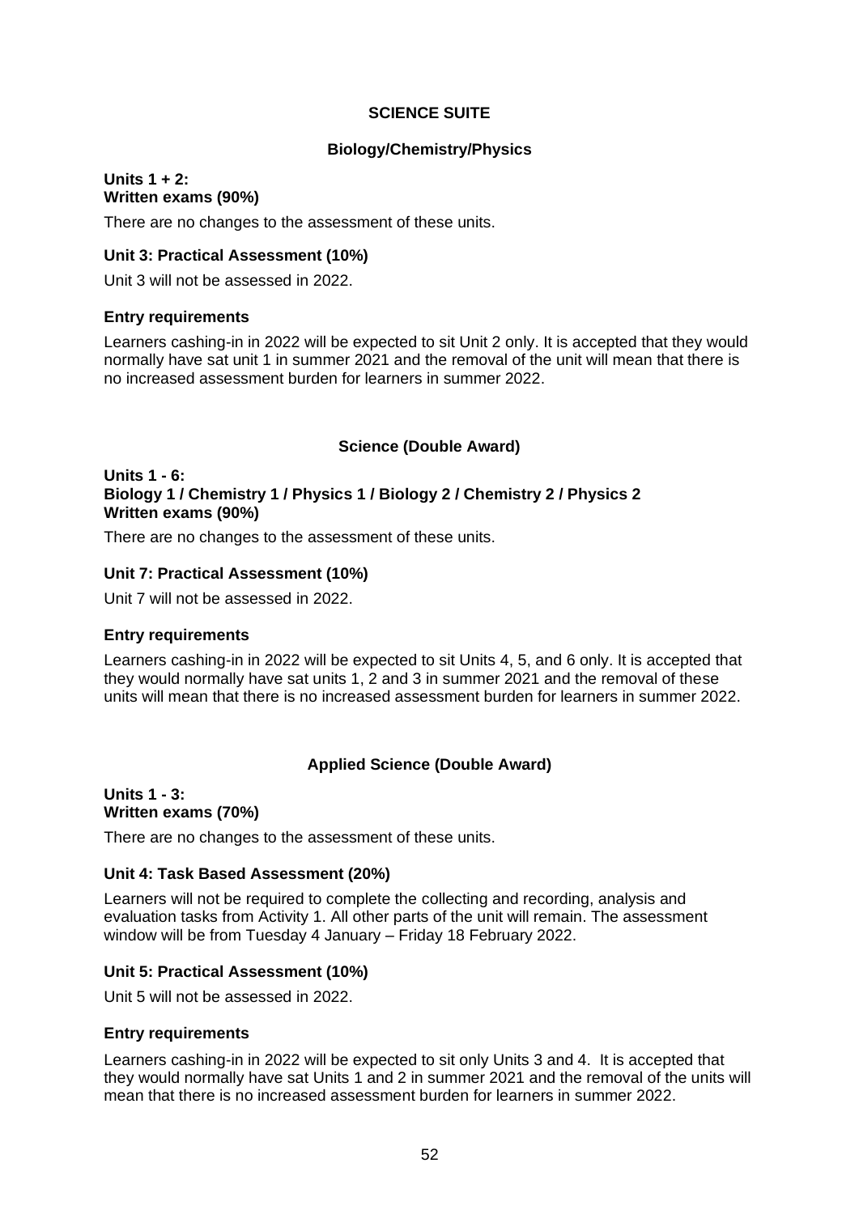## SCIENCE SUITE

### Biology/Chemistry/Physics

**Units 1 + 2:**
**Written exams (90%)**

There are no changes to the assessment of these units.

**Unit 3: Practical Assessment (10%)**

Unit 3 will not be assessed in 2022.

**Entry requirements**

Learners cashing-in in 2022 will be expected to sit Unit 2 only. It is accepted that they would normally have sat unit 1 in summer 2021 and the removal of the unit will mean that there is no increased assessment burden for learners in summer 2022.

### Science (Double Award)

**Units 1 - 6:**
**Biology 1 / Chemistry 1 / Physics 1 / Biology 2 / Chemistry 2 / Physics 2**
**Written exams (90%)**

There are no changes to the assessment of these units.

**Unit 7: Practical Assessment (10%)**

Unit 7 will not be assessed in 2022.

**Entry requirements**

Learners cashing-in in 2022 will be expected to sit Units 4, 5, and 6 only. It is accepted that they would normally have sat units 1, 2 and 3 in summer 2021 and the removal of these units will mean that there is no increased assessment burden for learners in summer 2022.

### Applied Science (Double Award)

**Units 1 - 3:**
**Written exams (70%)**

There are no changes to the assessment of these units.

**Unit 4: Task Based Assessment (20%)**

Learners will not be required to complete the collecting and recording, analysis and evaluation tasks from Activity 1. All other parts of the unit will remain. The assessment window will be from Tuesday 4 January – Friday 18 February 2022.

**Unit 5: Practical Assessment (10%)**

Unit 5 will not be assessed in 2022.

**Entry requirements**

Learners cashing-in in 2022 will be expected to sit only Units 3 and 4. It is accepted that they would normally have sat Units 1 and 2 in summer 2021 and the removal of the units will mean that there is no increased assessment burden for learners in summer 2022.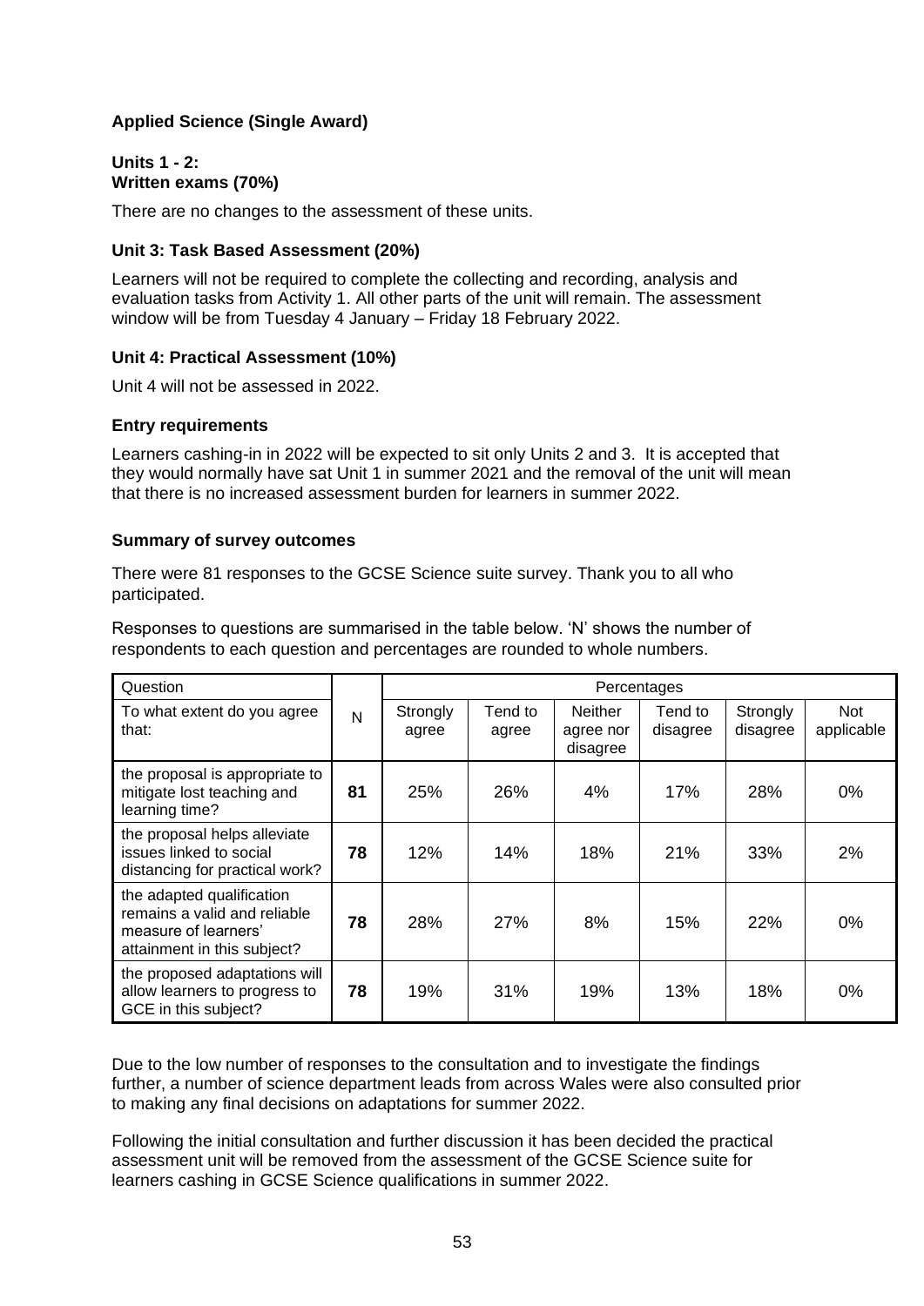**Applied Science (Single Award)**

**Units 1 - 2:**
**Written exams (70%)**

There are no changes to the assessment of these units.

**Unit 3: Task Based Assessment (20%)**

Learners will not be required to complete the collecting and recording, analysis and evaluation tasks from Activity 1. All other parts of the unit will remain. The assessment window will be from Tuesday 4 January – Friday 18 February 2022.

**Unit 4: Practical Assessment (10%)**

Unit 4 will not be assessed in 2022.

**Entry requirements**

Learners cashing-in in 2022 will be expected to sit only Units 2 and 3. It is accepted that they would normally have sat Unit 1 in summer 2021 and the removal of the unit will mean that there is no increased assessment burden for learners in summer 2022.

**Summary of survey outcomes**

There were 81 responses to the GCSE Science suite survey. Thank you to all who participated.

Responses to questions are summarised in the table below. 'N' shows the number of respondents to each question and percentages are rounded to whole numbers.

| Question | | Percentages | | | | | |
|---|---|---|---|---|---|---|---|
| To what extent do you agree that: | N | Strongly agree | Tend to agree | Neither agree nor disagree | Tend to disagree | Strongly disagree | Not applicable |
| the proposal is appropriate to mitigate lost teaching and learning time? | **81** | 25% | 26% | 4% | 17% | 28% | 0% |
| the proposal helps alleviate issues linked to social distancing for practical work? | **78** | 12% | 14% | 18% | 21% | 33% | 2% |
| the adapted qualification remains a valid and reliable measure of learners' attainment in this subject? | **78** | 28% | 27% | 8% | 15% | 22% | 0% |
| the proposed adaptations will allow learners to progress to GCE in this subject? | **78** | 19% | 31% | 19% | 13% | 18% | 0% |

Due to the low number of responses to the consultation and to investigate the findings further, a number of science department leads from across Wales were also consulted prior to making any final decisions on adaptations for summer 2022.

Following the initial consultation and further discussion it has been decided the practical assessment unit will be removed from the assessment of the GCSE Science suite for learners cashing in GCSE Science qualifications in summer 2022.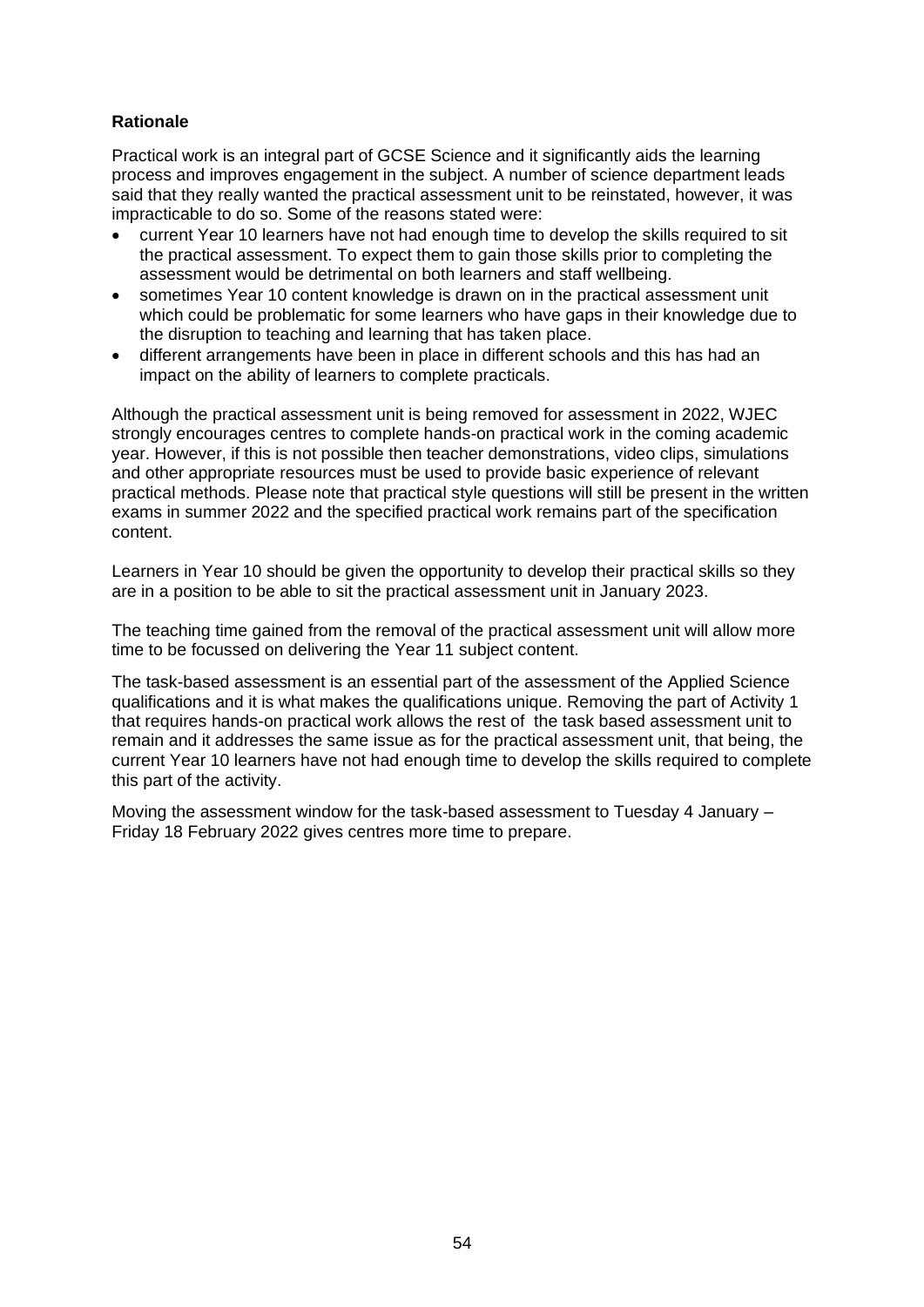**Rationale**

Practical work is an integral part of GCSE Science and it significantly aids the learning process and improves engagement in the subject. A number of science department leads said that they really wanted the practical assessment unit to be reinstated, however, it was impracticable to do so. Some of the reasons stated were:

- current Year 10 learners have not had enough time to develop the skills required to sit the practical assessment. To expect them to gain those skills prior to completing the assessment would be detrimental on both learners and staff wellbeing.
- sometimes Year 10 content knowledge is drawn on in the practical assessment unit which could be problematic for some learners who have gaps in their knowledge due to the disruption to teaching and learning that has taken place.
- different arrangements have been in place in different schools and this has had an impact on the ability of learners to complete practicals.

Although the practical assessment unit is being removed for assessment in 2022, WJEC strongly encourages centres to complete hands-on practical work in the coming academic year. However, if this is not possible then teacher demonstrations, video clips, simulations and other appropriate resources must be used to provide basic experience of relevant practical methods. Please note that practical style questions will still be present in the written exams in summer 2022 and the specified practical work remains part of the specification content.

Learners in Year 10 should be given the opportunity to develop their practical skills so they are in a position to be able to sit the practical assessment unit in January 2023.

The teaching time gained from the removal of the practical assessment unit will allow more time to be focussed on delivering the Year 11 subject content.

The task-based assessment is an essential part of the assessment of the Applied Science qualifications and it is what makes the qualifications unique. Removing the part of Activity 1 that requires hands-on practical work allows the rest of the task based assessment unit to remain and it addresses the same issue as for the practical assessment unit, that being, the current Year 10 learners have not had enough time to develop the skills required to complete this part of the activity.

Moving the assessment window for the task-based assessment to Tuesday 4 January – Friday 18 February 2022 gives centres more time to prepare.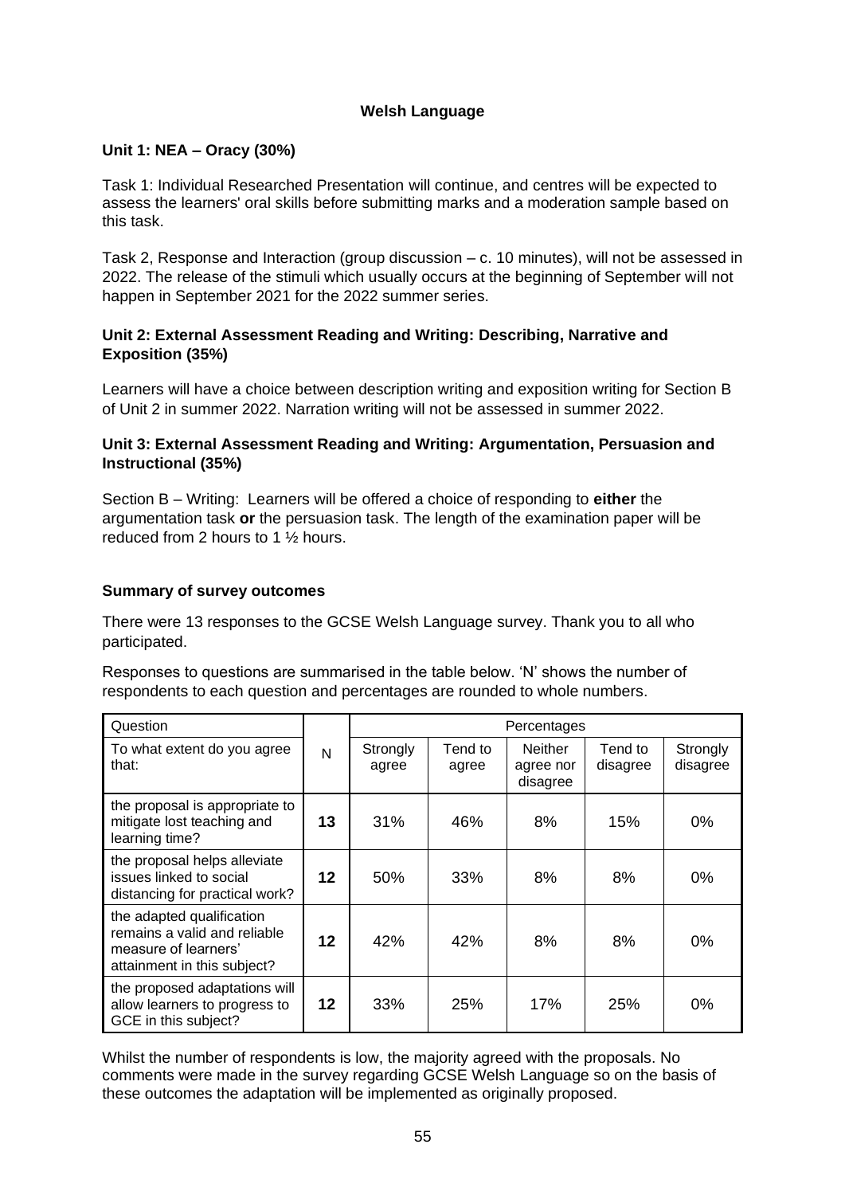### Welsh Language

**Unit 1: NEA – Oracy (30%)**

Task 1: Individual Researched Presentation will continue, and centres will be expected to assess the learners' oral skills before submitting marks and a moderation sample based on this task.

Task 2, Response and Interaction (group discussion – c. 10 minutes), will not be assessed in 2022. The release of the stimuli which usually occurs at the beginning of September will not happen in September 2021 for the 2022 summer series.

**Unit 2: External Assessment Reading and Writing: Describing, Narrative and Exposition (35%)**

Learners will have a choice between description writing and exposition writing for Section B of Unit 2 in summer 2022. Narration writing will not be assessed in summer 2022.

**Unit 3: External Assessment Reading and Writing: Argumentation, Persuasion and Instructional (35%)**

Section B – Writing: Learners will be offered a choice of responding to **either** the argumentation task **or** the persuasion task. The length of the examination paper will be reduced from 2 hours to 1 ½ hours.

**Summary of survey outcomes**

There were 13 responses to the GCSE Welsh Language survey. Thank you to all who participated.

Responses to questions are summarised in the table below. 'N' shows the number of respondents to each question and percentages are rounded to whole numbers.

| Question | | Percentages | | | | |
|---|---|---|---|---|---|---|
| To what extent do you agree that: | N | Strongly agree | Tend to agree | Neither agree nor disagree | Tend to disagree | Strongly disagree |
| the proposal is appropriate to mitigate lost teaching and learning time? | **13** | 31% | 46% | 8% | 15% | 0% |
| the proposal helps alleviate issues linked to social distancing for practical work? | **12** | 50% | 33% | 8% | 8% | 0% |
| the adapted qualification remains a valid and reliable measure of learners' attainment in this subject? | **12** | 42% | 42% | 8% | 8% | 0% |
| the proposed adaptations will allow learners to progress to GCE in this subject? | **12** | 33% | 25% | 17% | 25% | 0% |

Whilst the number of respondents is low, the majority agreed with the proposals. No comments were made in the survey regarding GCSE Welsh Language so on the basis of these outcomes the adaptation will be implemented as originally proposed.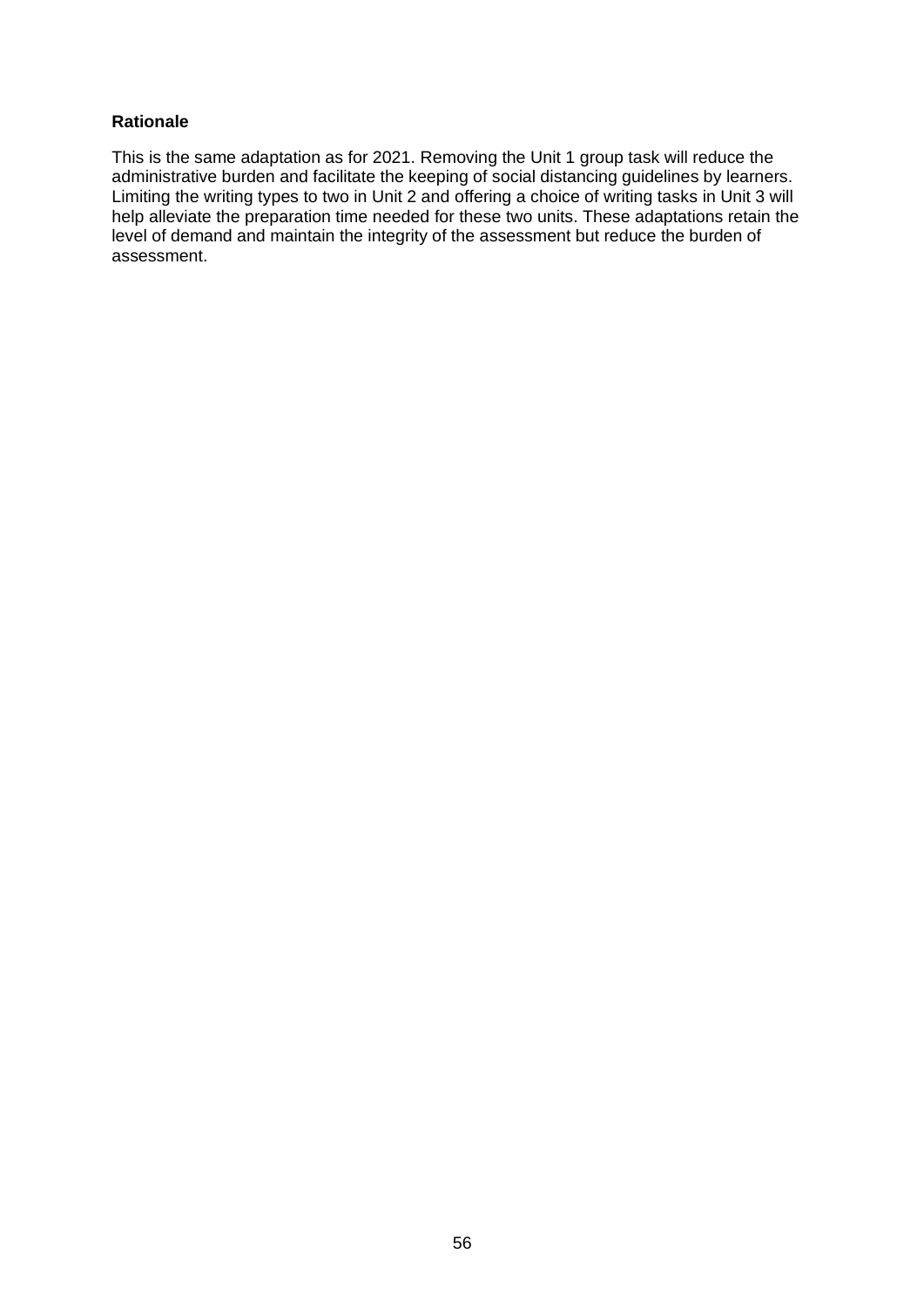**Rationale**

This is the same adaptation as for 2021. Removing the Unit 1 group task will reduce the administrative burden and facilitate the keeping of social distancing guidelines by learners. Limiting the writing types to two in Unit 2 and offering a choice of writing tasks in Unit 3 will help alleviate the preparation time needed for these two units. These adaptations retain the level of demand and maintain the integrity of the assessment but reduce the burden of assessment.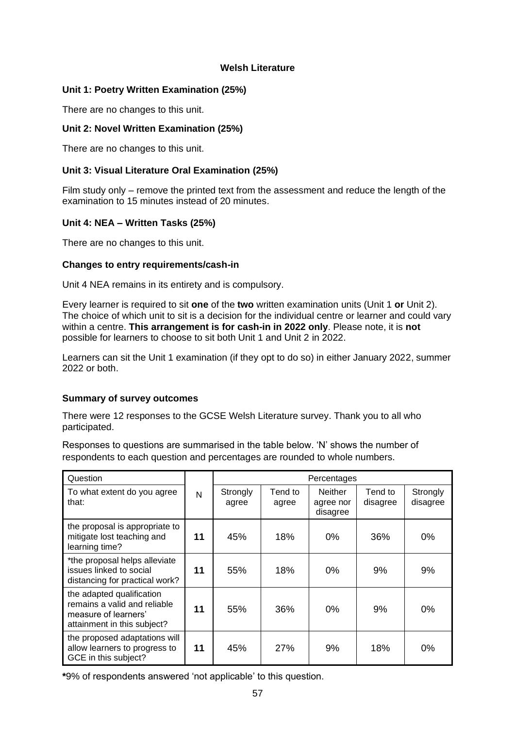## Welsh Literature

**Unit 1: Poetry Written Examination (25%)**

There are no changes to this unit.

**Unit 2: Novel Written Examination (25%)**

There are no changes to this unit.

**Unit 3: Visual Literature Oral Examination (25%)**

Film study only – remove the printed text from the assessment and reduce the length of the examination to 15 minutes instead of 20 minutes.

**Unit 4: NEA – Written Tasks (25%)**

There are no changes to this unit.

**Changes to entry requirements/cash-in**

Unit 4 NEA remains in its entirety and is compulsory.

Every learner is required to sit **one** of the **two** written examination units (Unit 1 **or** Unit 2). The choice of which unit to sit is a decision for the individual centre or learner and could vary within a centre. **This arrangement is for cash-in in 2022 only**. Please note, it is **not** possible for learners to choose to sit both Unit 1 and Unit 2 in 2022.

Learners can sit the Unit 1 examination (if they opt to do so) in either January 2022, summer 2022 or both.

**Summary of survey outcomes**

There were 12 responses to the GCSE Welsh Literature survey. Thank you to all who participated.

Responses to questions are summarised in the table below. 'N' shows the number of respondents to each question and percentages are rounded to whole numbers.

| Question | | Percentages | | | | |
|---|---|---|---|---|---|---|
| To what extent do you agree that: | N | Strongly agree | Tend to agree | Neither agree nor disagree | Tend to disagree | Strongly disagree |
| the proposal is appropriate to mitigate lost teaching and learning time? | **11** | 45% | 18% | 0% | 36% | 0% |
| *the proposal helps alleviate issues linked to social distancing for practical work? | **11** | 55% | 18% | 0% | 9% | 9% |
| the adapted qualification remains a valid and reliable measure of learners' attainment in this subject? | **11** | 55% | 36% | 0% | 9% | 0% |
| the proposed adaptations will allow learners to progress to GCE in this subject? | **11** | 45% | 27% | 9% | 18% | 0% |

**\***9% of respondents answered 'not applicable' to this question.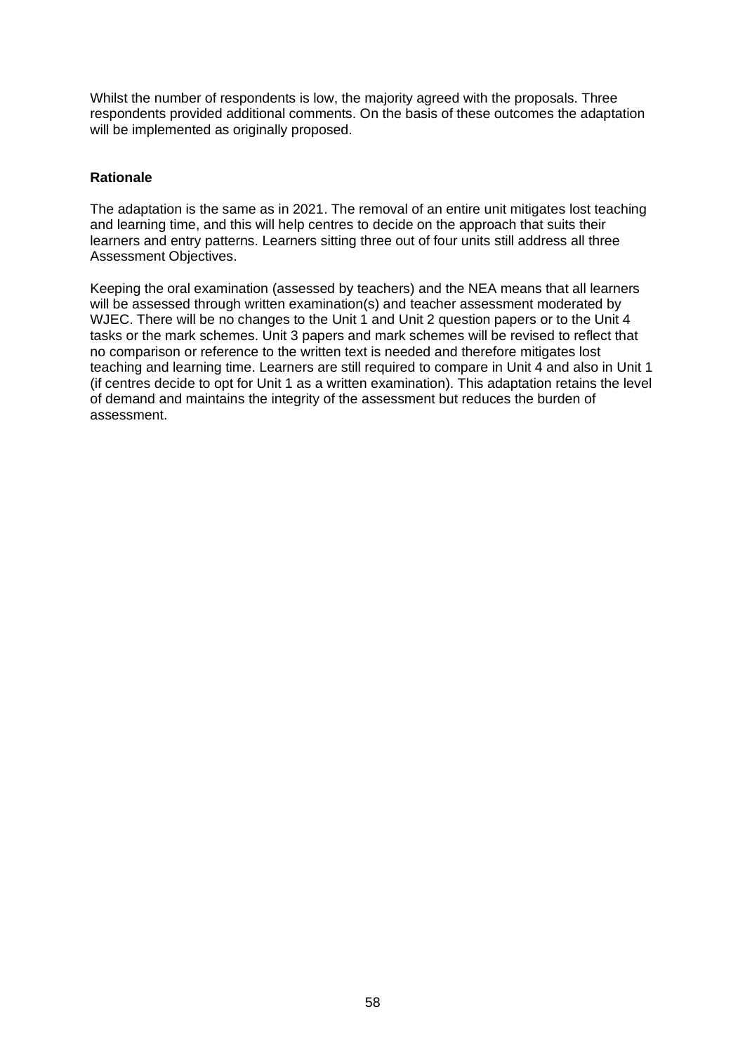Whilst the number of respondents is low, the majority agreed with the proposals. Three respondents provided additional comments. On the basis of these outcomes the adaptation will be implemented as originally proposed.

**Rationale**

The adaptation is the same as in 2021. The removal of an entire unit mitigates lost teaching and learning time, and this will help centres to decide on the approach that suits their learners and entry patterns. Learners sitting three out of four units still address all three Assessment Objectives.

Keeping the oral examination (assessed by teachers) and the NEA means that all learners will be assessed through written examination(s) and teacher assessment moderated by WJEC. There will be no changes to the Unit 1 and Unit 2 question papers or to the Unit 4 tasks or the mark schemes. Unit 3 papers and mark schemes will be revised to reflect that no comparison or reference to the written text is needed and therefore mitigates lost teaching and learning time. Learners are still required to compare in Unit 4 and also in Unit 1 (if centres decide to opt for Unit 1 as a written examination). This adaptation retains the level of demand and maintains the integrity of the assessment but reduces the burden of assessment.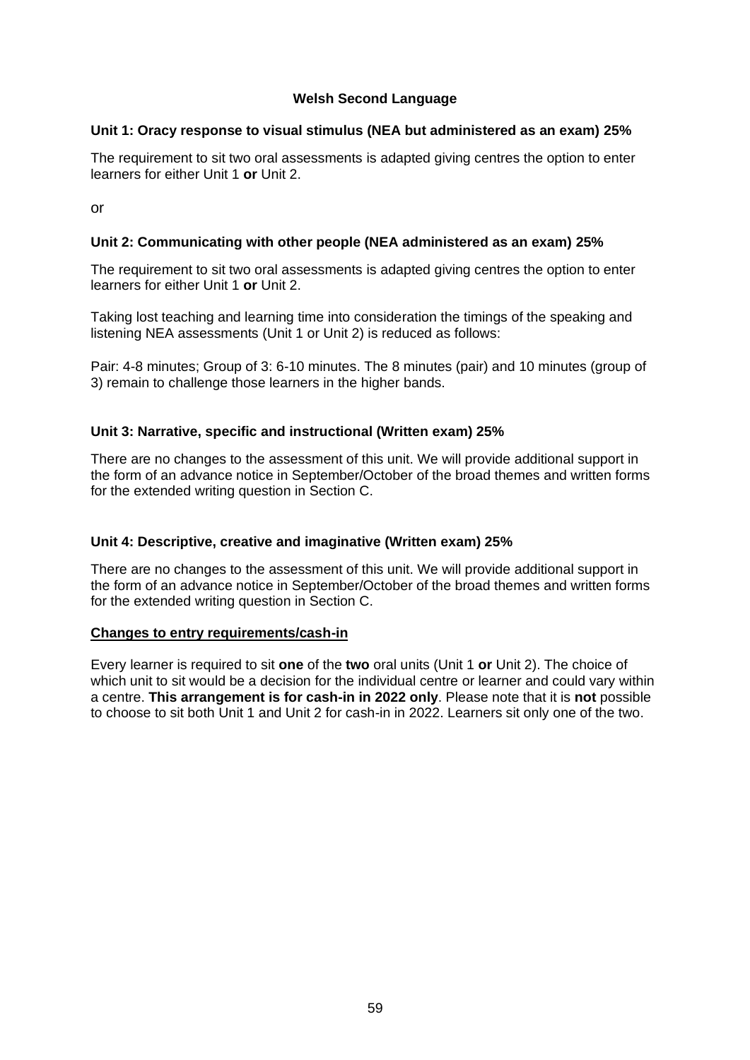# Welsh Second Language

### Unit 1: Oracy response to visual stimulus (NEA but administered as an exam) 25%

The requirement to sit two oral assessments is adapted giving centres the option to enter learners for either Unit 1 **or** Unit 2.

or

### Unit 2: Communicating with other people (NEA administered as an exam) 25%

The requirement to sit two oral assessments is adapted giving centres the option to enter learners for either Unit 1 **or** Unit 2.

Taking lost teaching and learning time into consideration the timings of the speaking and listening NEA assessments (Unit 1 or Unit 2) is reduced as follows:

Pair: 4-8 minutes; Group of 3: 6-10 minutes. The 8 minutes (pair) and 10 minutes (group of 3) remain to challenge those learners in the higher bands.

### Unit 3: Narrative, specific and instructional (Written exam) 25%

There are no changes to the assessment of this unit. We will provide additional support in the form of an advance notice in September/October of the broad themes and written forms for the extended writing question in Section C.

### Unit 4: Descriptive, creative and imaginative (Written exam) 25%

There are no changes to the assessment of this unit. We will provide additional support in the form of an advance notice in September/October of the broad themes and written forms for the extended writing question in Section C.

### Changes to entry requirements/cash-in

Every learner is required to sit **one** of the **two** oral units (Unit 1 **or** Unit 2). The choice of which unit to sit would be a decision for the individual centre or learner and could vary within a centre. **This arrangement is for cash-in in 2022 only**. Please note that it is **not** possible to choose to sit both Unit 1 and Unit 2 for cash-in in 2022. Learners sit only one of the two.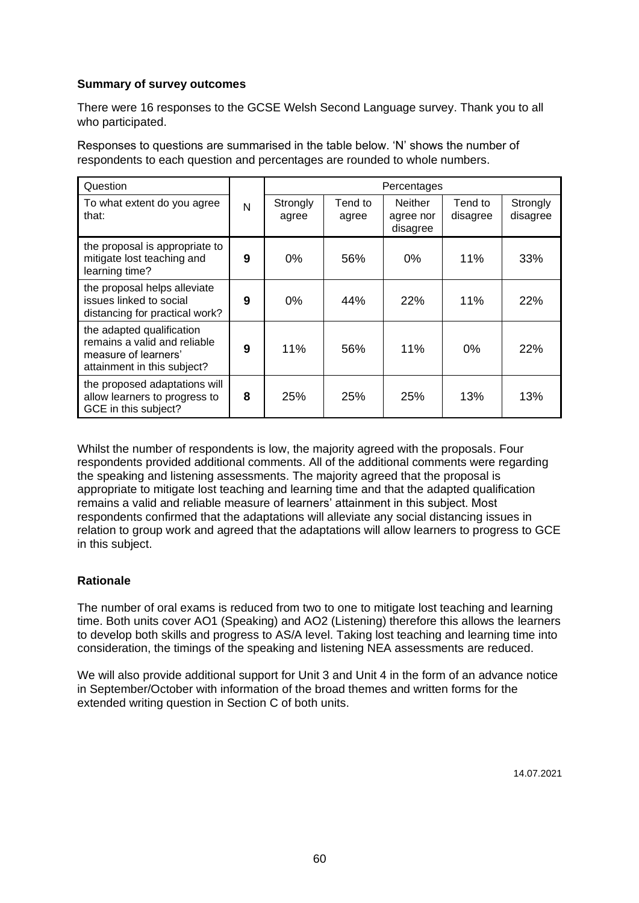**Summary of survey outcomes**

There were 16 responses to the GCSE Welsh Second Language survey. Thank you to all who participated.

Responses to questions are summarised in the table below. 'N' shows the number of respondents to each question and percentages are rounded to whole numbers.

| Question | | Percentages | | | | |
|---|---|---|---|---|---|---|
| To what extent do you agree that: | N | Strongly agree | Tend to agree | Neither agree nor disagree | Tend to disagree | Strongly disagree |
| the proposal is appropriate to mitigate lost teaching and learning time? | **9** | 0% | 56% | 0% | 11% | 33% |
| the proposal helps alleviate issues linked to social distancing for practical work? | **9** | 0% | 44% | 22% | 11% | 22% |
| the adapted qualification remains a valid and reliable measure of learners' attainment in this subject? | **9** | 11% | 56% | 11% | 0% | 22% |
| the proposed adaptations will allow learners to progress to GCE in this subject? | **8** | 25% | 25% | 25% | 13% | 13% |

Whilst the number of respondents is low, the majority agreed with the proposals. Four respondents provided additional comments. All of the additional comments were regarding the speaking and listening assessments. The majority agreed that the proposal is appropriate to mitigate lost teaching and learning time and that the adapted qualification remains a valid and reliable measure of learners' attainment in this subject. Most respondents confirmed that the adaptations will alleviate any social distancing issues in relation to group work and agreed that the adaptations will allow learners to progress to GCE in this subject.

**Rationale**

The number of oral exams is reduced from two to one to mitigate lost teaching and learning time. Both units cover AO1 (Speaking) and AO2 (Listening) therefore this allows the learners to develop both skills and progress to AS/A level. Taking lost teaching and learning time into consideration, the timings of the speaking and listening NEA assessments are reduced.

We will also provide additional support for Unit 3 and Unit 4 in the form of an advance notice in September/October with information of the broad themes and written forms for the extended writing question in Section C of both units.

14.07.2021